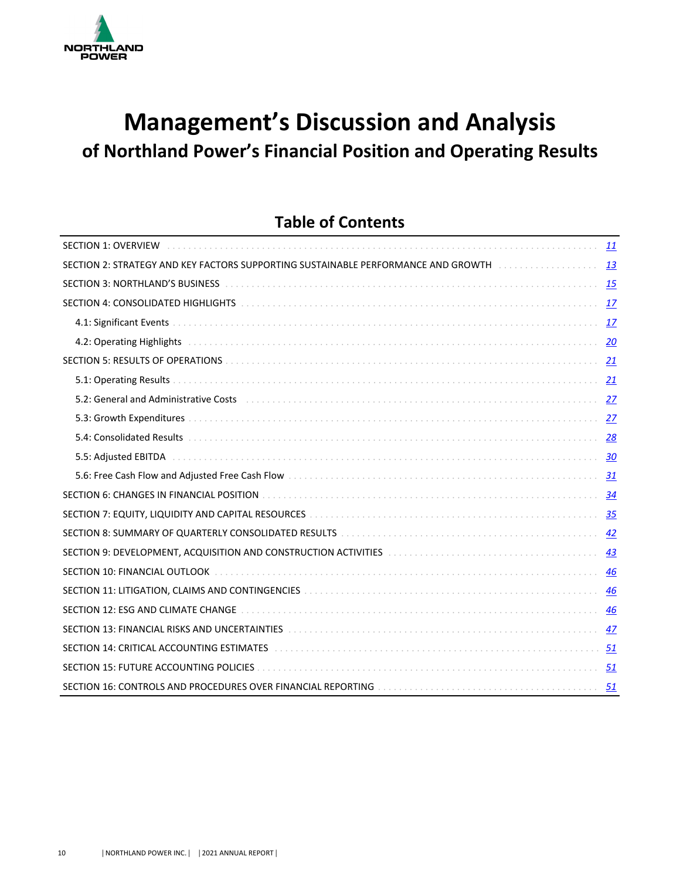NORTHLAND POWER

# Management's Discussion and Analysis
## of Northland Power's Financial Position and Operating Results

### Table of Contents

| | |
|---|---|
| SECTION 1: OVERVIEW | 11 |
| SECTION 2: STRATEGY AND KEY FACTORS SUPPORTING SUSTAINABLE PERFORMANCE AND GROWTH | 13 |
| SECTION 3: NORTHLAND'S BUSINESS | 15 |
| SECTION 4: CONSOLIDATED HIGHLIGHTS | 17 |
| 4.1: Significant Events | 17 |
| 4.2: Operating Highlights | 20 |
| SECTION 5: RESULTS OF OPERATIONS | 21 |
| 5.1: Operating Results | 21 |
| 5.2: General and Administrative Costs | 27 |
| 5.3: Growth Expenditures | 27 |
| 5.4: Consolidated Results | 28 |
| 5.5: Adjusted EBITDA | 30 |
| 5.6: Free Cash Flow and Adjusted Free Cash Flow | 31 |
| SECTION 6: CHANGES IN FINANCIAL POSITION | 34 |
| SECTION 7: EQUITY, LIQUIDITY AND CAPITAL RESOURCES | 35 |
| SECTION 8: SUMMARY OF QUARTERLY CONSOLIDATED RESULTS | 42 |
| SECTION 9: DEVELOPMENT, ACQUISITION AND CONSTRUCTION ACTIVITIES | 43 |
| SECTION 10: FINANCIAL OUTLOOK | 46 |
| SECTION 11: LITIGATION, CLAIMS AND CONTINGENCIES | 46 |
| SECTION 12: ESG AND CLIMATE CHANGE | 46 |
| SECTION 13: FINANCIAL RISKS AND UNCERTAINTIES | 47 |
| SECTION 14: CRITICAL ACCOUNTING ESTIMATES | 51 |
| SECTION 15: FUTURE ACCOUNTING POLICIES | 51 |
| SECTION 16: CONTROLS AND PROCEDURES OVER FINANCIAL REPORTING | 51 |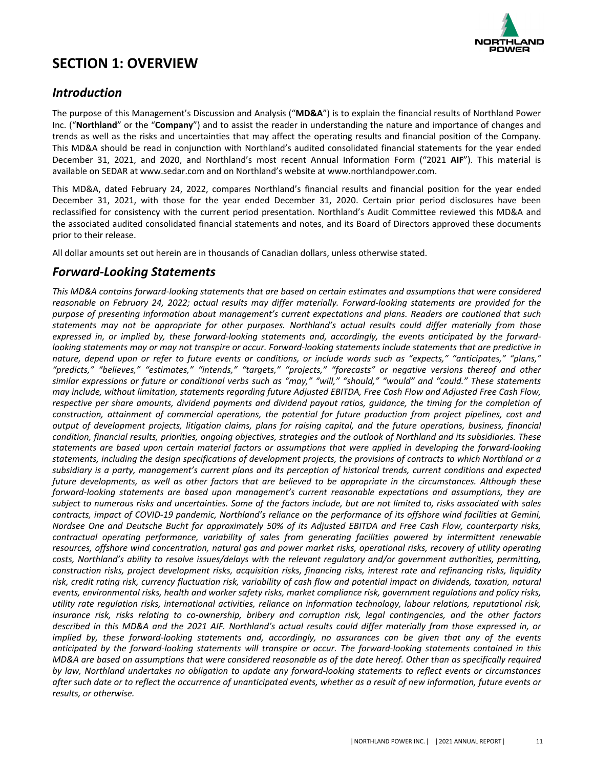# SECTION 1: OVERVIEW

## *Introduction*

The purpose of this Management's Discussion and Analysis ("**MD&A**") is to explain the financial results of Northland Power Inc. ("**Northland**" or the "**Company**") and to assist the reader in understanding the nature and importance of changes and trends as well as the risks and uncertainties that may affect the operating results and financial position of the Company. This MD&A should be read in conjunction with Northland's audited consolidated financial statements for the year ended December 31, 2021, and 2020, and Northland's most recent Annual Information Form ("2021 **AIF**"). This material is available on SEDAR at www.sedar.com and on Northland's website at www.northlandpower.com.

This MD&A, dated February 24, 2022, compares Northland's financial results and financial position for the year ended December 31, 2021, with those for the year ended December 31, 2020. Certain prior period disclosures have been reclassified for consistency with the current period presentation. Northland's Audit Committee reviewed this MD&A and the associated audited consolidated financial statements and notes, and its Board of Directors approved these documents prior to their release.

All dollar amounts set out herein are in thousands of Canadian dollars, unless otherwise stated.

## *Forward-Looking Statements*

*This MD&A contains forward-looking statements that are based on certain estimates and assumptions that were considered reasonable on February 24, 2022; actual results may differ materially. Forward-looking statements are provided for the purpose of presenting information about management's current expectations and plans. Readers are cautioned that such statements may not be appropriate for other purposes. Northland's actual results could differ materially from those expressed in, or implied by, these forward-looking statements and, accordingly, the events anticipated by the forward-looking statements may or may not transpire or occur. Forward-looking statements include statements that are predictive in nature, depend upon or refer to future events or conditions, or include words such as "expects," "anticipates," "plans," "predicts," "believes," "estimates," "intends," "targets," "projects," "forecasts" or negative versions thereof and other similar expressions or future or conditional verbs such as "may," "will," "should," "would" and "could." These statements may include, without limitation, statements regarding future Adjusted EBITDA, Free Cash Flow and Adjusted Free Cash Flow, respective per share amounts, dividend payments and dividend payout ratios, guidance, the timing for the completion of construction, attainment of commercial operations, the potential for future production from project pipelines, cost and output of development projects, litigation claims, plans for raising capital, and the future operations, business, financial condition, financial results, priorities, ongoing objectives, strategies and the outlook of Northland and its subsidiaries. These statements are based upon certain material factors or assumptions that were applied in developing the forward-looking statements, including the design specifications of development projects, the provisions of contracts to which Northland or a subsidiary is a party, management's current plans and its perception of historical trends, current conditions and expected future developments, as well as other factors that are believed to be appropriate in the circumstances. Although these forward-looking statements are based upon management's current reasonable expectations and assumptions, they are subject to numerous risks and uncertainties. Some of the factors include, but are not limited to, risks associated with sales contracts, impact of COVID-19 pandemic, Northland's reliance on the performance of its offshore wind facilities at Gemini, Nordsee One and Deutsche Bucht for approximately 50% of its Adjusted EBITDA and Free Cash Flow, counterparty risks, contractual operating performance, variability of sales from generating facilities powered by intermittent renewable resources, offshore wind concentration, natural gas and power market risks, operational risks, recovery of utility operating costs, Northland's ability to resolve issues/delays with the relevant regulatory and/or government authorities, permitting, construction risks, project development risks, acquisition risks, financing risks, interest rate and refinancing risks, liquidity risk, credit rating risk, currency fluctuation risk, variability of cash flow and potential impact on dividends, taxation, natural events, environmental risks, health and worker safety risks, market compliance risk, government regulations and policy risks, utility rate regulation risks, international activities, reliance on information technology, labour relations, reputational risk, insurance risk, risks relating to co-ownership, bribery and corruption risk, legal contingencies, and the other factors described in this MD&A and the 2021 AIF. Northland's actual results could differ materially from those expressed in, or implied by, these forward-looking statements and, accordingly, no assurances can be given that any of the events anticipated by the forward-looking statements will transpire or occur. The forward-looking statements contained in this MD&A are based on assumptions that were considered reasonable as of the date hereof. Other than as specifically required by law, Northland undertakes no obligation to update any forward-looking statements to reflect events or circumstances after such date or to reflect the occurrence of unanticipated events, whether as a result of new information, future events or results, or otherwise.*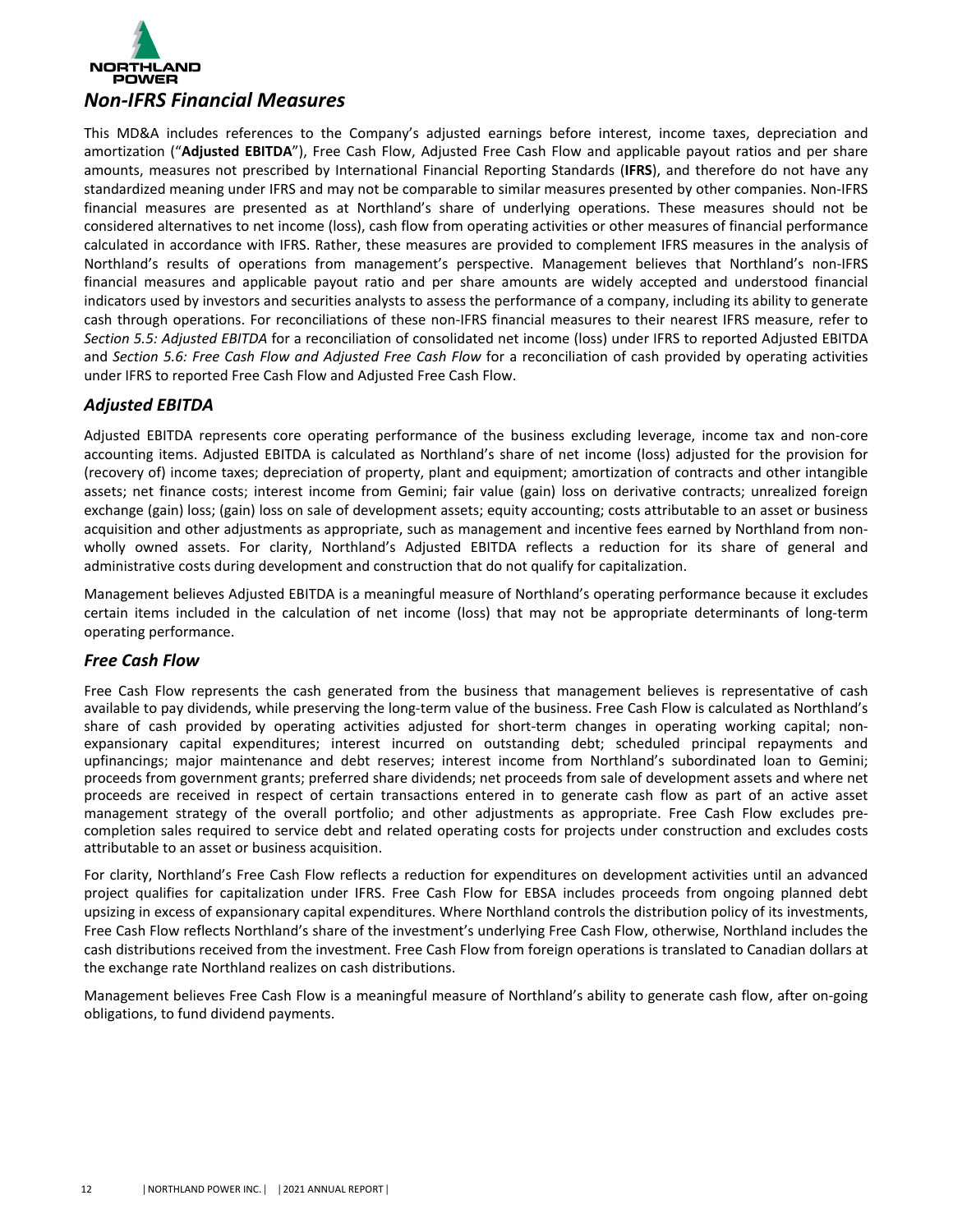## *Non-IFRS Financial Measures*

This MD&A includes references to the Company's adjusted earnings before interest, income taxes, depreciation and amortization ("**Adjusted EBITDA**"), Free Cash Flow, Adjusted Free Cash Flow and applicable payout ratios and per share amounts, measures not prescribed by International Financial Reporting Standards (**IFRS**), and therefore do not have any standardized meaning under IFRS and may not be comparable to similar measures presented by other companies. Non-IFRS financial measures are presented as at Northland's share of underlying operations. These measures should not be considered alternatives to net income (loss), cash flow from operating activities or other measures of financial performance calculated in accordance with IFRS. Rather, these measures are provided to complement IFRS measures in the analysis of Northland's results of operations from management's perspective. Management believes that Northland's non-IFRS financial measures and applicable payout ratio and per share amounts are widely accepted and understood financial indicators used by investors and securities analysts to assess the performance of a company, including its ability to generate cash through operations. For reconciliations of these non-IFRS financial measures to their nearest IFRS measure, refer to *Section 5.5: Adjusted EBITDA* for a reconciliation of consolidated net income (loss) under IFRS to reported Adjusted EBITDA and *Section 5.6: Free Cash Flow and Adjusted Free Cash Flow* for a reconciliation of cash provided by operating activities under IFRS to reported Free Cash Flow and Adjusted Free Cash Flow.

### *Adjusted EBITDA*

Adjusted EBITDA represents core operating performance of the business excluding leverage, income tax and non-core accounting items. Adjusted EBITDA is calculated as Northland's share of net income (loss) adjusted for the provision for (recovery of) income taxes; depreciation of property, plant and equipment; amortization of contracts and other intangible assets; net finance costs; interest income from Gemini; fair value (gain) loss on derivative contracts; unrealized foreign exchange (gain) loss; (gain) loss on sale of development assets; equity accounting; costs attributable to an asset or business acquisition and other adjustments as appropriate, such as management and incentive fees earned by Northland from non-wholly owned assets. For clarity, Northland's Adjusted EBITDA reflects a reduction for its share of general and administrative costs during development and construction that do not qualify for capitalization.

Management believes Adjusted EBITDA is a meaningful measure of Northland's operating performance because it excludes certain items included in the calculation of net income (loss) that may not be appropriate determinants of long-term operating performance.

### *Free Cash Flow*

Free Cash Flow represents the cash generated from the business that management believes is representative of cash available to pay dividends, while preserving the long-term value of the business. Free Cash Flow is calculated as Northland's share of cash provided by operating activities adjusted for short-term changes in operating working capital; non-expansionary capital expenditures; interest incurred on outstanding debt; scheduled principal repayments and upfinancings; major maintenance and debt reserves; interest income from Northland's subordinated loan to Gemini; proceeds from government grants; preferred share dividends; net proceeds from sale of development assets and where net proceeds are received in respect of certain transactions entered in to generate cash flow as part of an active asset management strategy of the overall portfolio; and other adjustments as appropriate. Free Cash Flow excludes pre-completion sales required to service debt and related operating costs for projects under construction and excludes costs attributable to an asset or business acquisition.

For clarity, Northland's Free Cash Flow reflects a reduction for expenditures on development activities until an advanced project qualifies for capitalization under IFRS. Free Cash Flow for EBSA includes proceeds from ongoing planned debt upsizing in excess of expansionary capital expenditures. Where Northland controls the distribution policy of its investments, Free Cash Flow reflects Northland's share of the investment's underlying Free Cash Flow, otherwise, Northland includes the cash distributions received from the investment. Free Cash Flow from foreign operations is translated to Canadian dollars at the exchange rate Northland realizes on cash distributions.

Management believes Free Cash Flow is a meaningful measure of Northland's ability to generate cash flow, after on-going obligations, to fund dividend payments.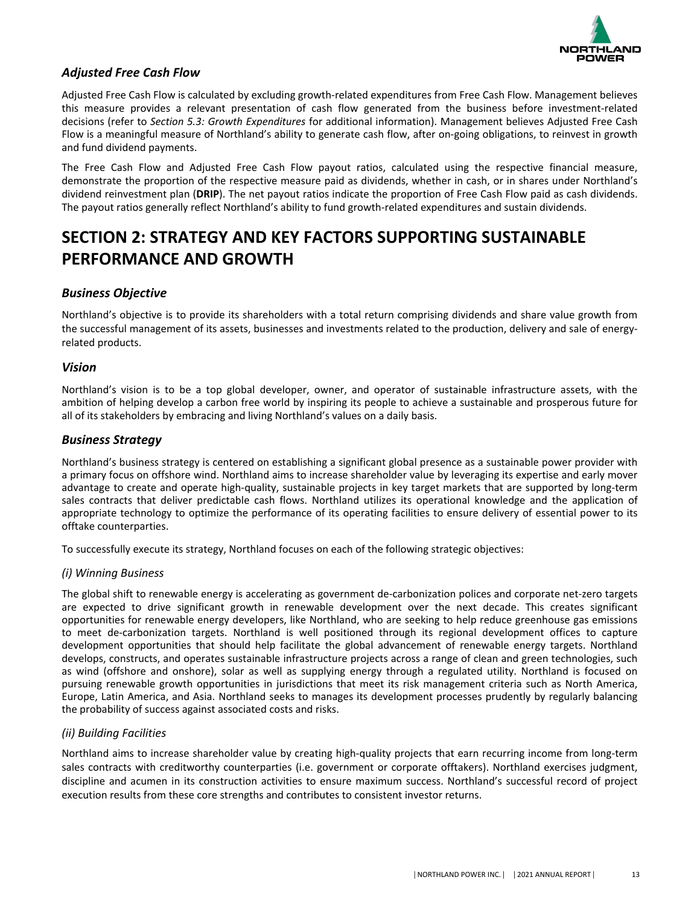### *Adjusted Free Cash Flow*

Adjusted Free Cash Flow is calculated by excluding growth-related expenditures from Free Cash Flow. Management believes this measure provides a relevant presentation of cash flow generated from the business before investment-related decisions (refer to *Section 5.3: Growth Expenditures* for additional information). Management believes Adjusted Free Cash Flow is a meaningful measure of Northland's ability to generate cash flow, after on-going obligations, to reinvest in growth and fund dividend payments.

The Free Cash Flow and Adjusted Free Cash Flow payout ratios, calculated using the respective financial measure, demonstrate the proportion of the respective measure paid as dividends, whether in cash, or in shares under Northland's dividend reinvestment plan (**DRIP**). The net payout ratios indicate the proportion of Free Cash Flow paid as cash dividends. The payout ratios generally reflect Northland's ability to fund growth-related expenditures and sustain dividends.

# SECTION 2: STRATEGY AND KEY FACTORS SUPPORTING SUSTAINABLE PERFORMANCE AND GROWTH

### *Business Objective*

Northland's objective is to provide its shareholders with a total return comprising dividends and share value growth from the successful management of its assets, businesses and investments related to the production, delivery and sale of energy-related products.

### *Vision*

Northland's vision is to be a top global developer, owner, and operator of sustainable infrastructure assets, with the ambition of helping develop a carbon free world by inspiring its people to achieve a sustainable and prosperous future for all of its stakeholders by embracing and living Northland's values on a daily basis.

### *Business Strategy*

Northland's business strategy is centered on establishing a significant global presence as a sustainable power provider with a primary focus on offshore wind. Northland aims to increase shareholder value by leveraging its expertise and early mover advantage to create and operate high-quality, sustainable projects in key target markets that are supported by long-term sales contracts that deliver predictable cash flows. Northland utilizes its operational knowledge and the application of appropriate technology to optimize the performance of its operating facilities to ensure delivery of essential power to its offtake counterparties.

To successfully execute its strategy, Northland focuses on each of the following strategic objectives:

*(i) Winning Business*

The global shift to renewable energy is accelerating as government de-carbonization polices and corporate net-zero targets are expected to drive significant growth in renewable development over the next decade. This creates significant opportunities for renewable energy developers, like Northland, who are seeking to help reduce greenhouse gas emissions to meet de-carbonization targets. Northland is well positioned through its regional development offices to capture development opportunities that should help facilitate the global advancement of renewable energy targets. Northland develops, constructs, and operates sustainable infrastructure projects across a range of clean and green technologies, such as wind (offshore and onshore), solar as well as supplying energy through a regulated utility. Northland is focused on pursuing renewable growth opportunities in jurisdictions that meet its risk management criteria such as North America, Europe, Latin America, and Asia. Northland seeks to manages its development processes prudently by regularly balancing the probability of success against associated costs and risks.

*(ii) Building Facilities*

Northland aims to increase shareholder value by creating high-quality projects that earn recurring income from long-term sales contracts with creditworthy counterparties (i.e. government or corporate offtakers). Northland exercises judgment, discipline and acumen in its construction activities to ensure maximum success. Northland's successful record of project execution results from these core strengths and contributes to consistent investor returns.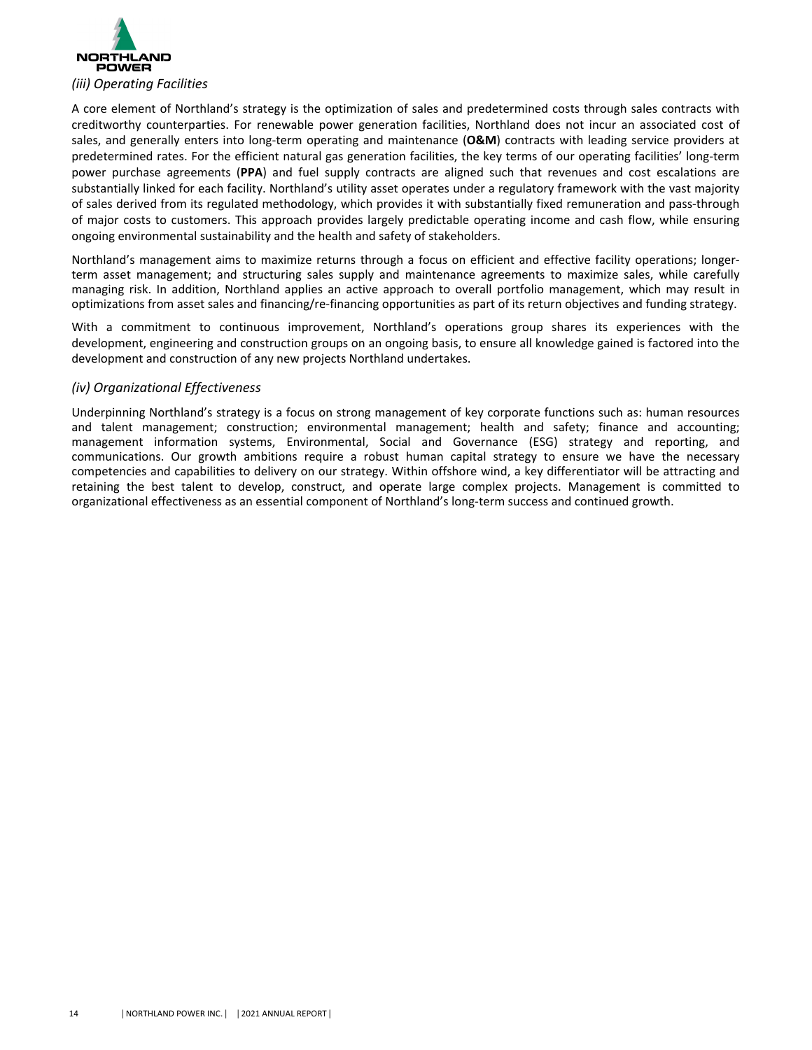### *(iii) Operating Facilities*

A core element of Northland's strategy is the optimization of sales and predetermined costs through sales contracts with creditworthy counterparties. For renewable power generation facilities, Northland does not incur an associated cost of sales, and generally enters into long-term operating and maintenance (**O&M**) contracts with leading service providers at predetermined rates. For the efficient natural gas generation facilities, the key terms of our operating facilities' long-term power purchase agreements (**PPA**) and fuel supply contracts are aligned such that revenues and cost escalations are substantially linked for each facility. Northland's utility asset operates under a regulatory framework with the vast majority of sales derived from its regulated methodology, which provides it with substantially fixed remuneration and pass-through of major costs to customers. This approach provides largely predictable operating income and cash flow, while ensuring ongoing environmental sustainability and the health and safety of stakeholders.

Northland's management aims to maximize returns through a focus on efficient and effective facility operations; longer-term asset management; and structuring sales supply and maintenance agreements to maximize sales, while carefully managing risk. In addition, Northland applies an active approach to overall portfolio management, which may result in optimizations from asset sales and financing/re-financing opportunities as part of its return objectives and funding strategy.

With a commitment to continuous improvement, Northland's operations group shares its experiences with the development, engineering and construction groups on an ongoing basis, to ensure all knowledge gained is factored into the development and construction of any new projects Northland undertakes.

### *(iv) Organizational Effectiveness*

Underpinning Northland's strategy is a focus on strong management of key corporate functions such as: human resources and talent management; construction; environmental management; health and safety; finance and accounting; management information systems, Environmental, Social and Governance (ESG) strategy and reporting, and communications. Our growth ambitions require a robust human capital strategy to ensure we have the necessary competencies and capabilities to delivery on our strategy. Within offshore wind, a key differentiator will be attracting and retaining the best talent to develop, construct, and operate large complex projects. Management is committed to organizational effectiveness as an essential component of Northland's long-term success and continued growth.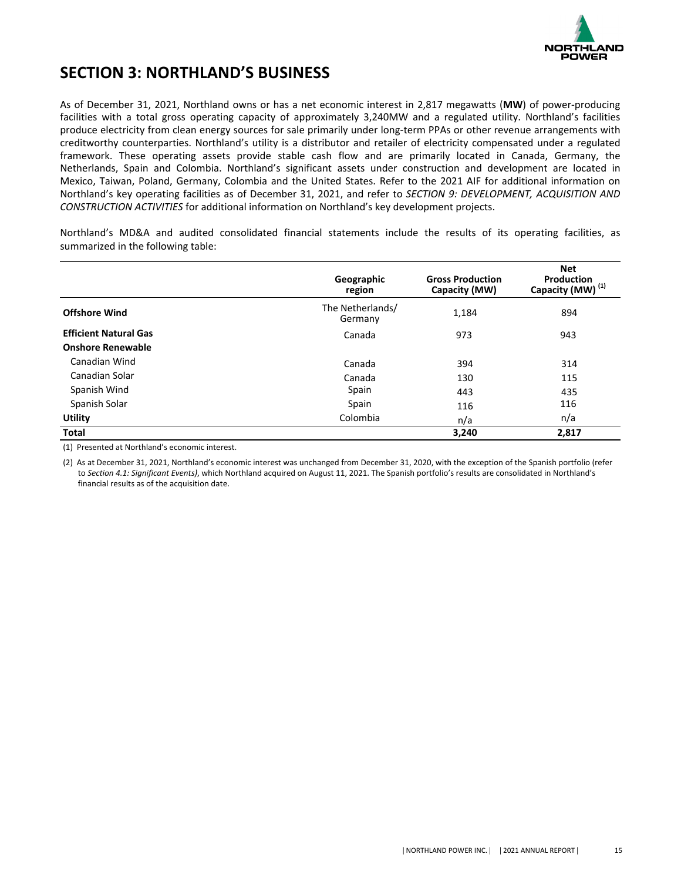# SECTION 3: NORTHLAND'S BUSINESS

As of December 31, 2021, Northland owns or has a net economic interest in 2,817 megawatts (**MW**) of power-producing facilities with a total gross operating capacity of approximately 3,240MW and a regulated utility. Northland's facilities produce electricity from clean energy sources for sale primarily under long-term PPAs or other revenue arrangements with creditworthy counterparties. Northland's utility is a distributor and retailer of electricity compensated under a regulated framework. These operating assets provide stable cash flow and are primarily located in Canada, Germany, the Netherlands, Spain and Colombia. Northland's significant assets under construction and development are located in Mexico, Taiwan, Poland, Germany, Colombia and the United States. Refer to the 2021 AIF for additional information on Northland's key operating facilities as of December 31, 2021, and refer to *SECTION 9: DEVELOPMENT, ACQUISITION AND CONSTRUCTION ACTIVITIES* for additional information on Northland's key development projects.

Northland's MD&A and audited consolidated financial statements include the results of its operating facilities, as summarized in the following table:

| | Geographic region | Gross Production Capacity (MW) | Net Production Capacity (MW) (1) |
|---|---|---|---|
| **Offshore Wind** | The Netherlands/ Germany | 1,184 | 894 |
| **Efficient Natural Gas** | Canada | 973 | 943 |
| **Onshore Renewable** | | | |
| Canadian Wind | Canada | 394 | 314 |
| Canadian Solar | Canada | 130 | 115 |
| Spanish Wind | Spain | 443 | 435 |
| Spanish Solar | Spain | 116 | 116 |
| **Utility** | Colombia | n/a | n/a |
| **Total** | | **3,240** | **2,817** |

(1) Presented at Northland's economic interest.

(2) As at December 31, 2021, Northland's economic interest was unchanged from December 31, 2020, with the exception of the Spanish portfolio (refer to *Section 4.1: Significant Events)*, which Northland acquired on August 11, 2021. The Spanish portfolio's results are consolidated in Northland's financial results as of the acquisition date.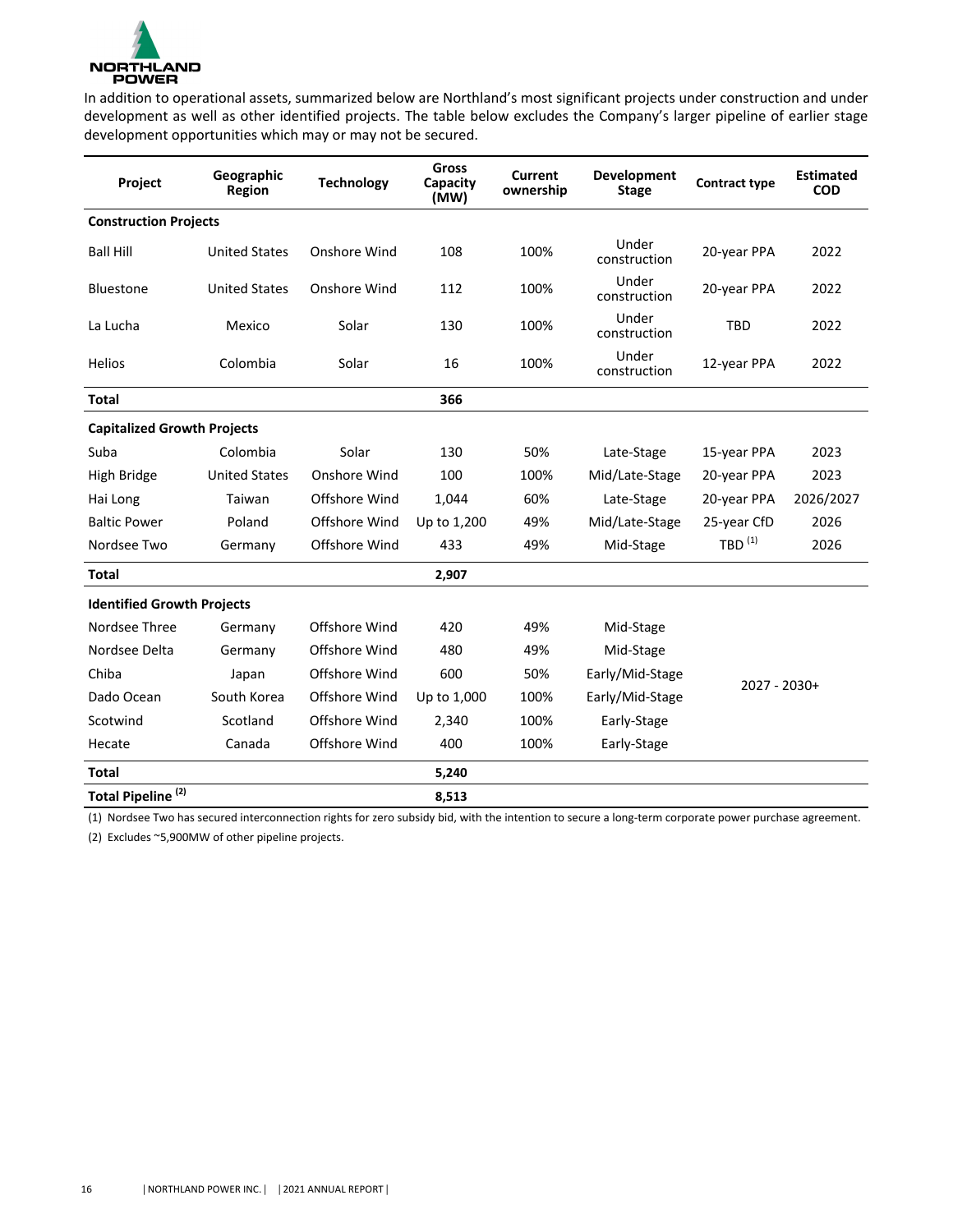In addition to operational assets, summarized below are Northland's most significant projects under construction and under development as well as other identified projects. The table below excludes the Company's larger pipeline of earlier stage development opportunities which may or may not be secured.

| Project | Geographic Region | Technology | Gross Capacity (MW) | Current ownership | Development Stage | Contract type | Estimated COD |
|---|---|---|---|---|---|---|---|
| **Construction Projects** | | | | | | | |
| Ball Hill | United States | Onshore Wind | 108 | 100% | Under construction | 20-year PPA | 2022 |
| Bluestone | United States | Onshore Wind | 112 | 100% | Under construction | 20-year PPA | 2022 |
| La Lucha | Mexico | Solar | 130 | 100% | Under construction | TBD | 2022 |
| Helios | Colombia | Solar | 16 | 100% | Under construction | 12-year PPA | 2022 |
| **Total** | | | **366** | | | | |
| **Capitalized Growth Projects** | | | | | | | |
| Suba | Colombia | Solar | 130 | 50% | Late-Stage | 15-year PPA | 2023 |
| High Bridge | United States | Onshore Wind | 100 | 100% | Mid/Late-Stage | 20-year PPA | 2023 |
| Hai Long | Taiwan | Offshore Wind | 1,044 | 60% | Late-Stage | 20-year PPA | 2026/2027 |
| Baltic Power | Poland | Offshore Wind | Up to 1,200 | 49% | Mid/Late-Stage | 25-year CfD | 2026 |
| Nordsee Two | Germany | Offshore Wind | 433 | 49% | Mid-Stage | TBD (1) | 2026 |
| **Total** | | | **2,907** | | | | |
| **Identified Growth Projects** | | | | | | | |
| Nordsee Three | Germany | Offshore Wind | 420 | 49% | Mid-Stage | 2027 - 2030+ | |
| Nordsee Delta | Germany | Offshore Wind | 480 | 49% | Mid-Stage | | |
| Chiba | Japan | Offshore Wind | 600 | 50% | Early/Mid-Stage | | |
| Dado Ocean | South Korea | Offshore Wind | Up to 1,000 | 100% | Early/Mid-Stage | | |
| Scotwind | Scotland | Offshore Wind | 2,340 | 100% | Early-Stage | | |
| Hecate | Canada | Offshore Wind | 400 | 100% | Early-Stage | | |
| **Total** | | | **5,240** | | | | |
| **Total Pipeline (2)** | | | **8,513** | | | | |

(1) Nordsee Two has secured interconnection rights for zero subsidy bid, with the intention to secure a long-term corporate power purchase agreement.

(2) Excludes ~5,900MW of other pipeline projects.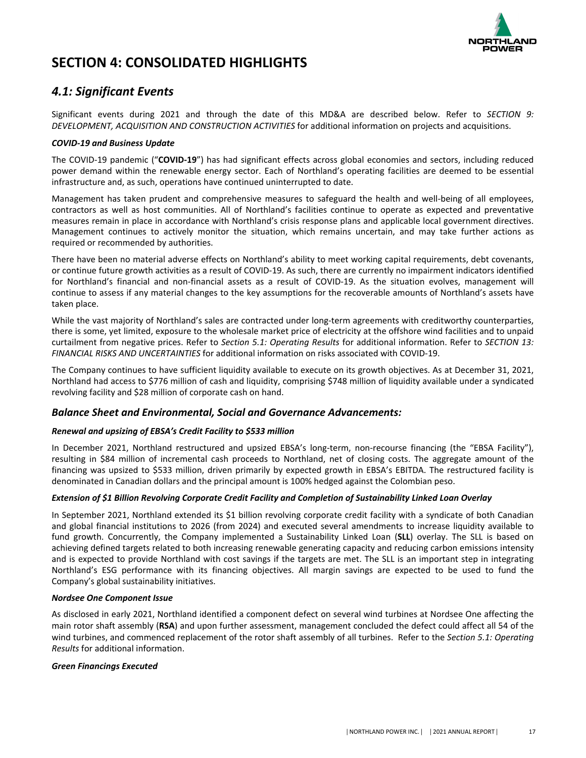# SECTION 4: CONSOLIDATED HIGHLIGHTS

## *4.1: Significant Events*

Significant events during 2021 and through the date of this MD&A are described below. Refer to *SECTION 9: DEVELOPMENT, ACQUISITION AND CONSTRUCTION ACTIVITIES* for additional information on projects and acquisitions.

***COVID-19 and Business Update***

The COVID-19 pandemic ("**COVID-19**") has had significant effects across global economies and sectors, including reduced power demand within the renewable energy sector. Each of Northland's operating facilities are deemed to be essential infrastructure and, as such, operations have continued uninterrupted to date.

Management has taken prudent and comprehensive measures to safeguard the health and well-being of all employees, contractors as well as host communities. All of Northland's facilities continue to operate as expected and preventative measures remain in place in accordance with Northland's crisis response plans and applicable local government directives. Management continues to actively monitor the situation, which remains uncertain, and may take further actions as required or recommended by authorities.

There have been no material adverse effects on Northland's ability to meet working capital requirements, debt covenants, or continue future growth activities as a result of COVID-19. As such, there are currently no impairment indicators identified for Northland's financial and non-financial assets as a result of COVID-19. As the situation evolves, management will continue to assess if any material changes to the key assumptions for the recoverable amounts of Northland's assets have taken place.

While the vast majority of Northland's sales are contracted under long-term agreements with creditworthy counterparties, there is some, yet limited, exposure to the wholesale market price of electricity at the offshore wind facilities and to unpaid curtailment from negative prices. Refer to *Section 5.1: Operating Results* for additional information. Refer to *SECTION 13: FINANCIAL RISKS AND UNCERTAINTIES* for additional information on risks associated with COVID-19.

The Company continues to have sufficient liquidity available to execute on its growth objectives. As at December 31, 2021, Northland had access to $776 million of cash and liquidity, comprising $748 million of liquidity available under a syndicated revolving facility and $28 million of corporate cash on hand.

### *Balance Sheet and Environmental, Social and Governance Advancements:*

***Renewal and upsizing of EBSA's Credit Facility to $533 million***

In December 2021, Northland restructured and upsized EBSA's long-term, non-recourse financing (the "EBSA Facility"), resulting in $84 million of incremental cash proceeds to Northland, net of closing costs. The aggregate amount of the financing was upsized to $533 million, driven primarily by expected growth in EBSA's EBITDA. The restructured facility is denominated in Canadian dollars and the principal amount is 100% hedged against the Colombian peso.

***Extension of $1 Billion Revolving Corporate Credit Facility and Completion of Sustainability Linked Loan Overlay***

In September 2021, Northland extended its $1 billion revolving corporate credit facility with a syndicate of both Canadian and global financial institutions to 2026 (from 2024) and executed several amendments to increase liquidity available to fund growth. Concurrently, the Company implemented a Sustainability Linked Loan (**SLL**) overlay. The SLL is based on achieving defined targets related to both increasing renewable generating capacity and reducing carbon emissions intensity and is expected to provide Northland with cost savings if the targets are met. The SLL is an important step in integrating Northland's ESG performance with its financing objectives. All margin savings are expected to be used to fund the Company's global sustainability initiatives.

***Nordsee One Component Issue***

As disclosed in early 2021, Northland identified a component defect on several wind turbines at Nordsee One affecting the main rotor shaft assembly (**RSA**) and upon further assessment, management concluded the defect could affect all 54 of the wind turbines, and commenced replacement of the rotor shaft assembly of all turbines. Refer to the *Section 5.1: Operating Results* for additional information.

***Green Financings Executed***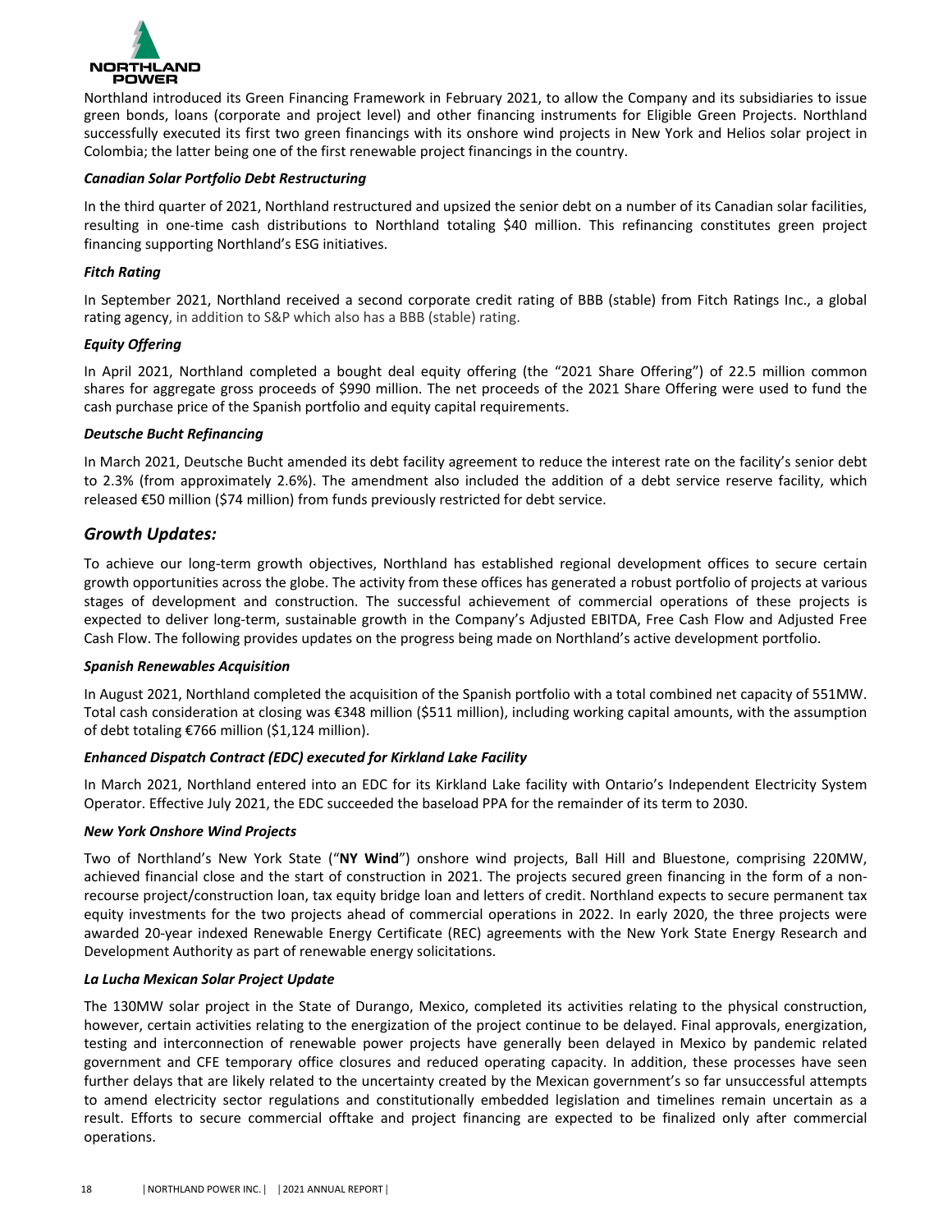Northland introduced its Green Financing Framework in February 2021, to allow the Company and its subsidiaries to issue green bonds, loans (corporate and project level) and other financing instruments for Eligible Green Projects. Northland successfully executed its first two green financings with its onshore wind projects in New York and Helios solar project in Colombia; the latter being one of the first renewable project financings in the country.

***Canadian Solar Portfolio Debt Restructuring***

In the third quarter of 2021, Northland restructured and upsized the senior debt on a number of its Canadian solar facilities, resulting in one-time cash distributions to Northland totaling $40 million. This refinancing constitutes green project financing supporting Northland's ESG initiatives.

***Fitch Rating***

In September 2021, Northland received a second corporate credit rating of BBB (stable) from Fitch Ratings Inc., a global rating agency, in addition to S&P which also has a BBB (stable) rating.

***Equity Offering***

In April 2021, Northland completed a bought deal equity offering (the "2021 Share Offering") of 22.5 million common shares for aggregate gross proceeds of $990 million. The net proceeds of the 2021 Share Offering were used to fund the cash purchase price of the Spanish portfolio and equity capital requirements.

***Deutsche Bucht Refinancing***

In March 2021, Deutsche Bucht amended its debt facility agreement to reduce the interest rate on the facility's senior debt to 2.3% (from approximately 2.6%). The amendment also included the addition of a debt service reserve facility, which released €50 million ($74 million) from funds previously restricted for debt service.

## *Growth Updates:*

To achieve our long-term growth objectives, Northland has established regional development offices to secure certain growth opportunities across the globe. The activity from these offices has generated a robust portfolio of projects at various stages of development and construction. The successful achievement of commercial operations of these projects is expected to deliver long-term, sustainable growth in the Company's Adjusted EBITDA, Free Cash Flow and Adjusted Free Cash Flow. The following provides updates on the progress being made on Northland's active development portfolio.

***Spanish Renewables Acquisition***

In August 2021, Northland completed the acquisition of the Spanish portfolio with a total combined net capacity of 551MW. Total cash consideration at closing was €348 million ($511 million), including working capital amounts, with the assumption of debt totaling €766 million ($1,124 million).

***Enhanced Dispatch Contract (EDC) executed for Kirkland Lake Facility***

In March 2021, Northland entered into an EDC for its Kirkland Lake facility with Ontario's Independent Electricity System Operator. Effective July 2021, the EDC succeeded the baseload PPA for the remainder of its term to 2030.

***New York Onshore Wind Projects***

Two of Northland's New York State ("**NY Wind**") onshore wind projects, Ball Hill and Bluestone, comprising 220MW, achieved financial close and the start of construction in 2021. The projects secured green financing in the form of a non-recourse project/construction loan, tax equity bridge loan and letters of credit. Northland expects to secure permanent tax equity investments for the two projects ahead of commercial operations in 2022. In early 2020, the three projects were awarded 20-year indexed Renewable Energy Certificate (REC) agreements with the New York State Energy Research and Development Authority as part of renewable energy solicitations.

***La Lucha Mexican Solar Project Update***

The 130MW solar project in the State of Durango, Mexico, completed its activities relating to the physical construction, however, certain activities relating to the energization of the project continue to be delayed. Final approvals, energization, testing and interconnection of renewable power projects have generally been delayed in Mexico by pandemic related government and CFE temporary office closures and reduced operating capacity. In addition, these processes have seen further delays that are likely related to the uncertainty created by the Mexican government's so far unsuccessful attempts to amend electricity sector regulations and constitutionally embedded legislation and timelines remain uncertain as a result. Efforts to secure commercial offtake and project financing are expected to be finalized only after commercial operations.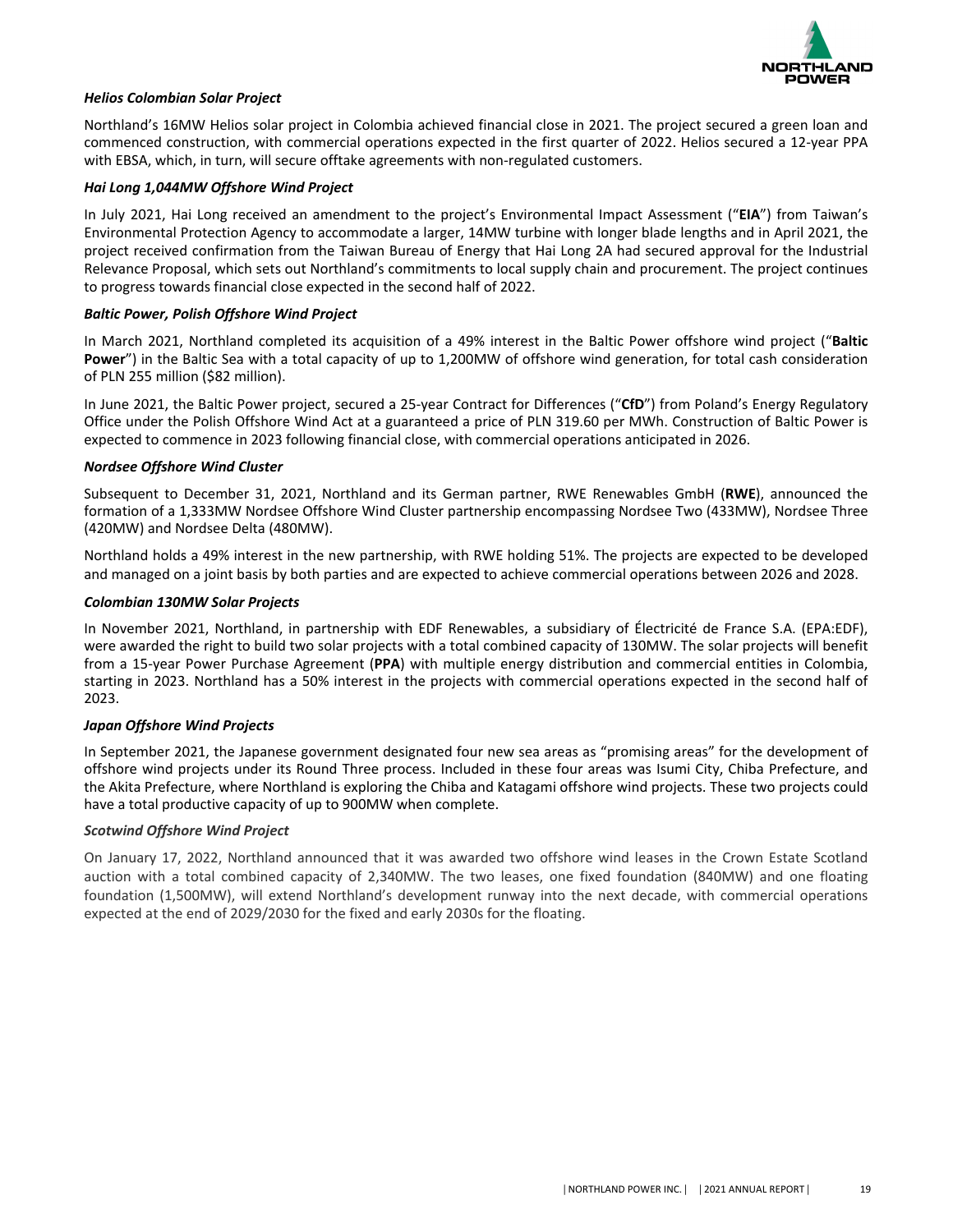***Helios Colombian Solar Project***

Northland's 16MW Helios solar project in Colombia achieved financial close in 2021. The project secured a green loan and commenced construction, with commercial operations expected in the first quarter of 2022. Helios secured a 12-year PPA with EBSA, which, in turn, will secure offtake agreements with non-regulated customers.

***Hai Long 1,044MW Offshore Wind Project***

In July 2021, Hai Long received an amendment to the project's Environmental Impact Assessment ("**EIA**") from Taiwan's Environmental Protection Agency to accommodate a larger, 14MW turbine with longer blade lengths and in April 2021, the project received confirmation from the Taiwan Bureau of Energy that Hai Long 2A had secured approval for the Industrial Relevance Proposal, which sets out Northland's commitments to local supply chain and procurement. The project continues to progress towards financial close expected in the second half of 2022.

***Baltic Power, Polish Offshore Wind Project***

In March 2021, Northland completed its acquisition of a 49% interest in the Baltic Power offshore wind project ("**Baltic Power**") in the Baltic Sea with a total capacity of up to 1,200MW of offshore wind generation, for total cash consideration of PLN 255 million ($82 million).

In June 2021, the Baltic Power project, secured a 25-year Contract for Differences ("**CfD**") from Poland's Energy Regulatory Office under the Polish Offshore Wind Act at a guaranteed a price of PLN 319.60 per MWh. Construction of Baltic Power is expected to commence in 2023 following financial close, with commercial operations anticipated in 2026.

***Nordsee Offshore Wind Cluster***

Subsequent to December 31, 2021, Northland and its German partner, RWE Renewables GmbH (**RWE**), announced the formation of a 1,333MW Nordsee Offshore Wind Cluster partnership encompassing Nordsee Two (433MW), Nordsee Three (420MW) and Nordsee Delta (480MW).

Northland holds a 49% interest in the new partnership, with RWE holding 51%. The projects are expected to be developed and managed on a joint basis by both parties and are expected to achieve commercial operations between 2026 and 2028.

***Colombian 130MW Solar Projects***

In November 2021, Northland, in partnership with EDF Renewables, a subsidiary of Électricité de France S.A. (EPA:EDF), were awarded the right to build two solar projects with a total combined capacity of 130MW. The solar projects will benefit from a 15-year Power Purchase Agreement (**PPA**) with multiple energy distribution and commercial entities in Colombia, starting in 2023. Northland has a 50% interest in the projects with commercial operations expected in the second half of 2023.

***Japan Offshore Wind Projects***

In September 2021, the Japanese government designated four new sea areas as "promising areas" for the development of offshore wind projects under its Round Three process. Included in these four areas was Isumi City, Chiba Prefecture, and the Akita Prefecture, where Northland is exploring the Chiba and Katagami offshore wind projects. These two projects could have a total productive capacity of up to 900MW when complete.

***Scotwind Offshore Wind Project***

On January 17, 2022, Northland announced that it was awarded two offshore wind leases in the Crown Estate Scotland auction with a total combined capacity of 2,340MW. The two leases, one fixed foundation (840MW) and one floating foundation (1,500MW), will extend Northland's development runway into the next decade, with commercial operations expected at the end of 2029/2030 for the fixed and early 2030s for the floating.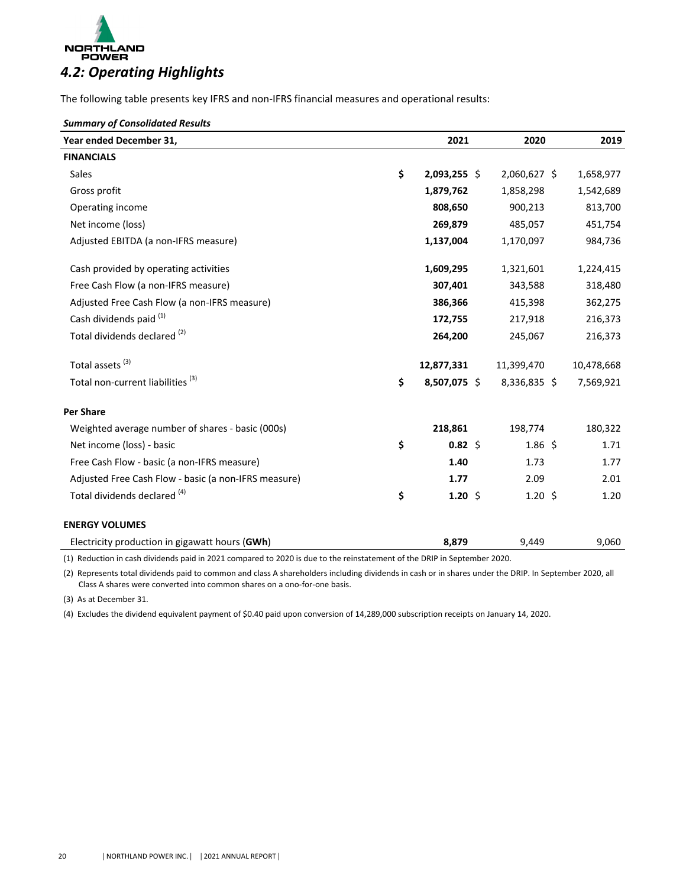## 4.2: Operating Highlights

The following table presents key IFRS and non-IFRS financial measures and operational results:

***Summary of Consolidated Results***

| Year ended December 31, | 2021 | 2020 | 2019 |
|---|---|---|---|
| **FINANCIALS** | | | |
| Sales | $ **2,093,255** | $ 2,060,627 | $ 1,658,977 |
| Gross profit | **1,879,762** | 1,858,298 | 1,542,689 |
| Operating income | **808,650** | 900,213 | 813,700 |
| Net income (loss) | **269,879** | 485,057 | 451,754 |
| Adjusted EBITDA (a non-IFRS measure) | **1,137,004** | 1,170,097 | 984,736 |
| Cash provided by operating activities | **1,609,295** | 1,321,601 | 1,224,415 |
| Free Cash Flow (a non-IFRS measure) | **307,401** | 343,588 | 318,480 |
| Adjusted Free Cash Flow (a non-IFRS measure) | **386,366** | 415,398 | 362,275 |
| Cash dividends paid [(1)] | **172,755** | 217,918 | 216,373 |
| Total dividends declared [(2)] | **264,200** | 245,067 | 216,373 |
| Total assets [(3)] | **12,877,331** | 11,399,470 | 10,478,668 |
| Total non-current liabilities [(3)] | $ **8,507,075** | $ 8,336,835 | $ 7,569,921 |
| **Per Share** | | | |
| Weighted average number of shares - basic (000s) | **218,861** | 198,774 | 180,322 |
| Net income (loss) - basic | $ **0.82** | $ 1.86 | $ 1.71 |
| Free Cash Flow - basic (a non-IFRS measure) | **1.40** | 1.73 | 1.77 |
| Adjusted Free Cash Flow - basic (a non-IFRS measure) | **1.77** | 2.09 | 2.01 |
| Total dividends declared [(4)] | $ **1.20** | $ 1.20 | $ 1.20 |
| **ENERGY VOLUMES** | | | |
| Electricity production in gigawatt hours (**GWh**) | **8,879** | 9,449 | 9,060 |

(1) Reduction in cash dividends paid in 2021 compared to 2020 is due to the reinstatement of the DRIP in September 2020.

(2) Represents total dividends paid to common and class A shareholders including dividends in cash or in shares under the DRIP. In September 2020, all Class A shares were converted into common shares on a ono-for-one basis.

(3) As at December 31.

(4) Excludes the dividend equivalent payment of $0.40 paid upon conversion of 14,289,000 subscription receipts on January 14, 2020.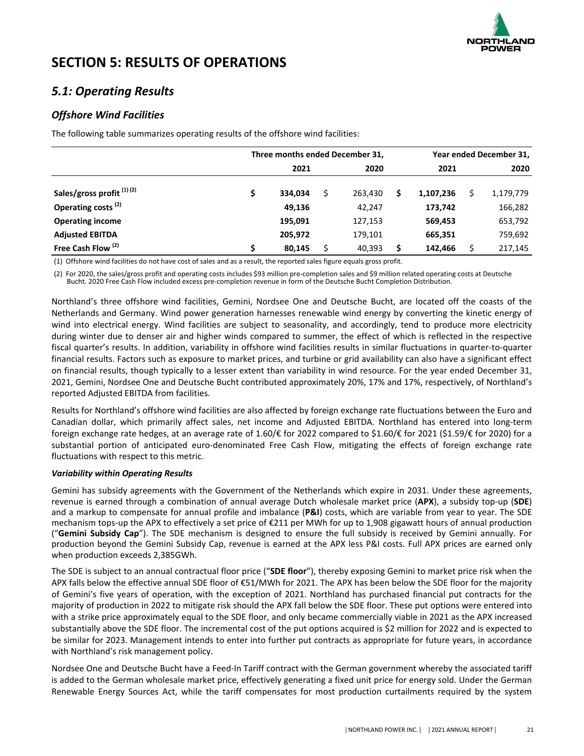# SECTION 5: RESULTS OF OPERATIONS

## *5.1: Operating Results*

### *Offshore Wind Facilities*

The following table summarizes operating results of the offshore wind facilities:

| | Three months ended December 31, | | Year ended December 31, | |
|---|---|---|---|---|
| | **2021** | **2020** | **2021** | **2020** |
| **Sales/gross profit (1) (2)** | **$ 334,034** | $ 263,430 | **$ 1,107,236** | $ 1,179,779 |
| **Operating costs (2)** | **49,136** | 42,247 | **173,742** | 166,282 |
| **Operating income** | **195,091** | 127,153 | **569,453** | 653,792 |
| **Adjusted EBITDA** | **205,972** | 179,101 | **665,351** | 759,692 |
| **Free Cash Flow (2)** | **$ 80,145** | $ 40,393 | **$ 142,466** | $ 217,145 |

(1) Offshore wind facilities do not have cost of sales and as a result, the reported sales figure equals gross profit.

(2) For 2020, the sales/gross profit and operating costs includes $93 million pre-completion sales and $9 million related operating costs at Deutsche Bucht. 2020 Free Cash Flow included excess pre-completion revenue in form of the Deutsche Bucht Completion Distribution.

Northland's three offshore wind facilities, Gemini, Nordsee One and Deutsche Bucht, are located off the coasts of the Netherlands and Germany. Wind power generation harnesses renewable wind energy by converting the kinetic energy of wind into electrical energy. Wind facilities are subject to seasonality, and accordingly, tend to produce more electricity during winter due to denser air and higher winds compared to summer, the effect of which is reflected in the respective fiscal quarter's results. In addition, variability in offshore wind facilities results in similar fluctuations in quarter-to-quarter financial results. Factors such as exposure to market prices, and turbine or grid availability can also have a significant effect on financial results, though typically to a lesser extent than variability in wind resource. For the year ended December 31, 2021, Gemini, Nordsee One and Deutsche Bucht contributed approximately 20%, 17% and 17%, respectively, of Northland's reported Adjusted EBITDA from facilities.

Results for Northland's offshore wind facilities are also affected by foreign exchange rate fluctuations between the Euro and Canadian dollar, which primarily affect sales, net income and Adjusted EBITDA. Northland has entered into long-term foreign exchange rate hedges, at an average rate of 1.60/€ for 2022 compared to $1.60/€ for 2021 ($1.59/€ for 2020) for a substantial portion of anticipated euro-denominated Free Cash Flow, mitigating the effects of foreign exchange rate fluctuations with respect to this metric.

#### *Variability within Operating Results*

Gemini has subsidy agreements with the Government of the Netherlands which expire in 2031. Under these agreements, revenue is earned through a combination of annual average Dutch wholesale market price (**APX**), a subsidy top-up (**SDE**) and a markup to compensate for annual profile and imbalance (**P&I**) costs, which are variable from year to year. The SDE mechanism tops-up the APX to effectively a set price of €211 per MWh for up to 1,908 gigawatt hours of annual production ("**Gemini Subsidy Cap**"). The SDE mechanism is designed to ensure the full subsidy is received by Gemini annually. For production beyond the Gemini Subsidy Cap, revenue is earned at the APX less P&I costs. Full APX prices are earned only when production exceeds 2,385GWh.

The SDE is subject to an annual contractual floor price ("**SDE floor**"), thereby exposing Gemini to market price risk when the APX falls below the effective annual SDE floor of €51/MWh for 2021. The APX has been below the SDE floor for the majority of Gemini's five years of operation, with the exception of 2021. Northland has purchased financial put contracts for the majority of production in 2022 to mitigate risk should the APX fall below the SDE floor. These put options were entered into with a strike price approximately equal to the SDE floor, and only became commercially viable in 2021 as the APX increased substantially above the SDE floor. The incremental cost of the put options acquired is $2 million for 2022 and is expected to be similar for 2023. Management intends to enter into further put contracts as appropriate for future years, in accordance with Northland's risk management policy.

Nordsee One and Deutsche Bucht have a Feed-In Tariff contract with the German government whereby the associated tariff is added to the German wholesale market price, effectively generating a fixed unit price for energy sold. Under the German Renewable Energy Sources Act, while the tariff compensates for most production curtailments required by the system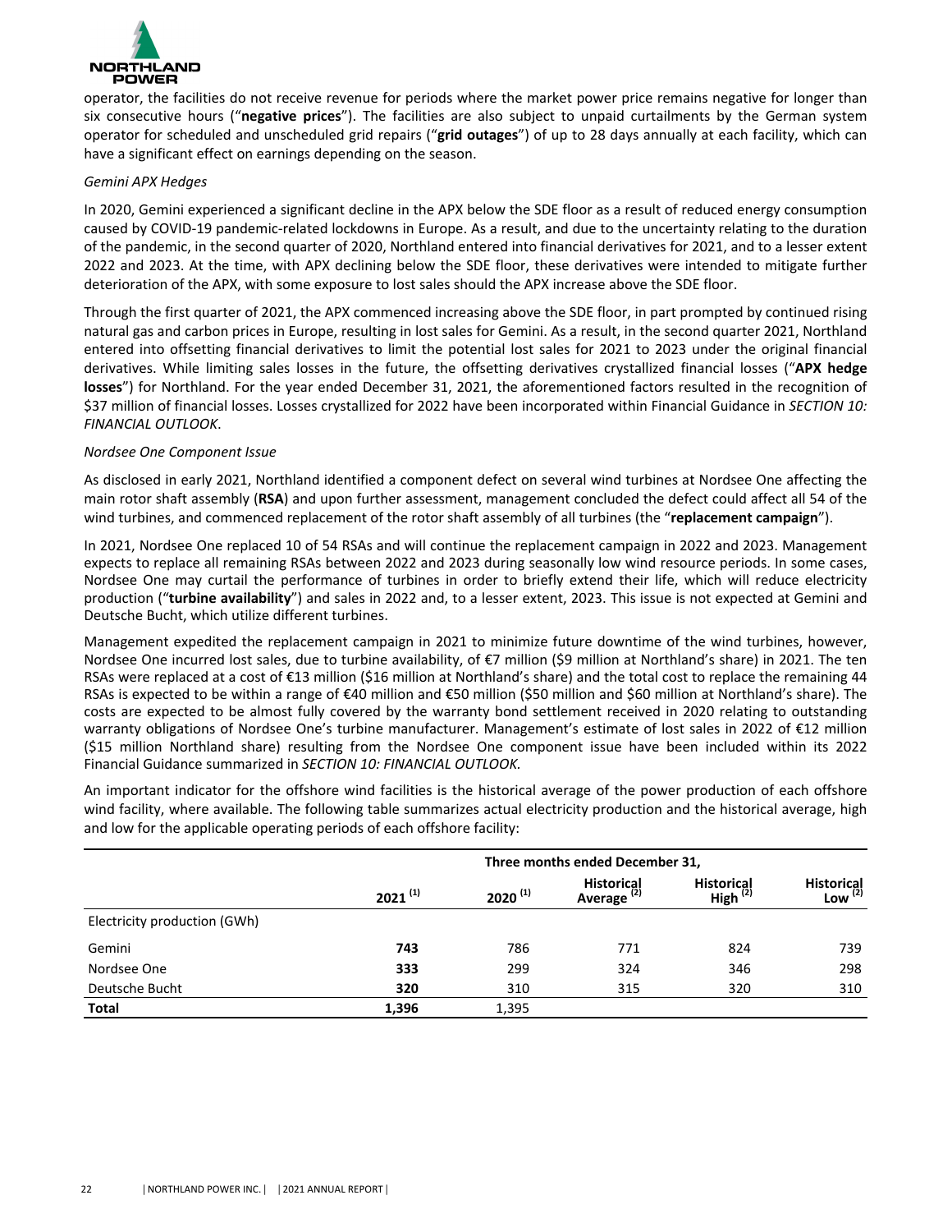operator, the facilities do not receive revenue for periods where the market power price remains negative for longer than six consecutive hours ("**negative prices**"). The facilities are also subject to unpaid curtailments by the German system operator for scheduled and unscheduled grid repairs ("**grid outages**") of up to 28 days annually at each facility, which can have a significant effect on earnings depending on the season.

*Gemini APX Hedges*

In 2020, Gemini experienced a significant decline in the APX below the SDE floor as a result of reduced energy consumption caused by COVID-19 pandemic-related lockdowns in Europe. As a result, and due to the uncertainty relating to the duration of the pandemic, in the second quarter of 2020, Northland entered into financial derivatives for 2021, and to a lesser extent 2022 and 2023. At the time, with APX declining below the SDE floor, these derivatives were intended to mitigate further deterioration of the APX, with some exposure to lost sales should the APX increase above the SDE floor.

Through the first quarter of 2021, the APX commenced increasing above the SDE floor, in part prompted by continued rising natural gas and carbon prices in Europe, resulting in lost sales for Gemini. As a result, in the second quarter 2021, Northland entered into offsetting financial derivatives to limit the potential lost sales for 2021 to 2023 under the original financial derivatives. While limiting sales losses in the future, the offsetting derivatives crystallized financial losses ("**APX hedge losses**") for Northland. For the year ended December 31, 2021, the aforementioned factors resulted in the recognition of $37 million of financial losses. Losses crystallized for 2022 have been incorporated within Financial Guidance in *SECTION 10: FINANCIAL OUTLOOK*.

*Nordsee One Component Issue*

As disclosed in early 2021, Northland identified a component defect on several wind turbines at Nordsee One affecting the main rotor shaft assembly (**RSA**) and upon further assessment, management concluded the defect could affect all 54 of the wind turbines, and commenced replacement of the rotor shaft assembly of all turbines (the "**replacement campaign**").

In 2021, Nordsee One replaced 10 of 54 RSAs and will continue the replacement campaign in 2022 and 2023. Management expects to replace all remaining RSAs between 2022 and 2023 during seasonally low wind resource periods. In some cases, Nordsee One may curtail the performance of turbines in order to briefly extend their life, which will reduce electricity production ("**turbine availability**") and sales in 2022 and, to a lesser extent, 2023. This issue is not expected at Gemini and Deutsche Bucht, which utilize different turbines.

Management expedited the replacement campaign in 2021 to minimize future downtime of the wind turbines, however, Nordsee One incurred lost sales, due to turbine availability, of €7 million ($9 million at Northland's share) in 2021. The ten RSAs were replaced at a cost of €13 million ($16 million at Northland's share) and the total cost to replace the remaining 44 RSAs is expected to be within a range of €40 million and €50 million ($50 million and $60 million at Northland's share). The costs are expected to be almost fully covered by the warranty bond settlement received in 2020 relating to outstanding warranty obligations of Nordsee One's turbine manufacturer. Management's estimate of lost sales in 2022 of €12 million ($15 million Northland share) resulting from the Nordsee One component issue have been included within its 2022 Financial Guidance summarized in *SECTION 10: FINANCIAL OUTLOOK.*

An important indicator for the offshore wind facilities is the historical average of the power production of each offshore wind facility, where available. The following table summarizes actual electricity production and the historical average, high and low for the applicable operating periods of each offshore facility:

| | Three months ended December 31, | | | | |
|---|---|---|---|---|---|
| | 2021 (1) | 2020 (1) | Historical Average (2) | Historical High (2) | Historical Low (2) |
| Electricity production (GWh) | | | | | |
| Gemini | **743** | 786 | 771 | 824 | 739 |
| Nordsee One | **333** | 299 | 324 | 346 | 298 |
| Deutsche Bucht | **320** | 310 | 315 | 320 | 310 |
| **Total** | **1,396** | 1,395 | | | |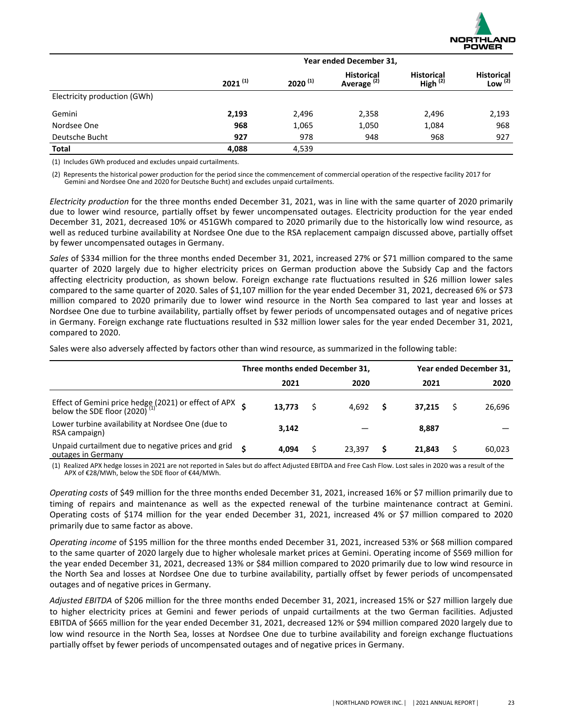| | Year ended December 31, | | | | |
|---|---|---|---|---|---|
| | **2021** [1] | **2020** [1] | **Historical Average** [2] | **Historical High** [2] | **Historical Low** [2] |
| Electricity production (GWh) | | | | | |
| Gemini | **2,193** | 2,496 | 2,358 | 2,496 | 2,193 |
| Nordsee One | **968** | 1,065 | 1,050 | 1,084 | 968 |
| Deutsche Bucht | **927** | 978 | 948 | 968 | 927 |
| **Total** | **4,088** | 4,539 | | | |

(1) Includes GWh produced and excludes unpaid curtailments.

(2) Represents the historical power production for the period since the commencement of commercial operation of the respective facility 2017 for Gemini and Nordsee One and 2020 for Deutsche Bucht) and excludes unpaid curtailments.

*Electricity production* for the three months ended December 31, 2021, was in line with the same quarter of 2020 primarily due to lower wind resource, partially offset by fewer uncompensated outages. Electricity production for the year ended December 31, 2021, decreased 10% or 451GWh compared to 2020 primarily due to the historically low wind resource, as well as reduced turbine availability at Nordsee One due to the RSA replacement campaign discussed above, partially offset by fewer uncompensated outages in Germany.

*Sales* of $334 million for the three months ended December 31, 2021, increased 27% or $71 million compared to the same quarter of 2020 largely due to higher electricity prices on German production above the Subsidy Cap and the factors affecting electricity production, as shown below. Foreign exchange rate fluctuations resulted in $26 million lower sales compared to the same quarter of 2020. Sales of $1,107 million for the year ended December 31, 2021, decreased 6% or $73 million compared to 2020 primarily due to lower wind resource in the North Sea compared to last year and losses at Nordsee One due to turbine availability, partially offset by fewer periods of uncompensated outages and of negative prices in Germany. Foreign exchange rate fluctuations resulted in $32 million lower sales for the year ended December 31, 2021, compared to 2020.

Sales were also adversely affected by factors other than wind resource, as summarized in the following table:

| | Three months ended December 31, | | Year ended December 31, | |
|---|---|---|---|---|
| | **2021** | **2020** | **2021** | **2020** |
| Effect of Gemini price hedge (2021) or effect of APX below the SDE floor (2020) [1] | **$ 13,773** | $ 4,692 | **$ 37,215** | $ 26,696 |
| Lower turbine availability at Nordsee One (due to RSA campaign) | **3,142** | — | **8,887** | — |
| Unpaid curtailment due to negative prices and grid outages in Germany | **$ 4,094** | $ 23,397 | **$ 21,843** | $ 60,023 |

(1) Realized APX hedge losses in 2021 are not reported in Sales but do affect Adjusted EBITDA and Free Cash Flow. Lost sales in 2020 was a result of the APX of €28/MWh, below the SDE floor of €44/MWh.

*Operating costs* of $49 million for the three months ended December 31, 2021, increased 16% or $7 million primarily due to timing of repairs and maintenance as well as the expected renewal of the turbine maintenance contract at Gemini. Operating costs of $174 million for the year ended December 31, 2021, increased 4% or $7 million compared to 2020 primarily due to same factor as above.

*Operating income* of $195 million for the three months ended December 31, 2021, increased 53% or $68 million compared to the same quarter of 2020 largely due to higher wholesale market prices at Gemini. Operating income of $569 million for the year ended December 31, 2021, decreased 13% or $84 million compared to 2020 primarily due to low wind resource in the North Sea and losses at Nordsee One due to turbine availability, partially offset by fewer periods of uncompensated outages and of negative prices in Germany.

*Adjusted EBITDA* of $206 million for the three months ended December 31, 2021, increased 15% or $27 million largely due to higher electricity prices at Gemini and fewer periods of unpaid curtailments at the two German facilities. Adjusted EBITDA of $665 million for the year ended December 31, 2021, decreased 12% or $94 million compared 2020 largely due to low wind resource in the North Sea, losses at Nordsee One due to turbine availability and foreign exchange fluctuations partially offset by fewer periods of uncompensated outages and of negative prices in Germany.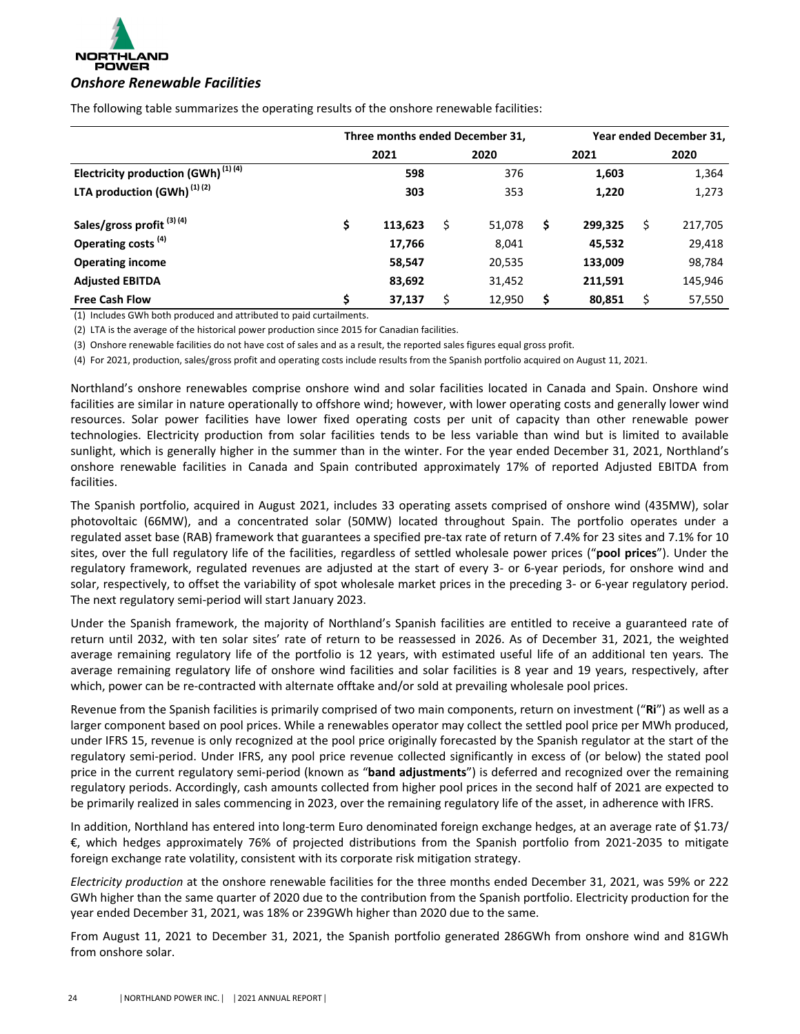## *Onshore Renewable Facilities*

The following table summarizes the operating results of the onshore renewable facilities:

| | Three months ended December 31, | | Year ended December 31, | |
|---|---|---|---|---|
| | **2021** | 2020 | **2021** | 2020 |
| **Electricity production (GWh) [(1) (4)]** | **598** | 376 | **1,603** | 1,364 |
| **LTA production (GWh) [(1) (2)]** | **303** | 353 | **1,220** | 1,273 |
| **Sales/gross profit [(3) (4)]** | **$ 113,623** | $ 51,078 | **$ 299,325** | $ 217,705 |
| **Operating costs [(4)]** | **17,766** | 8,041 | **45,532** | 29,418 |
| **Operating income** | **58,547** | 20,535 | **133,009** | 98,784 |
| **Adjusted EBITDA** | **83,692** | 31,452 | **211,591** | 145,946 |
| **Free Cash Flow** | **$ 37,137** | $ 12,950 | **$ 80,851** | $ 57,550 |

(1) Includes GWh both produced and attributed to paid curtailments.

(2) LTA is the average of the historical power production since 2015 for Canadian facilities.

(3) Onshore renewable facilities do not have cost of sales and as a result, the reported sales figures equal gross profit.

(4) For 2021, production, sales/gross profit and operating costs include results from the Spanish portfolio acquired on August 11, 2021.

Northland's onshore renewables comprise onshore wind and solar facilities located in Canada and Spain. Onshore wind facilities are similar in nature operationally to offshore wind; however, with lower operating costs and generally lower wind resources. Solar power facilities have lower fixed operating costs per unit of capacity than other renewable power technologies. Electricity production from solar facilities tends to be less variable than wind but is limited to available sunlight, which is generally higher in the summer than in the winter. For the year ended December 31, 2021, Northland's onshore renewable facilities in Canada and Spain contributed approximately 17% of reported Adjusted EBITDA from facilities.

The Spanish portfolio, acquired in August 2021, includes 33 operating assets comprised of onshore wind (435MW), solar photovoltaic (66MW), and a concentrated solar (50MW) located throughout Spain. The portfolio operates under a regulated asset base (RAB) framework that guarantees a specified pre-tax rate of return of 7.4% for 23 sites and 7.1% for 10 sites, over the full regulatory life of the facilities, regardless of settled wholesale power prices ("**pool prices**"). Under the regulatory framework, regulated revenues are adjusted at the start of every 3- or 6-year periods, for onshore wind and solar, respectively, to offset the variability of spot wholesale market prices in the preceding 3- or 6-year regulatory period. The next regulatory semi-period will start January 2023.

Under the Spanish framework, the majority of Northland's Spanish facilities are entitled to receive a guaranteed rate of return until 2032, with ten solar sites' rate of return to be reassessed in 2026. As of December 31, 2021, the weighted average remaining regulatory life of the portfolio is 12 years, with estimated useful life of an additional ten years. The average remaining regulatory life of onshore wind facilities and solar facilities is 8 year and 19 years, respectively, after which, power can be re-contracted with alternate offtake and/or sold at prevailing wholesale pool prices.

Revenue from the Spanish facilities is primarily comprised of two main components, return on investment ("**Ri**") as well as a larger component based on pool prices. While a renewables operator may collect the settled pool price per MWh produced, under IFRS 15, revenue is only recognized at the pool price originally forecasted by the Spanish regulator at the start of the regulatory semi-period. Under IFRS, any pool price revenue collected significantly in excess of (or below) the stated pool price in the current regulatory semi-period (known as "**band adjustments**") is deferred and recognized over the remaining regulatory periods. Accordingly, cash amounts collected from higher pool prices in the second half of 2021 are expected to be primarily realized in sales commencing in 2023, over the remaining regulatory life of the asset, in adherence with IFRS.

In addition, Northland has entered into long-term Euro denominated foreign exchange hedges, at an average rate of $1.73/€, which hedges approximately 76% of projected distributions from the Spanish portfolio from 2021-2035 to mitigate foreign exchange rate volatility, consistent with its corporate risk mitigation strategy.

*Electricity production* at the onshore renewable facilities for the three months ended December 31, 2021, was 59% or 222 GWh higher than the same quarter of 2020 due to the contribution from the Spanish portfolio. Electricity production for the year ended December 31, 2021, was 18% or 239GWh higher than 2020 due to the same.

From August 11, 2021 to December 31, 2021, the Spanish portfolio generated 286GWh from onshore wind and 81GWh from onshore solar.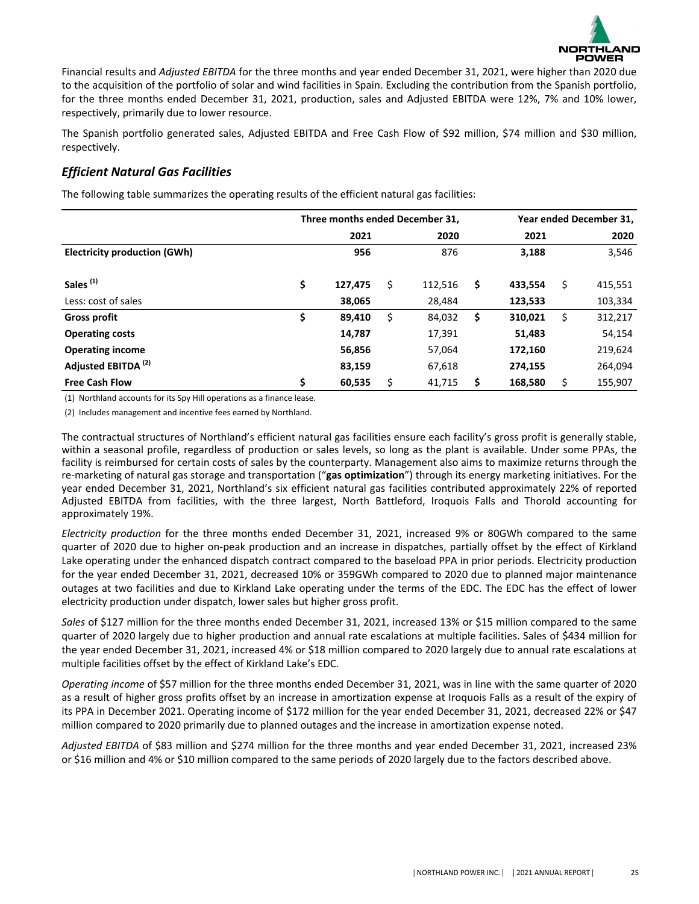Financial results and *Adjusted EBITDA* for the three months and year ended December 31, 2021, were higher than 2020 due to the acquisition of the portfolio of solar and wind facilities in Spain. Excluding the contribution from the Spanish portfolio, for the three months ended December 31, 2021, production, sales and Adjusted EBITDA were 12%, 7% and 10% lower, respectively, primarily due to lower resource.

The Spanish portfolio generated sales, Adjusted EBITDA and Free Cash Flow of $92 million, $74 million and $30 million, respectively.

## *Efficient Natural Gas Facilities*

The following table summarizes the operating results of the efficient natural gas facilities:

| | Three months ended December 31, | | Year ended December 31, | |
|---|---|---|---|---|
| | **2021** | 2020 | **2021** | 2020 |
| **Electricity production (GWh)** | **956** | 876 | **3,188** | 3,546 |
| **Sales** [(1)] | **$ 127,475** | $ 112,516 | **$ 433,554** | $ 415,551 |
| Less: cost of sales | **38,065** | 28,484 | **123,533** | 103,334 |
| **Gross profit** | **$ 89,410** | $ 84,032 | **$ 310,021** | $ 312,217 |
| **Operating costs** | **14,787** | 17,391 | **51,483** | 54,154 |
| **Operating income** | **56,856** | 57,064 | **172,160** | 219,624 |
| **Adjusted EBITDA** [(2)] | **83,159** | 67,618 | **274,155** | 264,094 |
| **Free Cash Flow** | **$ 60,535** | $ 41,715 | **$ 168,580** | $ 155,907 |

(1) Northland accounts for its Spy Hill operations as a finance lease.

(2) Includes management and incentive fees earned by Northland.

The contractual structures of Northland's efficient natural gas facilities ensure each facility's gross profit is generally stable, within a seasonal profile, regardless of production or sales levels, so long as the plant is available. Under some PPAs, the facility is reimbursed for certain costs of sales by the counterparty. Management also aims to maximize returns through the re-marketing of natural gas storage and transportation ("**gas optimization**") through its energy marketing initiatives. For the year ended December 31, 2021, Northland's six efficient natural gas facilities contributed approximately 22% of reported Adjusted EBITDA from facilities, with the three largest, North Battleford, Iroquois Falls and Thorold accounting for approximately 19%.

*Electricity production* for the three months ended December 31, 2021, increased 9% or 80GWh compared to the same quarter of 2020 due to higher on-peak production and an increase in dispatches, partially offset by the effect of Kirkland Lake operating under the enhanced dispatch contract compared to the baseload PPA in prior periods. Electricity production for the year ended December 31, 2021, decreased 10% or 359GWh compared to 2020 due to planned major maintenance outages at two facilities and due to Kirkland Lake operating under the terms of the EDC. The EDC has the effect of lower electricity production under dispatch, lower sales but higher gross profit.

*Sales* of $127 million for the three months ended December 31, 2021, increased 13% or $15 million compared to the same quarter of 2020 largely due to higher production and annual rate escalations at multiple facilities. Sales of $434 million for the year ended December 31, 2021, increased 4% or $18 million compared to 2020 largely due to annual rate escalations at multiple facilities offset by the effect of Kirkland Lake's EDC.

*Operating income* of $57 million for the three months ended December 31, 2021, was in line with the same quarter of 2020 as a result of higher gross profits offset by an increase in amortization expense at Iroquois Falls as a result of the expiry of its PPA in December 2021. Operating income of $172 million for the year ended December 31, 2021, decreased 22% or $47 million compared to 2020 primarily due to planned outages and the increase in amortization expense noted.

*Adjusted EBITDA* of $83 million and $274 million for the three months and year ended December 31, 2021, increased 23% or $16 million and 4% or $10 million compared to the same periods of 2020 largely due to the factors described above.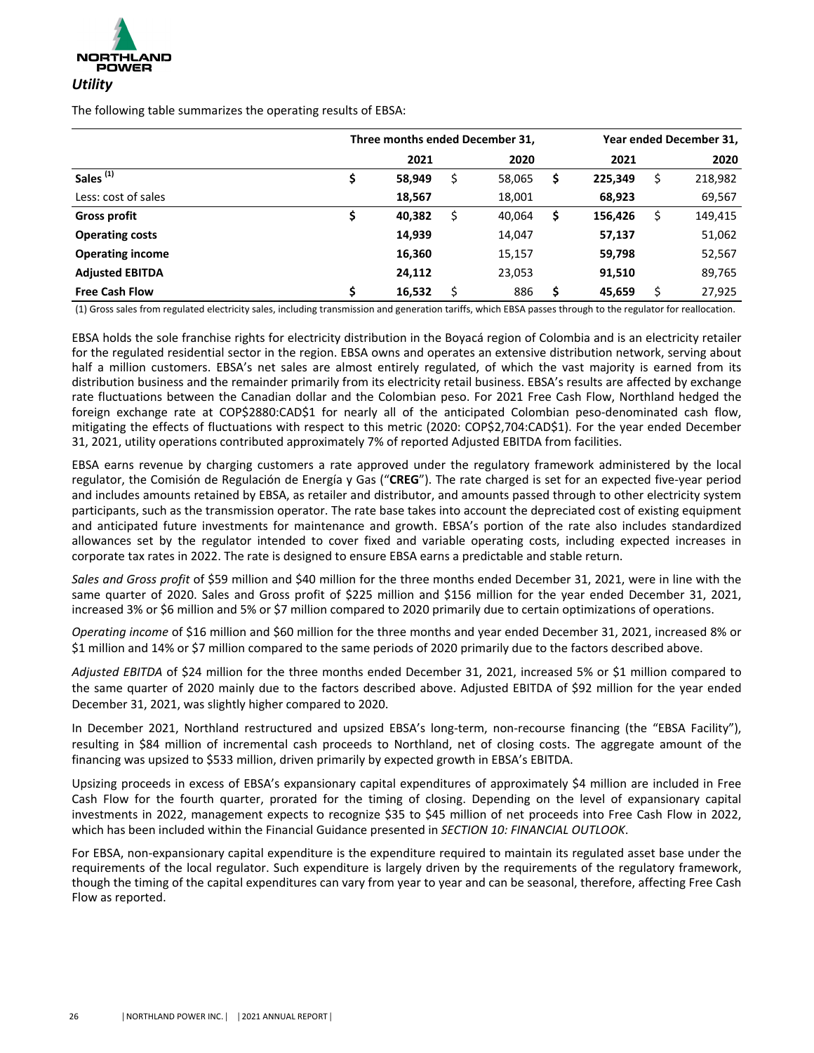## *Utility*

The following table summarizes the operating results of EBSA:

| | Three months ended December 31, | | Year ended December 31, | |
|---|---|---|---|---|
| | **2021** | 2020 | **2021** | 2020 |
| **Sales [(1)]** | **$ 58,949** | $ 58,065 | **$ 225,349** | $ 218,982 |
| Less: cost of sales | **18,567** | 18,001 | **68,923** | 69,567 |
| **Gross profit** | **$ 40,382** | $ 40,064 | **$ 156,426** | $ 149,415 |
| **Operating costs** | **14,939** | 14,047 | **57,137** | 51,062 |
| **Operating income** | **16,360** | 15,157 | **59,798** | 52,567 |
| **Adjusted EBITDA** | **24,112** | 23,053 | **91,510** | 89,765 |
| **Free Cash Flow** | **$ 16,532** | $ 886 | **$ 45,659** | $ 27,925 |

(1) Gross sales from regulated electricity sales, including transmission and generation tariffs, which EBSA passes through to the regulator for reallocation.

EBSA holds the sole franchise rights for electricity distribution in the Boyacá region of Colombia and is an electricity retailer for the regulated residential sector in the region. EBSA owns and operates an extensive distribution network, serving about half a million customers. EBSA's net sales are almost entirely regulated, of which the vast majority is earned from its distribution business and the remainder primarily from its electricity retail business. EBSA's results are affected by exchange rate fluctuations between the Canadian dollar and the Colombian peso. For 2021 Free Cash Flow, Northland hedged the foreign exchange rate at COP$2880:CAD$1 for nearly all of the anticipated Colombian peso-denominated cash flow, mitigating the effects of fluctuations with respect to this metric (2020: COP$2,704:CAD$1). For the year ended December 31, 2021, utility operations contributed approximately 7% of reported Adjusted EBITDA from facilities.

EBSA earns revenue by charging customers a rate approved under the regulatory framework administered by the local regulator, the Comisión de Regulación de Energía y Gas ("**CREG**"). The rate charged is set for an expected five-year period and includes amounts retained by EBSA, as retailer and distributor, and amounts passed through to other electricity system participants, such as the transmission operator. The rate base takes into account the depreciated cost of existing equipment and anticipated future investments for maintenance and growth. EBSA's portion of the rate also includes standardized allowances set by the regulator intended to cover fixed and variable operating costs, including expected increases in corporate tax rates in 2022. The rate is designed to ensure EBSA earns a predictable and stable return.

*Sales and Gross profit* of $59 million and $40 million for the three months ended December 31, 2021, were in line with the same quarter of 2020. Sales and Gross profit of $225 million and $156 million for the year ended December 31, 2021, increased 3% or $6 million and 5% or $7 million compared to 2020 primarily due to certain optimizations of operations.

*Operating income* of $16 million and $60 million for the three months and year ended December 31, 2021, increased 8% or $1 million and 14% or $7 million compared to the same periods of 2020 primarily due to the factors described above.

*Adjusted EBITDA* of $24 million for the three months ended December 31, 2021, increased 5% or $1 million compared to the same quarter of 2020 mainly due to the factors described above. Adjusted EBITDA of $92 million for the year ended December 31, 2021, was slightly higher compared to 2020.

In December 2021, Northland restructured and upsized EBSA's long-term, non-recourse financing (the "EBSA Facility"), resulting in $84 million of incremental cash proceeds to Northland, net of closing costs. The aggregate amount of the financing was upsized to $533 million, driven primarily by expected growth in EBSA's EBITDA.

Upsizing proceeds in excess of EBSA's expansionary capital expenditures of approximately $4 million are included in Free Cash Flow for the fourth quarter, prorated for the timing of closing. Depending on the level of expansionary capital investments in 2022, management expects to recognize $35 to $45 million of net proceeds into Free Cash Flow in 2022, which has been included within the Financial Guidance presented in *SECTION 10: FINANCIAL OUTLOOK*.

For EBSA, non-expansionary capital expenditure is the expenditure required to maintain its regulated asset base under the requirements of the local regulator. Such expenditure is largely driven by the requirements of the regulatory framework, though the timing of the capital expenditures can vary from year to year and can be seasonal, therefore, affecting Free Cash Flow as reported.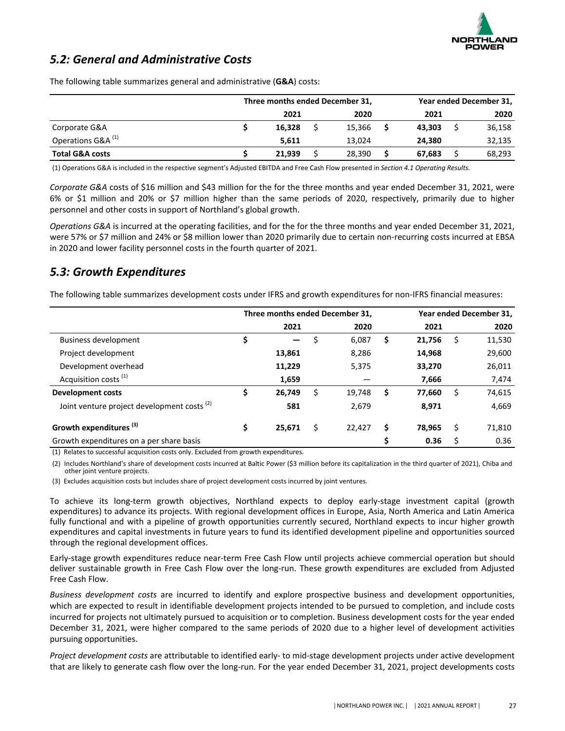## 5.2: General and Administrative Costs

The following table summarizes general and administrative (**G&A**) costs:

| | Three months ended December 31, | | Year ended December 31, | |
|---|---|---|---|---|
| | **2021** | 2020 | **2021** | 2020 |
| Corporate G&A | **$ 16,328** | $ 15,366 | **$ 43,303** | $ 36,158 |
| Operations G&A [(1)] | **5,611** | 13,024 | **24,380** | 32,135 |
| **Total G&A costs** | **$ 21,939** | $ 28,390 | **$ 67,683** | $ 68,293 |

(1) Operations G&A is included in the respective segment's Adjusted EBITDA and Free Cash Flow presented in *Section 4.1 Operating Results.*

*Corporate G&A* costs of $16 million and $43 million for the for the three months and year ended December 31, 2021, were 6% or $1 million and 20% or $7 million higher than the same periods of 2020, respectively, primarily due to higher personnel and other costs in support of Northland's global growth.

*Operations G&A* is incurred at the operating facilities, and for the for the three months and year ended December 31, 2021, were 57% or $7 million and 24% or $8 million lower than 2020 primarily due to certain non-recurring costs incurred at EBSA in 2020 and lower facility personnel costs in the fourth quarter of 2021.

## 5.3: Growth Expenditures

The following table summarizes development costs under IFRS and growth expenditures for non-IFRS financial measures:

| | Three months ended December 31, | | Year ended December 31, | |
|---|---|---|---|---|
| | **2021** | 2020 | **2021** | 2020 |
| Business development | **$ —** | $ 6,087 | **$ 21,756** | $ 11,530 |
| Project development | **13,861** | 8,286 | **14,968** | 29,600 |
| Development overhead | **11,229** | 5,375 | **33,270** | 26,011 |
| Acquisition costs [(1)] | **1,659** | — | **7,666** | 7,474 |
| **Development costs** | **$ 26,749** | $ 19,748 | **$ 77,660** | $ 74,615 |
| Joint venture project development costs [(2)] | **581** | 2,679 | **8,971** | 4,669 |
| **Growth expenditures [(3)]** | **$ 25,671** | $ 22,427 | **$ 78,965** | $ 71,810 |
| Growth expenditures on a per share basis | | | **$ 0.36** | $ 0.36 |

(1) Relates to successful acquisition costs only. Excluded from growth expenditures.

(2) Includes Northland's share of development costs incurred at Baltic Power ($3 million before its capitalization in the third quarter of 2021), Chiba and other joint venture projects.

(3) Excludes acquisition costs but includes share of project development costs incurred by joint ventures.

To achieve its long-term growth objectives, Northland expects to deploy early-stage investment capital (growth expenditures) to advance its projects. With regional development offices in Europe, Asia, North America and Latin America fully functional and with a pipeline of growth opportunities currently secured, Northland expects to incur higher growth expenditures and capital investments in future years to fund its identified development pipeline and opportunities sourced through the regional development offices.

Early-stage growth expenditures reduce near-term Free Cash Flow until projects achieve commercial operation but should deliver sustainable growth in Free Cash Flow over the long-run. These growth expenditures are excluded from Adjusted Free Cash Flow.

*Business development costs* are incurred to identify and explore prospective business and development opportunities, which are expected to result in identifiable development projects intended to be pursued to completion, and include costs incurred for projects not ultimately pursued to acquisition or to completion. Business development costs for the year ended December 31, 2021, were higher compared to the same periods of 2020 due to a higher level of development activities pursuing opportunities.

*Project development costs* are attributable to identified early- to mid-stage development projects under active development that are likely to generate cash flow over the long-run. For the year ended December 31, 2021, project developments costs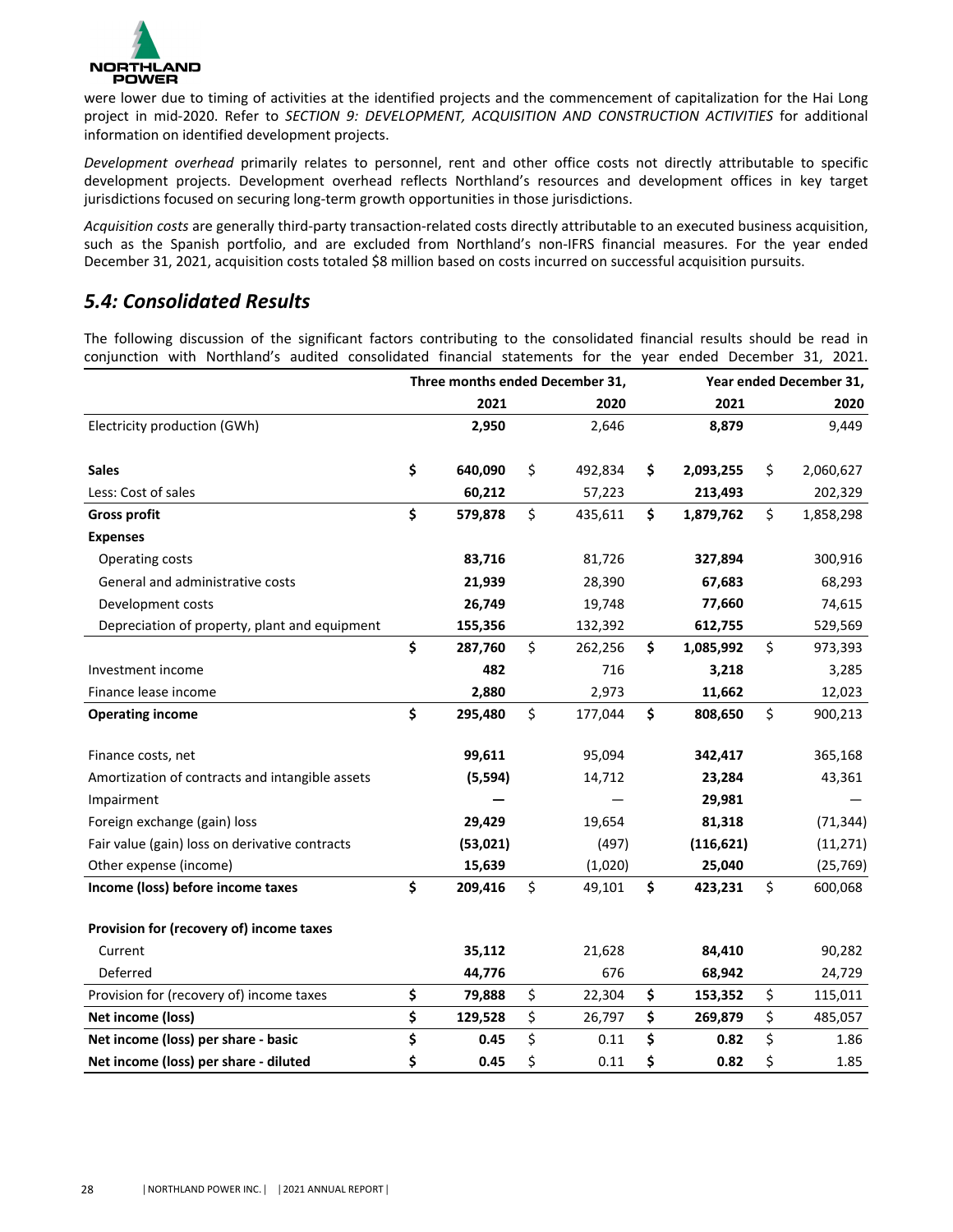were lower due to timing of activities at the identified projects and the commencement of capitalization for the Hai Long project in mid-2020. Refer to *SECTION 9: DEVELOPMENT, ACQUISITION AND CONSTRUCTION ACTIVITIES* for additional information on identified development projects.

*Development overhead* primarily relates to personnel, rent and other office costs not directly attributable to specific development projects. Development overhead reflects Northland's resources and development offices in key target jurisdictions focused on securing long-term growth opportunities in those jurisdictions.

*Acquisition costs* are generally third-party transaction-related costs directly attributable to an executed business acquisition, such as the Spanish portfolio, and are excluded from Northland's non-IFRS financial measures. For the year ended December 31, 2021, acquisition costs totaled $8 million based on costs incurred on successful acquisition pursuits.

## *5.4: Consolidated Results*

The following discussion of the significant factors contributing to the consolidated financial results should be read in conjunction with Northland's audited consolidated financial statements for the year ended December 31, 2021.

| | Three months ended December 31, | | Year ended December 31, | |
|---|---|---|---|---|
| | **2021** | 2020 | **2021** | 2020 |
| Electricity production (GWh) | **2,950** | 2,646 | **8,879** | 9,449 |
| | | | | |
| **Sales** | **$ 640,090** | $ 492,834 | **$ 2,093,255** | $ 2,060,627 |
| Less: Cost of sales | **60,212** | 57,223 | **213,493** | 202,329 |
| **Gross profit** | **$ 579,878** | $ 435,611 | **$ 1,879,762** | $ 1,858,298 |
| **Expenses** | | | | |
| Operating costs | **83,716** | 81,726 | **327,894** | 300,916 |
| General and administrative costs | **21,939** | 28,390 | **67,683** | 68,293 |
| Development costs | **26,749** | 19,748 | **77,660** | 74,615 |
| Depreciation of property, plant and equipment | **155,356** | 132,392 | **612,755** | 529,569 |
| | **$ 287,760** | $ 262,256 | **$ 1,085,992** | $ 973,393 |
| Investment income | **482** | 716 | **3,218** | 3,285 |
| Finance lease income | **2,880** | 2,973 | **11,662** | 12,023 |
| **Operating income** | **$ 295,480** | $ 177,044 | **$ 808,650** | $ 900,213 |
| | | | | |
| Finance costs, net | **99,611** | 95,094 | **342,417** | 365,168 |
| Amortization of contracts and intangible assets | **(5,594)** | 14,712 | **23,284** | 43,361 |
| Impairment | **—** | — | **29,981** | — |
| Foreign exchange (gain) loss | **29,429** | 19,654 | **81,318** | (71,344) |
| Fair value (gain) loss on derivative contracts | **(53,021)** | (497) | **(116,621)** | (11,271) |
| Other expense (income) | **15,639** | (1,020) | **25,040** | (25,769) |
| **Income (loss) before income taxes** | **$ 209,416** | $ 49,101 | **$ 423,231** | $ 600,068 |
| | | | | |
| **Provision for (recovery of) income taxes** | | | | |
| Current | **35,112** | 21,628 | **84,410** | 90,282 |
| Deferred | **44,776** | 676 | **68,942** | 24,729 |
| Provision for (recovery of) income taxes | **$ 79,888** | $ 22,304 | **$ 153,352** | $ 115,011 |
| **Net income (loss)** | **$ 129,528** | $ 26,797 | **$ 269,879** | $ 485,057 |
| **Net income (loss) per share - basic** | **$ 0.45** | $ 0.11 | **$ 0.82** | $ 1.86 |
| **Net income (loss) per share - diluted** | **$ 0.45** | $ 0.11 | **$ 0.82** | $ 1.85 |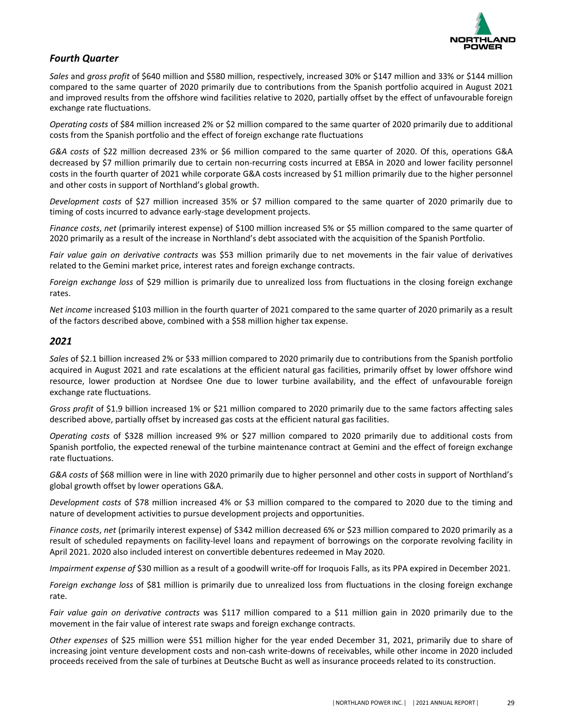### *Fourth Quarter*

*Sales* and *gross profit* of \$640 million and \$580 million, respectively, increased 30% or \$147 million and 33% or \$144 million compared to the same quarter of 2020 primarily due to contributions from the Spanish portfolio acquired in August 2021 and improved results from the offshore wind facilities relative to 2020, partially offset by the effect of unfavourable foreign exchange rate fluctuations.

*Operating costs* of \$84 million increased 2% or \$2 million compared to the same quarter of 2020 primarily due to additional costs from the Spanish portfolio and the effect of foreign exchange rate fluctuations

*G&A costs* of \$22 million decreased 23% or \$6 million compared to the same quarter of 2020. Of this, operations G&A decreased by \$7 million primarily due to certain non-recurring costs incurred at EBSA in 2020 and lower facility personnel costs in the fourth quarter of 2021 while corporate G&A costs increased by \$1 million primarily due to the higher personnel and other costs in support of Northland's global growth.

*Development costs* of \$27 million increased 35% or \$7 million compared to the same quarter of 2020 primarily due to timing of costs incurred to advance early-stage development projects.

*Finance costs*, *net* (primarily interest expense) of \$100 million increased 5% or \$5 million compared to the same quarter of 2020 primarily as a result of the increase in Northland's debt associated with the acquisition of the Spanish Portfolio.

*Fair value gain on derivative contracts* was \$53 million primarily due to net movements in the fair value of derivatives related to the Gemini market price, interest rates and foreign exchange contracts.

*Foreign exchange loss* of \$29 million is primarily due to unrealized loss from fluctuations in the closing foreign exchange rates.

*Net income* increased \$103 million in the fourth quarter of 2021 compared to the same quarter of 2020 primarily as a result of the factors described above, combined with a \$58 million higher tax expense.

### *2021*

*Sales* of \$2.1 billion increased 2% or \$33 million compared to 2020 primarily due to contributions from the Spanish portfolio acquired in August 2021 and rate escalations at the efficient natural gas facilities, primarily offset by lower offshore wind resource, lower production at Nordsee One due to lower turbine availability, and the effect of unfavourable foreign exchange rate fluctuations.

*Gross profit* of \$1.9 billion increased 1% or \$21 million compared to 2020 primarily due to the same factors affecting sales described above, partially offset by increased gas costs at the efficient natural gas facilities.

*Operating costs* of \$328 million increased 9% or \$27 million compared to 2020 primarily due to additional costs from Spanish portfolio, the expected renewal of the turbine maintenance contract at Gemini and the effect of foreign exchange rate fluctuations.

*G&A costs* of \$68 million were in line with 2020 primarily due to higher personnel and other costs in support of Northland's global growth offset by lower operations G&A.

*Development costs* of \$78 million increased 4% or \$3 million compared to the compared to 2020 due to the timing and nature of development activities to pursue development projects and opportunities.

*Finance costs*, *net* (primarily interest expense) of \$342 million decreased 6% or \$23 million compared to 2020 primarily as a result of scheduled repayments on facility-level loans and repayment of borrowings on the corporate revolving facility in April 2021. 2020 also included interest on convertible debentures redeemed in May 2020.

*Impairment expense of* \$30 million as a result of a goodwill write-off for Iroquois Falls, as its PPA expired in December 2021.

*Foreign exchange loss* of \$81 million is primarily due to unrealized loss from fluctuations in the closing foreign exchange rate.

*Fair value gain on derivative contracts* was \$117 million compared to a \$11 million gain in 2020 primarily due to the movement in the fair value of interest rate swaps and foreign exchange contracts.

*Other expenses* of \$25 million were \$51 million higher for the year ended December 31, 2021, primarily due to share of increasing joint venture development costs and non-cash write-downs of receivables, while other income in 2020 included proceeds received from the sale of turbines at Deutsche Bucht as well as insurance proceeds related to its construction.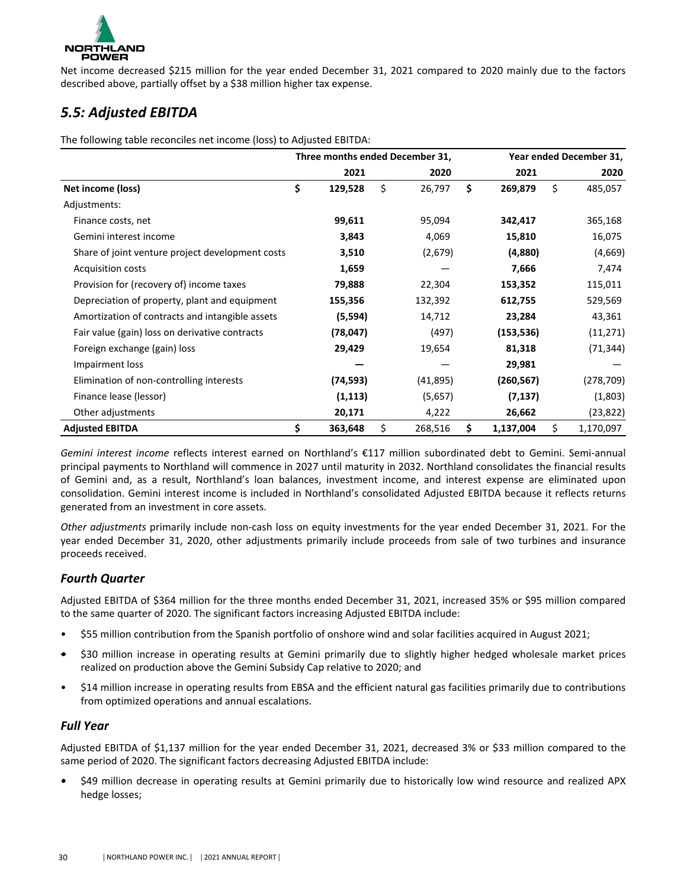Net income decreased $215 million for the year ended December 31, 2021 compared to 2020 mainly due to the factors described above, partially offset by a $38 million higher tax expense.

## *5.5: Adjusted EBITDA*

The following table reconciles net income (loss) to Adjusted EBITDA:

| | Three months ended December 31, | | Year ended December 31, | |
|---|---|---|---|---|
| | **2021** | 2020 | **2021** | 2020 |
| **Net income (loss)** | **$ 129,528** | $ 26,797 | **$ 269,879** | $ 485,057 |
| Adjustments: | | | | |
| Finance costs, net | **99,611** | 95,094 | **342,417** | 365,168 |
| Gemini interest income | **3,843** | 4,069 | **15,810** | 16,075 |
| Share of joint venture project development costs | **3,510** | (2,679) | **(4,880)** | (4,669) |
| Acquisition costs | **1,659** | — | **7,666** | 7,474 |
| Provision for (recovery of) income taxes | **79,888** | 22,304 | **153,352** | 115,011 |
| Depreciation of property, plant and equipment | **155,356** | 132,392 | **612,755** | 529,569 |
| Amortization of contracts and intangible assets | **(5,594)** | 14,712 | **23,284** | 43,361 |
| Fair value (gain) loss on derivative contracts | **(78,047)** | (497) | **(153,536)** | (11,271) |
| Foreign exchange (gain) loss | **29,429** | 19,654 | **81,318** | (71,344) |
| Impairment loss | **—** | — | **29,981** | — |
| Elimination of non-controlling interests | **(74,593)** | (41,895) | **(260,567)** | (278,709) |
| Finance lease (lessor) | **(1,113)** | (5,657) | **(7,137)** | (1,803) |
| Other adjustments | **20,171** | 4,222 | **26,662** | (23,822) |
| **Adjusted EBITDA** | **$ 363,648** | $ 268,516 | **$ 1,137,004** | $ 1,170,097 |

*Gemini interest income* reflects interest earned on Northland's €117 million subordinated debt to Gemini. Semi-annual principal payments to Northland will commence in 2027 until maturity in 2032. Northland consolidates the financial results of Gemini and, as a result, Northland's loan balances, investment income, and interest expense are eliminated upon consolidation. Gemini interest income is included in Northland's consolidated Adjusted EBITDA because it reflects returns generated from an investment in core assets.

*Other adjustments* primarily include non-cash loss on equity investments for the year ended December 31, 2021. For the year ended December 31, 2020, other adjustments primarily include proceeds from sale of two turbines and insurance proceeds received.

### *Fourth Quarter*

Adjusted EBITDA of $364 million for the three months ended December 31, 2021, increased 35% or $95 million compared to the same quarter of 2020. The significant factors increasing Adjusted EBITDA include:

- $55 million contribution from the Spanish portfolio of onshore wind and solar facilities acquired in August 2021;
- $30 million increase in operating results at Gemini primarily due to slightly higher hedged wholesale market prices realized on production above the Gemini Subsidy Cap relative to 2020; and
- $14 million increase in operating results from EBSA and the efficient natural gas facilities primarily due to contributions from optimized operations and annual escalations.

### *Full Year*

Adjusted EBITDA of $1,137 million for the year ended December 31, 2021, decreased 3% or $33 million compared to the same period of 2020. The significant factors decreasing Adjusted EBITDA include:

- $49 million decrease in operating results at Gemini primarily due to historically low wind resource and realized APX hedge losses;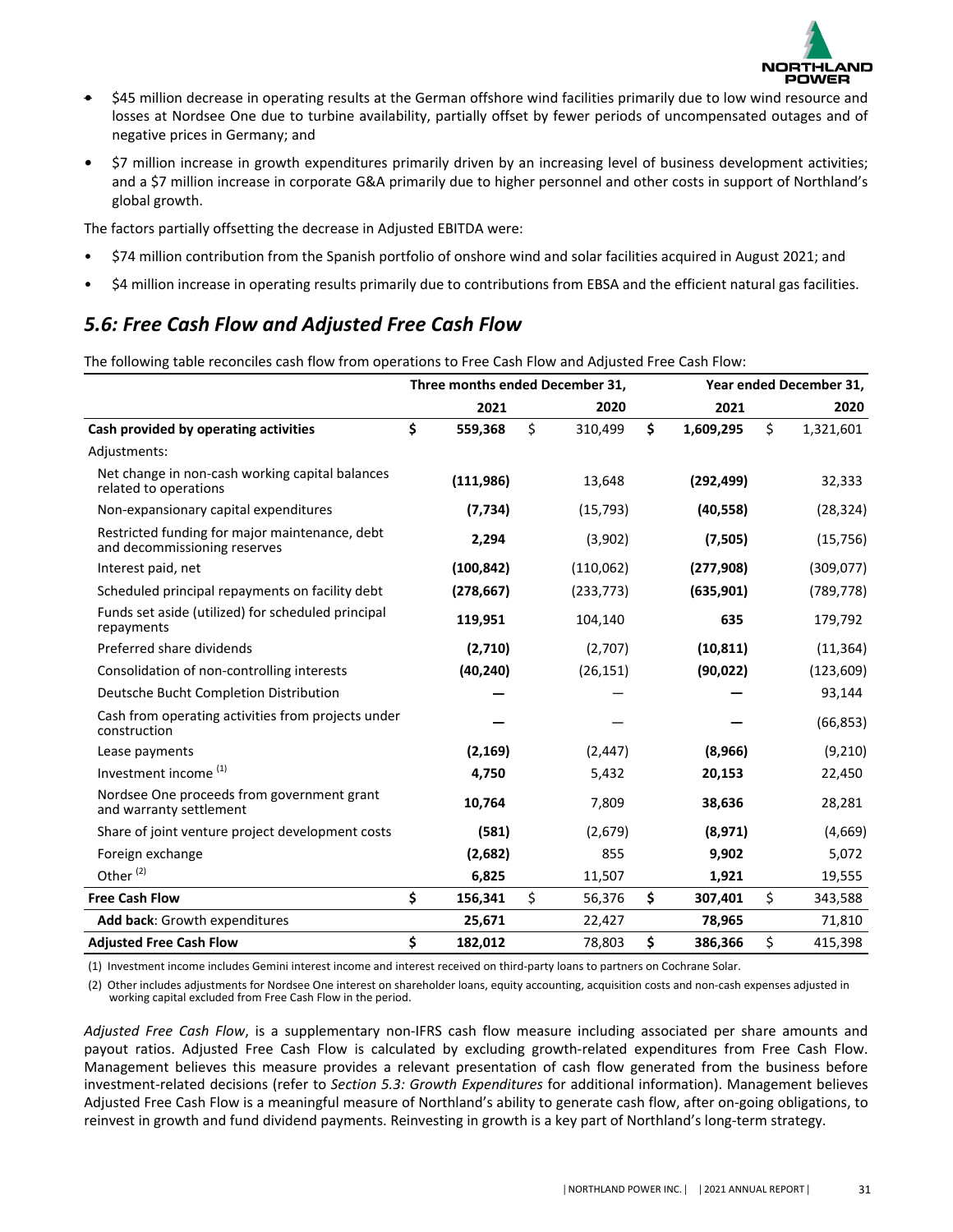- $45 million decrease in operating results at the German offshore wind facilities primarily due to low wind resource and losses at Nordsee One due to turbine availability, partially offset by fewer periods of uncompensated outages and of negative prices in Germany; and
- $7 million increase in growth expenditures primarily driven by an increasing level of business development activities; and a $7 million increase in corporate G&A primarily due to higher personnel and other costs in support of Northland's global growth.

The factors partially offsetting the decrease in Adjusted EBITDA were:

- $74 million contribution from the Spanish portfolio of onshore wind and solar facilities acquired in August 2021; and
- $4 million increase in operating results primarily due to contributions from EBSA and the efficient natural gas facilities.

## *5.6: Free Cash Flow and Adjusted Free Cash Flow*

The following table reconciles cash flow from operations to Free Cash Flow and Adjusted Free Cash Flow:

| | Three months ended December 31, | | Year ended December 31, | |
|---|---|---|---|---|
| | **2021** | 2020 | **2021** | 2020 |
| **Cash provided by operating activities** | **$ 559,368** | $ 310,499 | **$ 1,609,295** | $ 1,321,601 |
| Adjustments: | | | | |
| Net change in non-cash working capital balances related to operations | **(111,986)** | 13,648 | **(292,499)** | 32,333 |
| Non-expansionary capital expenditures | **(7,734)** | (15,793) | **(40,558)** | (28,324) |
| Restricted funding for major maintenance, debt and decommissioning reserves | **2,294** | (3,902) | **(7,505)** | (15,756) |
| Interest paid, net | **(100,842)** | (110,062) | **(277,908)** | (309,077) |
| Scheduled principal repayments on facility debt | **(278,667)** | (233,773) | **(635,901)** | (789,778) |
| Funds set aside (utilized) for scheduled principal repayments | **119,951** | 104,140 | **635** | 179,792 |
| Preferred share dividends | **(2,710)** | (2,707) | **(10,811)** | (11,364) |
| Consolidation of non-controlling interests | **(40,240)** | (26,151) | **(90,022)** | (123,609) |
| Deutsche Bucht Completion Distribution | **—** | — | **—** | 93,144 |
| Cash from operating activities from projects under construction | **—** | — | **—** | (66,853) |
| Lease payments | **(2,169)** | (2,447) | **(8,966)** | (9,210) |
| Investment income [1] | **4,750** | 5,432 | **20,153** | 22,450 |
| Nordsee One proceeds from government grant and warranty settlement | **10,764** | 7,809 | **38,636** | 28,281 |
| Share of joint venture project development costs | **(581)** | (2,679) | **(8,971)** | (4,669) |
| Foreign exchange | **(2,682)** | 855 | **9,902** | 5,072 |
| Other [2] | **6,825** | 11,507 | **1,921** | 19,555 |
| **Free Cash Flow** | **$ 156,341** | $ 56,376 | **$ 307,401** | $ 343,588 |
| **Add back**: Growth expenditures | **25,671** | 22,427 | **78,965** | 71,810 |
| **Adjusted Free Cash Flow** | **$ 182,012** | 78,803 | **$ 386,366** | $ 415,398 |

(1) Investment income includes Gemini interest income and interest received on third-party loans to partners on Cochrane Solar.

(2) Other includes adjustments for Nordsee One interest on shareholder loans, equity accounting, acquisition costs and non-cash expenses adjusted in working capital excluded from Free Cash Flow in the period.

*Adjusted Free Cash Flow*, is a supplementary non-IFRS cash flow measure including associated per share amounts and payout ratios. Adjusted Free Cash Flow is calculated by excluding growth-related expenditures from Free Cash Flow. Management believes this measure provides a relevant presentation of cash flow generated from the business before investment-related decisions (refer to *Section 5.3: Growth Expenditures* for additional information). Management believes Adjusted Free Cash Flow is a meaningful measure of Northland's ability to generate cash flow, after on-going obligations, to reinvest in growth and fund dividend payments. Reinvesting in growth is a key part of Northland's long-term strategy.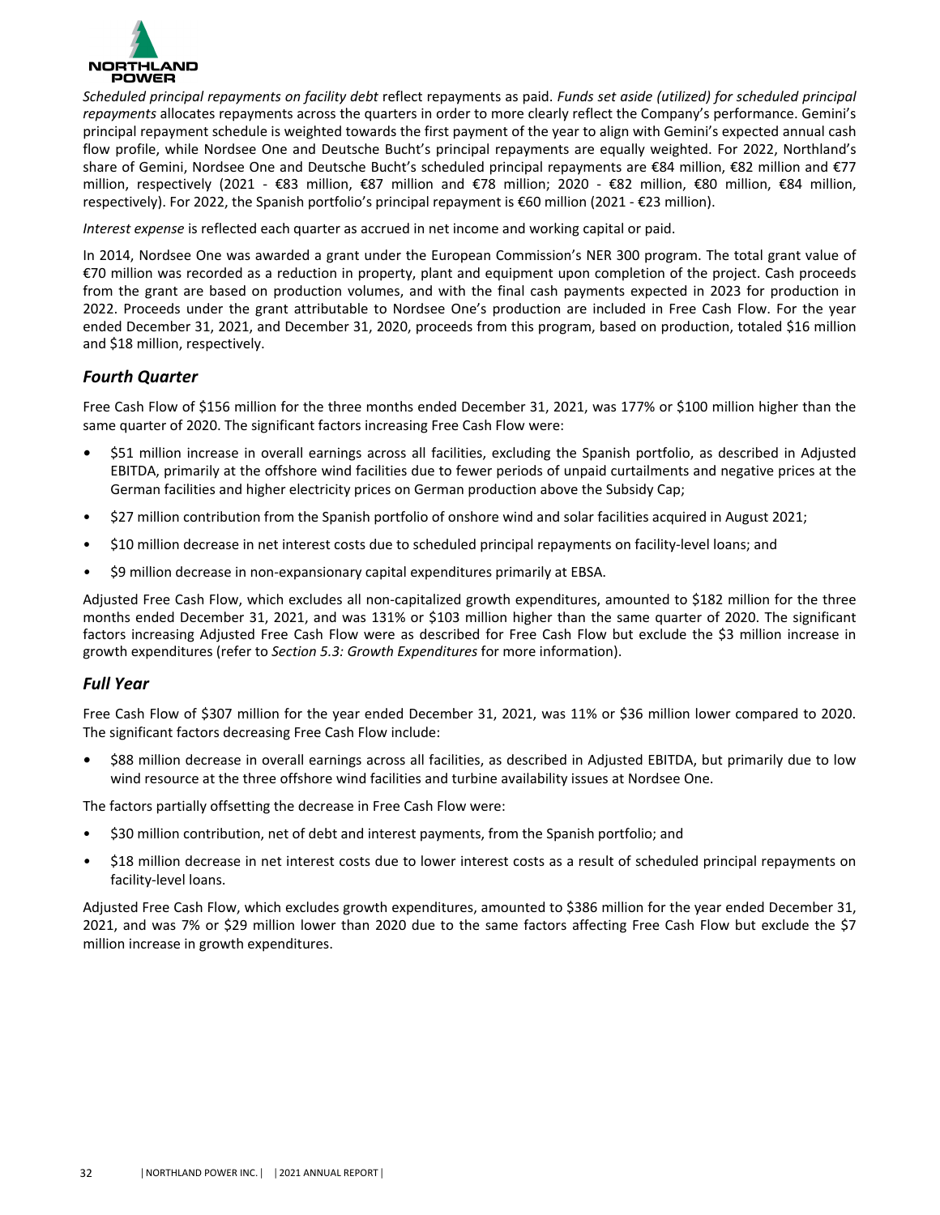*Scheduled principal repayments on facility debt* reflect repayments as paid. *Funds set aside (utilized) for scheduled principal repayments* allocates repayments across the quarters in order to more clearly reflect the Company's performance. Gemini's principal repayment schedule is weighted towards the first payment of the year to align with Gemini's expected annual cash flow profile, while Nordsee One and Deutsche Bucht's principal repayments are equally weighted. For 2022, Northland's share of Gemini, Nordsee One and Deutsche Bucht's scheduled principal repayments are €84 million, €82 million and €77 million, respectively (2021 - €83 million, €87 million and €78 million; 2020 - €82 million, €80 million, €84 million, respectively). For 2022, the Spanish portfolio's principal repayment is €60 million (2021 - €23 million).

*Interest expense* is reflected each quarter as accrued in net income and working capital or paid.

In 2014, Nordsee One was awarded a grant under the European Commission's NER 300 program. The total grant value of €70 million was recorded as a reduction in property, plant and equipment upon completion of the project. Cash proceeds from the grant are based on production volumes, and with the final cash payments expected in 2023 for production in 2022. Proceeds under the grant attributable to Nordsee One's production are included in Free Cash Flow. For the year ended December 31, 2021, and December 31, 2020, proceeds from this program, based on production, totaled $16 million and $18 million, respectively.

## *Fourth Quarter*

Free Cash Flow of $156 million for the three months ended December 31, 2021, was 177% or $100 million higher than the same quarter of 2020. The significant factors increasing Free Cash Flow were:

- $51 million increase in overall earnings across all facilities, excluding the Spanish portfolio, as described in Adjusted EBITDA, primarily at the offshore wind facilities due to fewer periods of unpaid curtailments and negative prices at the German facilities and higher electricity prices on German production above the Subsidy Cap;
- $27 million contribution from the Spanish portfolio of onshore wind and solar facilities acquired in August 2021;
- $10 million decrease in net interest costs due to scheduled principal repayments on facility-level loans; and
- $9 million decrease in non-expansionary capital expenditures primarily at EBSA.

Adjusted Free Cash Flow, which excludes all non-capitalized growth expenditures, amounted to $182 million for the three months ended December 31, 2021, and was 131% or $103 million higher than the same quarter of 2020. The significant factors increasing Adjusted Free Cash Flow were as described for Free Cash Flow but exclude the $3 million increase in growth expenditures (refer to *Section 5.3: Growth Expenditures* for more information).

## *Full Year*

Free Cash Flow of $307 million for the year ended December 31, 2021, was 11% or $36 million lower compared to 2020. The significant factors decreasing Free Cash Flow include:

- $88 million decrease in overall earnings across all facilities, as described in Adjusted EBITDA, but primarily due to low wind resource at the three offshore wind facilities and turbine availability issues at Nordsee One.

The factors partially offsetting the decrease in Free Cash Flow were:

- $30 million contribution, net of debt and interest payments, from the Spanish portfolio; and
- $18 million decrease in net interest costs due to lower interest costs as a result of scheduled principal repayments on facility-level loans.

Adjusted Free Cash Flow, which excludes growth expenditures, amounted to $386 million for the year ended December 31, 2021, and was 7% or $29 million lower than 2020 due to the same factors affecting Free Cash Flow but exclude the $7 million increase in growth expenditures.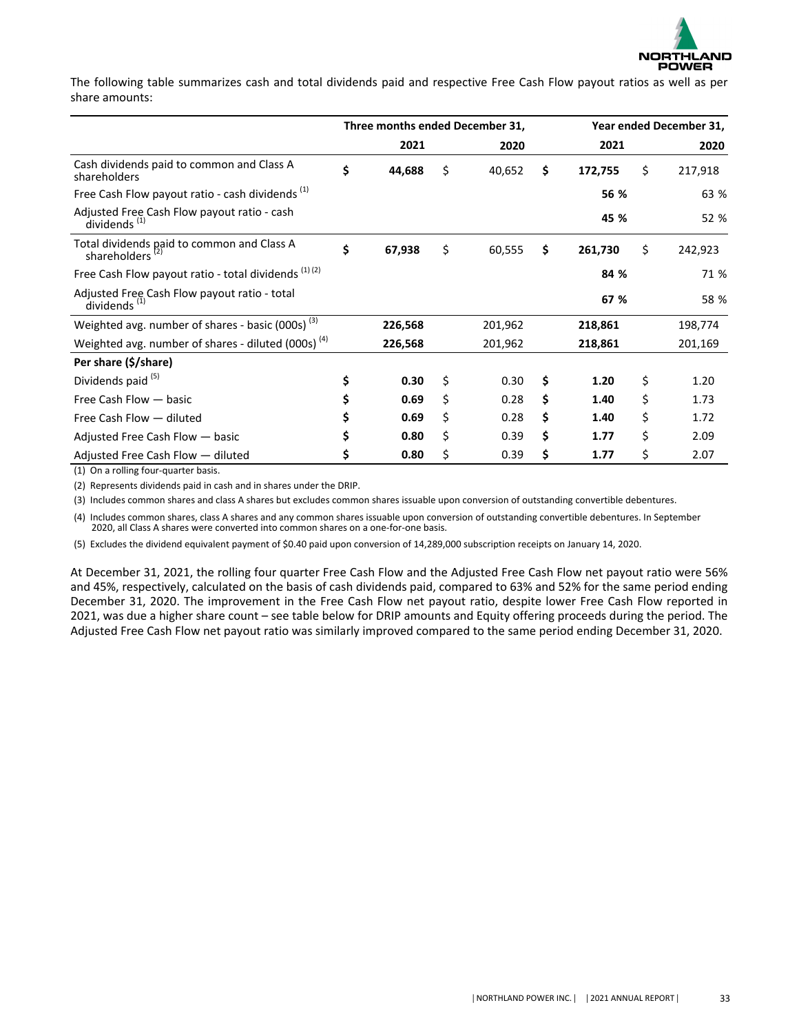The following table summarizes cash and total dividends paid and respective Free Cash Flow payout ratios as well as per share amounts:

| | Three months ended December 31, | | Year ended December 31, | |
|---|---|---|---|---|
| | **2021** | 2020 | **2021** | 2020 |
| Cash dividends paid to common and Class A shareholders | **$ 44,688** | $ 40,652 | **$ 172,755** | $ 217,918 |
| Free Cash Flow payout ratio - cash dividends [1] | | | **56 %** | 63 % |
| Adjusted Free Cash Flow payout ratio - cash dividends [1] | | | **45 %** | 52 % |
| Total dividends paid to common and Class A shareholders [2] | **$ 67,938** | $ 60,555 | **$ 261,730** | $ 242,923 |
| Free Cash Flow payout ratio - total dividends [1] [2] | | | **84 %** | 71 % |
| Adjusted Free Cash Flow payout ratio - total dividends [1] | | | **67 %** | 58 % |
| Weighted avg. number of shares - basic (000s) [3] | **226,568** | 201,962 | **218,861** | 198,774 |
| Weighted avg. number of shares - diluted (000s) [4] | **226,568** | 201,962 | **218,861** | 201,169 |
| **Per share ($/share)** | | | | |
| Dividends paid [5] | **$ 0.30** | $ 0.30 | **$ 1.20** | $ 1.20 |
| Free Cash Flow — basic | **$ 0.69** | $ 0.28 | **$ 1.40** | $ 1.73 |
| Free Cash Flow — diluted | **$ 0.69** | $ 0.28 | **$ 1.40** | $ 1.72 |
| Adjusted Free Cash Flow — basic | **$ 0.80** | $ 0.39 | **$ 1.77** | $ 2.09 |
| Adjusted Free Cash Flow — diluted | **$ 0.80** | $ 0.39 | **$ 1.77** | $ 2.07 |

(1) On a rolling four-quarter basis.

(2) Represents dividends paid in cash and in shares under the DRIP.

(3) Includes common shares and class A shares but excludes common shares issuable upon conversion of outstanding convertible debentures.

(4) Includes common shares, class A shares and any common shares issuable upon conversion of outstanding convertible debentures. In September 2020, all Class A shares were converted into common shares on a one-for-one basis.

(5) Excludes the dividend equivalent payment of $0.40 paid upon conversion of 14,289,000 subscription receipts on January 14, 2020.

At December 31, 2021, the rolling four quarter Free Cash Flow and the Adjusted Free Cash Flow net payout ratio were 56% and 45%, respectively, calculated on the basis of cash dividends paid, compared to 63% and 52% for the same period ending December 31, 2020. The improvement in the Free Cash Flow net payout ratio, despite lower Free Cash Flow reported in 2021, was due a higher share count – see table below for DRIP amounts and Equity offering proceeds during the period. The Adjusted Free Cash Flow net payout ratio was similarly improved compared to the same period ending December 31, 2020.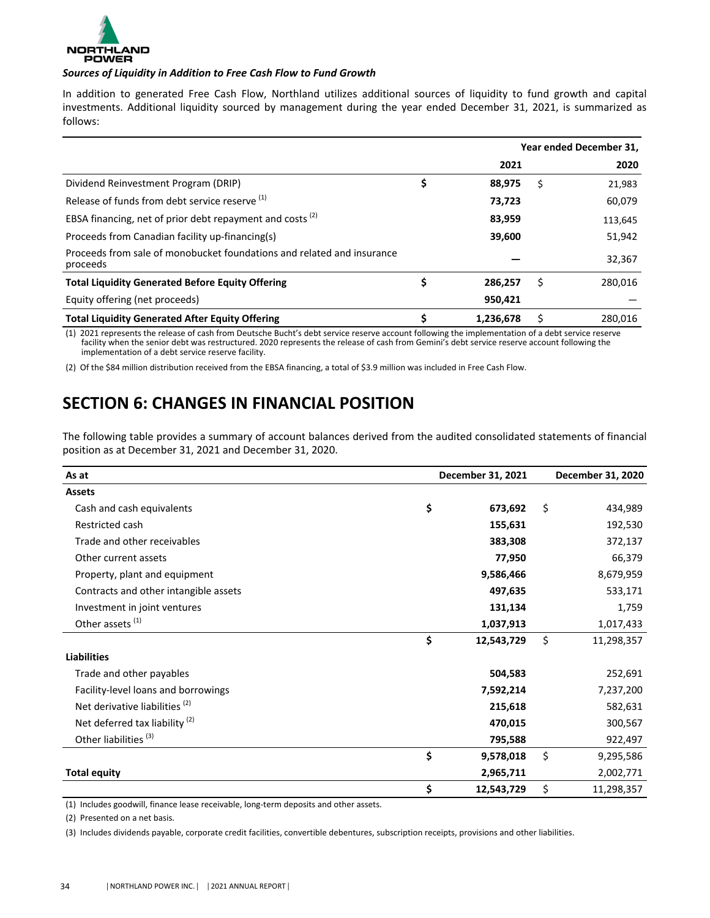### *Sources of Liquidity in Addition to Free Cash Flow to Fund Growth*

In addition to generated Free Cash Flow, Northland utilizes additional sources of liquidity to fund growth and capital investments. Additional liquidity sourced by management during the year ended December 31, 2021, is summarized as follows:

| | Year ended December 31, | |
|---|---|---|
| | **2021** | **2020** |
| Dividend Reinvestment Program (DRIP) | **$ 88,975** | $ 21,983 |
| Release of funds from debt service reserve [1] | **73,723** | 60,079 |
| EBSA financing, net of prior debt repayment and costs [2] | **83,959** | 113,645 |
| Proceeds from Canadian facility up-financing(s) | **39,600** | 51,942 |
| Proceeds from sale of monobucket foundations and related and insurance proceeds | **—** | 32,367 |
| **Total Liquidity Generated Before Equity Offering** | **$ 286,257** | $ 280,016 |
| Equity offering (net proceeds) | **950,421** | — |
| **Total Liquidity Generated After Equity Offering** | **$ 1,236,678** | $ 280,016 |

(1) 2021 represents the release of cash from Deutsche Bucht's debt service reserve account following the implementation of a debt service reserve facility when the senior debt was restructured. 2020 represents the release of cash from Gemini's debt service reserve account following the implementation of a debt service reserve facility.

(2) Of the $84 million distribution received from the EBSA financing, a total of $3.9 million was included in Free Cash Flow.

# SECTION 6: CHANGES IN FINANCIAL POSITION

The following table provides a summary of account balances derived from the audited consolidated statements of financial position as at December 31, 2021 and December 31, 2020.

| As at | December 31, 2021 | December 31, 2020 |
|---|---|---|
| **Assets** | | |
| Cash and cash equivalents | **$ 673,692** | $ 434,989 |
| Restricted cash | **155,631** | 192,530 |
| Trade and other receivables | **383,308** | 372,137 |
| Other current assets | **77,950** | 66,379 |
| Property, plant and equipment | **9,586,466** | 8,679,959 |
| Contracts and other intangible assets | **497,635** | 533,171 |
| Investment in joint ventures | **131,134** | 1,759 |
| Other assets [1] | **1,037,913** | 1,017,433 |
| | **$ 12,543,729** | $ 11,298,357 |
| **Liabilities** | | |
| Trade and other payables | **504,583** | 252,691 |
| Facility-level loans and borrowings | **7,592,214** | 7,237,200 |
| Net derivative liabilities [2] | **215,618** | 582,631 |
| Net deferred tax liability [2] | **470,015** | 300,567 |
| Other liabilities [3] | **795,588** | 922,497 |
| | **$ 9,578,018** | $ 9,295,586 |
| **Total equity** | **2,965,711** | 2,002,771 |
| | **$ 12,543,729** | $ 11,298,357 |

(1) Includes goodwill, finance lease receivable, long-term deposits and other assets.

(2) Presented on a net basis.

(3) Includes dividends payable, corporate credit facilities, convertible debentures, subscription receipts, provisions and other liabilities.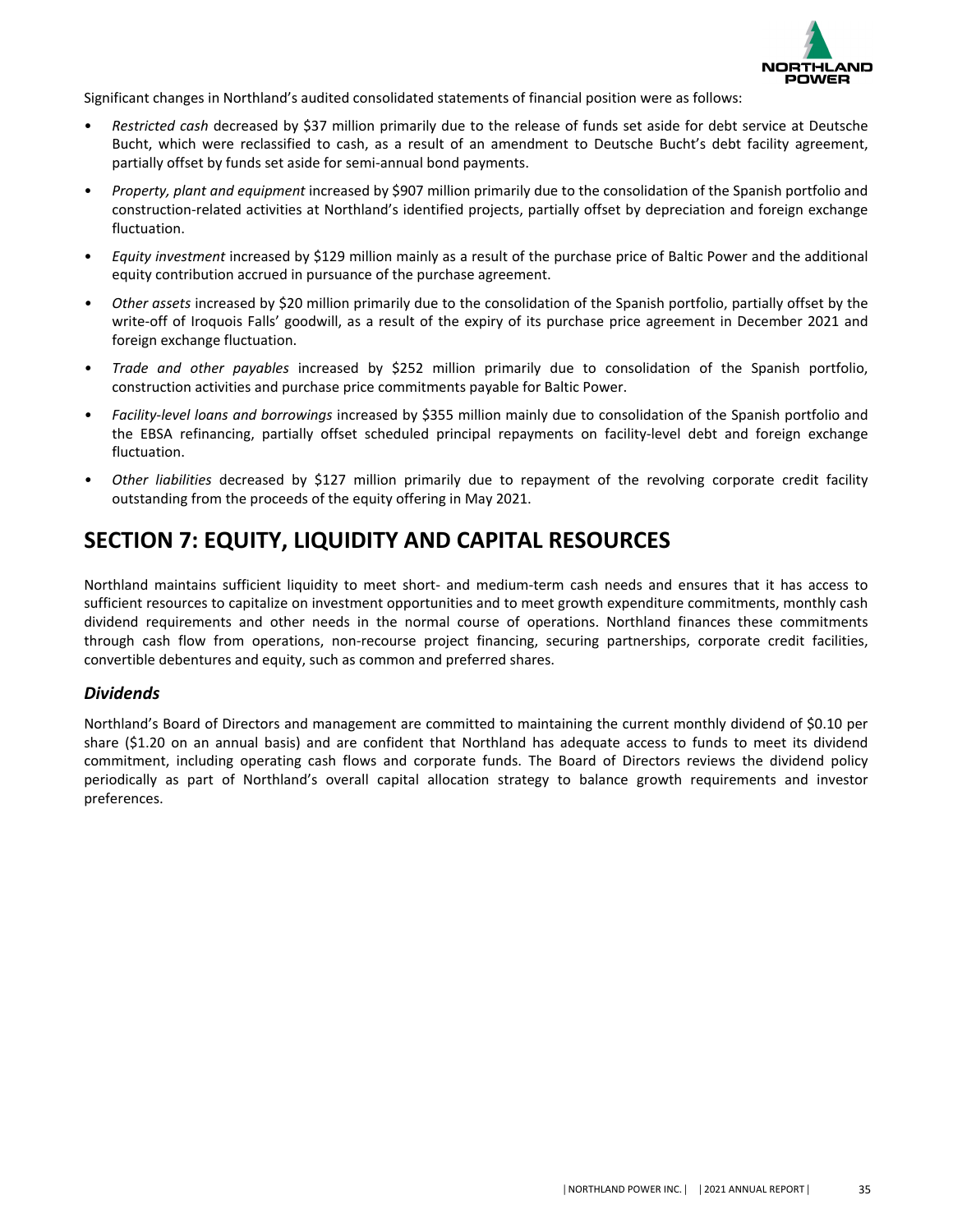Significant changes in Northland's audited consolidated statements of financial position were as follows:

- *Restricted cash* decreased by $37 million primarily due to the release of funds set aside for debt service at Deutsche Bucht, which were reclassified to cash, as a result of an amendment to Deutsche Bucht's debt facility agreement, partially offset by funds set aside for semi-annual bond payments.
- *Property, plant and equipment* increased by $907 million primarily due to the consolidation of the Spanish portfolio and construction-related activities at Northland's identified projects, partially offset by depreciation and foreign exchange fluctuation.
- *Equity investment* increased by $129 million mainly as a result of the purchase price of Baltic Power and the additional equity contribution accrued in pursuance of the purchase agreement.
- *Other assets* increased by $20 million primarily due to the consolidation of the Spanish portfolio, partially offset by the write-off of Iroquois Falls' goodwill, as a result of the expiry of its purchase price agreement in December 2021 and foreign exchange fluctuation.
- *Trade and other payables* increased by $252 million primarily due to consolidation of the Spanish portfolio, construction activities and purchase price commitments payable for Baltic Power.
- *Facility-level loans and borrowings* increased by $355 million mainly due to consolidation of the Spanish portfolio and the EBSA refinancing, partially offset scheduled principal repayments on facility-level debt and foreign exchange fluctuation.
- *Other liabilities* decreased by $127 million primarily due to repayment of the revolving corporate credit facility outstanding from the proceeds of the equity offering in May 2021.

# SECTION 7: EQUITY, LIQUIDITY AND CAPITAL RESOURCES

Northland maintains sufficient liquidity to meet short- and medium-term cash needs and ensures that it has access to sufficient resources to capitalize on investment opportunities and to meet growth expenditure commitments, monthly cash dividend requirements and other needs in the normal course of operations. Northland finances these commitments through cash flow from operations, non-recourse project financing, securing partnerships, corporate credit facilities, convertible debentures and equity, such as common and preferred shares.

## *Dividends*

Northland's Board of Directors and management are committed to maintaining the current monthly dividend of $0.10 per share ($1.20 on an annual basis) and are confident that Northland has adequate access to funds to meet its dividend commitment, including operating cash flows and corporate funds. The Board of Directors reviews the dividend policy periodically as part of Northland's overall capital allocation strategy to balance growth requirements and investor preferences.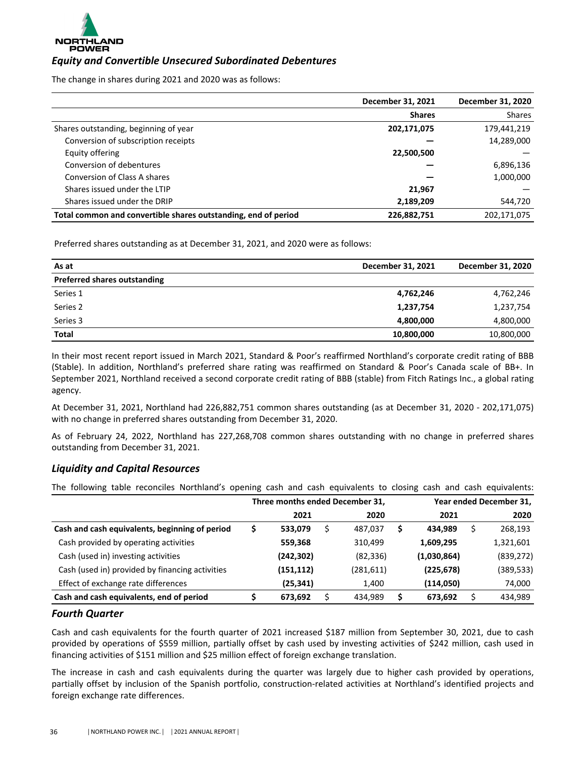## *Equity and Convertible Unsecured Subordinated Debentures*

The change in shares during 2021 and 2020 was as follows:

| | December 31, 2021 | December 31, 2020 |
|---|---|---|
| | **Shares** | Shares |
| Shares outstanding, beginning of year | **202,171,075** | 179,441,219 |
| Conversion of subscription receipts | **—** | 14,289,000 |
| Equity offering | **22,500,500** | — |
| Conversion of debentures | **—** | 6,896,136 |
| Conversion of Class A shares | **—** | 1,000,000 |
| Shares issued under the LTIP | **21,967** | — |
| Shares issued under the DRIP | **2,189,209** | 544,720 |
| **Total common and convertible shares outstanding, end of period** | **226,882,751** | 202,171,075 |

Preferred shares outstanding as at December 31, 2021, and 2020 were as follows:

| As at | December 31, 2021 | December 31, 2020 |
|---|---|---|
| **Preferred shares outstanding** | | |
| Series 1 | **4,762,246** | 4,762,246 |
| Series 2 | **1,237,754** | 1,237,754 |
| Series 3 | **4,800,000** | 4,800,000 |
| **Total** | **10,800,000** | 10,800,000 |

In their most recent report issued in March 2021, Standard & Poor's reaffirmed Northland's corporate credit rating of BBB (Stable). In addition, Northland's preferred share rating was reaffirmed on Standard & Poor's Canada scale of BB+. In September 2021, Northland received a second corporate credit rating of BBB (stable) from Fitch Ratings Inc., a global rating agency.

At December 31, 2021, Northland had 226,882,751 common shares outstanding (as at December 31, 2020 - 202,171,075) with no change in preferred shares outstanding from December 31, 2020.

As of February 24, 2022, Northland has 227,268,708 common shares outstanding with no change in preferred shares outstanding from December 31, 2021.

## *Liquidity and Capital Resources*

The following table reconciles Northland's opening cash and cash equivalents to closing cash and cash equivalents:

| | Three months ended December 31, | | Year ended December 31, | |
|---|---|---|---|---|
| | **2021** | **2020** | **2021** | **2020** |
| **Cash and cash equivalents, beginning of period** | **$ 533,079** | $ 487,037 | **$ 434,989** | $ 268,193 |
| Cash provided by operating activities | **559,368** | 310,499 | **1,609,295** | 1,321,601 |
| Cash (used in) investing activities | **(242,302)** | (82,336) | **(1,030,864)** | (839,272) |
| Cash (used in) provided by financing activities | **(151,112)** | (281,611) | **(225,678)** | (389,533) |
| Effect of exchange rate differences | **(25,341)** | 1,400 | **(114,050)** | 74,000 |
| **Cash and cash equivalents, end of period** | **$ 673,692** | $ 434,989 | **$ 673,692** | $ 434,989 |

## *Fourth Quarter*

Cash and cash equivalents for the fourth quarter of 2021 increased $187 million from September 30, 2021, due to cash provided by operations of $559 million, partially offset by cash used by investing activities of $242 million, cash used in financing activities of $151 million and $25 million effect of foreign exchange translation.

The increase in cash and cash equivalents during the quarter was largely due to higher cash provided by operations, partially offset by inclusion of the Spanish portfolio, construction-related activities at Northland's identified projects and foreign exchange rate differences.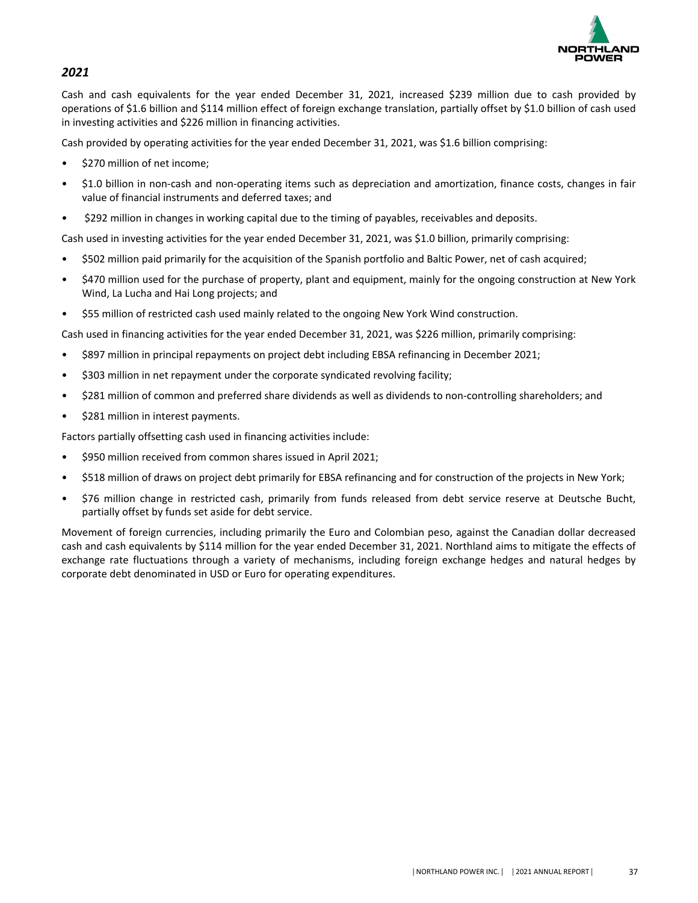### *2021*

Cash and cash equivalents for the year ended December 31, 2021, increased $239 million due to cash provided by operations of $1.6 billion and $114 million effect of foreign exchange translation, partially offset by $1.0 billion of cash used in investing activities and $226 million in financing activities.

Cash provided by operating activities for the year ended December 31, 2021, was $1.6 billion comprising:

- $270 million of net income;
- $1.0 billion in non-cash and non-operating items such as depreciation and amortization, finance costs, changes in fair value of financial instruments and deferred taxes; and
- $292 million in changes in working capital due to the timing of payables, receivables and deposits.

Cash used in investing activities for the year ended December 31, 2021, was $1.0 billion, primarily comprising:

- $502 million paid primarily for the acquisition of the Spanish portfolio and Baltic Power, net of cash acquired;
- $470 million used for the purchase of property, plant and equipment, mainly for the ongoing construction at New York Wind, La Lucha and Hai Long projects; and
- $55 million of restricted cash used mainly related to the ongoing New York Wind construction.

Cash used in financing activities for the year ended December 31, 2021, was $226 million, primarily comprising:

- $897 million in principal repayments on project debt including EBSA refinancing in December 2021;
- $303 million in net repayment under the corporate syndicated revolving facility;
- $281 million of common and preferred share dividends as well as dividends to non-controlling shareholders; and
- $281 million in interest payments.

Factors partially offsetting cash used in financing activities include:

- $950 million received from common shares issued in April 2021;
- $518 million of draws on project debt primarily for EBSA refinancing and for construction of the projects in New York;
- $76 million change in restricted cash, primarily from funds released from debt service reserve at Deutsche Bucht, partially offset by funds set aside for debt service.

Movement of foreign currencies, including primarily the Euro and Colombian peso, against the Canadian dollar decreased cash and cash equivalents by $114 million for the year ended December 31, 2021. Northland aims to mitigate the effects of exchange rate fluctuations through a variety of mechanisms, including foreign exchange hedges and natural hedges by corporate debt denominated in USD or Euro for operating expenditures.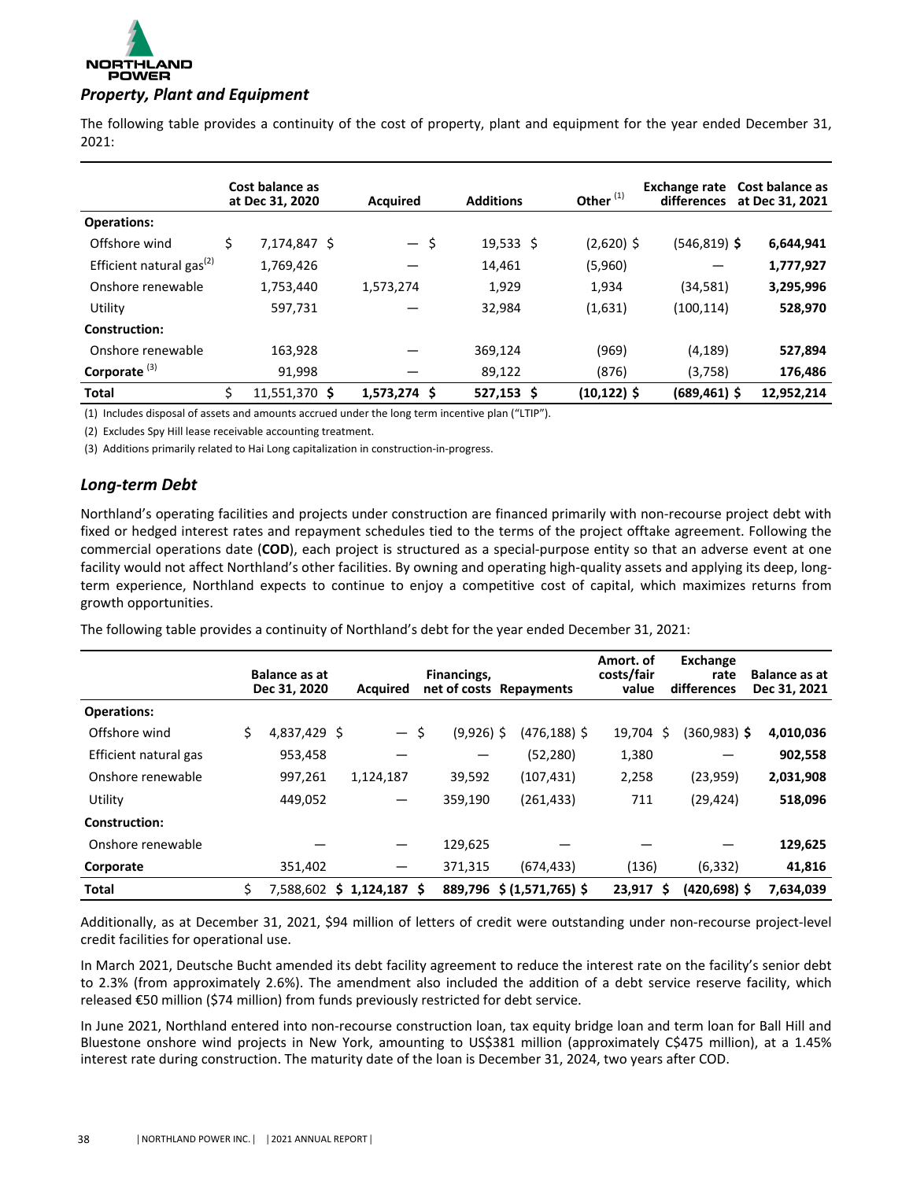## *Property, Plant and Equipment*

The following table provides a continuity of the cost of property, plant and equipment for the year ended December 31, 2021:

| | Cost balance as at Dec 31, 2020 | Acquired | Additions | Other [(1)] | Exchange rate differences | Cost balance as at Dec 31, 2021 |
|---|---|---|---|---|---|---|
| **Operations:** | | | | | | |
| Offshore wind | $ 7,174,847 | $ — | $ 19,533 | $ (2,620) | $ (546,819) | **$ 6,644,941** |
| Efficient natural gas[(2)] | 1,769,426 | — | 14,461 | (5,960) | — | **1,777,927** |
| Onshore renewable | 1,753,440 | 1,573,274 | 1,929 | 1,934 | (34,581) | **3,295,996** |
| Utility | 597,731 | — | 32,984 | (1,631) | (100,114) | **528,970** |
| **Construction:** | | | | | | |
| Onshore renewable | 163,928 | — | 369,124 | (969) | (4,189) | **527,894** |
| **Corporate** [(3)] | 91,998 | — | 89,122 | (876) | (3,758) | **176,486** |
| **Total** | $ 11,551,370 | **$ 1,573,274** | **$ 527,153** | **$ (10,122)** | **$ (689,461)** | **$ 12,952,214** |

(1) Includes disposal of assets and amounts accrued under the long term incentive plan ("LTIP").

(2) Excludes Spy Hill lease receivable accounting treatment.

(3) Additions primarily related to Hai Long capitalization in construction-in-progress.

## *Long-term Debt*

Northland's operating facilities and projects under construction are financed primarily with non-recourse project debt with fixed or hedged interest rates and repayment schedules tied to the terms of the project offtake agreement. Following the commercial operations date (**COD**), each project is structured as a special-purpose entity so that an adverse event at one facility would not affect Northland's other facilities. By owning and operating high-quality assets and applying its deep, long-term experience, Northland expects to continue to enjoy a competitive cost of capital, which maximizes returns from growth opportunities.

The following table provides a continuity of Northland's debt for the year ended December 31, 2021:

| | Balance as at Dec 31, 2020 | Acquired | Financings, net of costs | Repayments | Amort. of costs/fair value | Exchange rate differences | Balance as at Dec 31, 2021 |
|---|---|---|---|---|---|---|---|
| **Operations:** | | | | | | | |
| Offshore wind | $ 4,837,429 | $ — | $ (9,926) | $ (476,188) | $ 19,704 | $ (360,983) | **$ 4,010,036** |
| Efficient natural gas | 953,458 | — | — | (52,280) | 1,380 | — | **902,558** |
| Onshore renewable | 997,261 | 1,124,187 | 39,592 | (107,431) | 2,258 | (23,959) | **2,031,908** |
| Utility | 449,052 | — | 359,190 | (261,433) | 711 | (29,424) | **518,096** |
| **Construction:** | | | | | | | |
| Onshore renewable | — | — | 129,625 | — | — | — | **129,625** |
| **Corporate** | 351,402 | — | 371,315 | (674,433) | (136) | (6,332) | **41,816** |
| **Total** | $ 7,588,602 | **$ 1,124,187** | **$ 889,796** | **$ (1,571,765)** | **$ 23,917** | **$ (420,698)** | **$ 7,634,039** |

Additionally, as at December 31, 2021, $94 million of letters of credit were outstanding under non-recourse project-level credit facilities for operational use.

In March 2021, Deutsche Bucht amended its debt facility agreement to reduce the interest rate on the facility's senior debt to 2.3% (from approximately 2.6%). The amendment also included the addition of a debt service reserve facility, which released €50 million ($74 million) from funds previously restricted for debt service.

In June 2021, Northland entered into non-recourse construction loan, tax equity bridge loan and term loan for Ball Hill and Bluestone onshore wind projects in New York, amounting to US$381 million (approximately C$475 million), at a 1.45% interest rate during construction. The maturity date of the loan is December 31, 2024, two years after COD.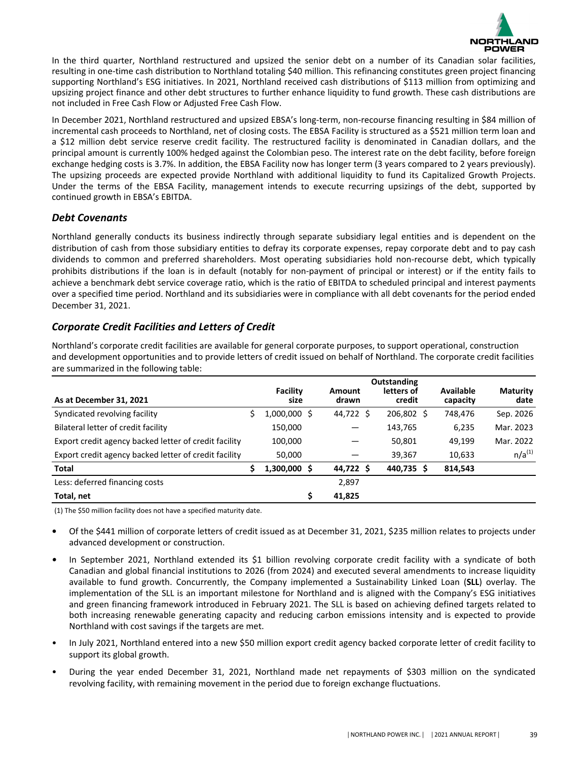In the third quarter, Northland restructured and upsized the senior debt on a number of its Canadian solar facilities, resulting in one-time cash distribution to Northland totaling $40 million. This refinancing constitutes green project financing supporting Northland's ESG initiatives. In 2021, Northland received cash distributions of $113 million from optimizing and upsizing project finance and other debt structures to further enhance liquidity to fund growth. These cash distributions are not included in Free Cash Flow or Adjusted Free Cash Flow.

In December 2021, Northland restructured and upsized EBSA's long-term, non-recourse financing resulting in $84 million of incremental cash proceeds to Northland, net of closing costs. The EBSA Facility is structured as a $521 million term loan and a $12 million debt service reserve credit facility. The restructured facility is denominated in Canadian dollars, and the principal amount is currently 100% hedged against the Colombian peso. The interest rate on the debt facility, before foreign exchange hedging costs is 3.7%. In addition, the EBSA Facility now has longer term (3 years compared to 2 years previously). The upsizing proceeds are expected provide Northland with additional liquidity to fund its Capitalized Growth Projects. Under the terms of the EBSA Facility, management intends to execute recurring upsizings of the debt, supported by continued growth in EBSA's EBITDA.

### *Debt Covenants*

Northland generally conducts its business indirectly through separate subsidiary legal entities and is dependent on the distribution of cash from those subsidiary entities to defray its corporate expenses, repay corporate debt and to pay cash dividends to common and preferred shareholders. Most operating subsidiaries hold non-recourse debt, which typically prohibits distributions if the loan is in default (notably for non-payment of principal or interest) or if the entity fails to achieve a benchmark debt service coverage ratio, which is the ratio of EBITDA to scheduled principal and interest payments over a specified time period. Northland and its subsidiaries were in compliance with all debt covenants for the period ended December 31, 2021.

### *Corporate Credit Facilities and Letters of Credit*

Northland's corporate credit facilities are available for general corporate purposes, to support operational, construction and development opportunities and to provide letters of credit issued on behalf of Northland. The corporate credit facilities are summarized in the following table:

| As at December 31, 2021 | Facility size | Amount drawn | Outstanding letters of credit | Available capacity | Maturity date |
|---|---|---|---|---|---|
| Syndicated revolving facility | $ 1,000,000 | $ 44,722 | $ 206,802 | $ 748,476 | Sep. 2026 |
| Bilateral letter of credit facility | 150,000 | — | 143,765 | 6,235 | Mar. 2023 |
| Export credit agency backed letter of credit facility | 100,000 | — | 50,801 | 49,199 | Mar. 2022 |
| Export credit agency backed letter of credit facility | 50,000 | — | 39,367 | 10,633 | n/a[(1)] |
| **Total** | **$ 1,300,000** | **$ 44,722** | **$ 440,735** | **$ 814,543** | |
| Less: deferred financing costs | | 2,897 | | | |
| **Total, net** | | **$ 41,825** | | | |

(1) The $50 million facility does not have a specified maturity date.

- Of the $441 million of corporate letters of credit issued as at December 31, 2021, $235 million relates to projects under advanced development or construction.
- In September 2021, Northland extended its $1 billion revolving corporate credit facility with a syndicate of both Canadian and global financial institutions to 2026 (from 2024) and executed several amendments to increase liquidity available to fund growth. Concurrently, the Company implemented a Sustainability Linked Loan (**SLL**) overlay. The implementation of the SLL is an important milestone for Northland and is aligned with the Company's ESG initiatives and green financing framework introduced in February 2021. The SLL is based on achieving defined targets related to both increasing renewable generating capacity and reducing carbon emissions intensity and is expected to provide Northland with cost savings if the targets are met.
- In July 2021, Northland entered into a new $50 million export credit agency backed corporate letter of credit facility to support its global growth.
- During the year ended December 31, 2021, Northland made net repayments of $303 million on the syndicated revolving facility, with remaining movement in the period due to foreign exchange fluctuations.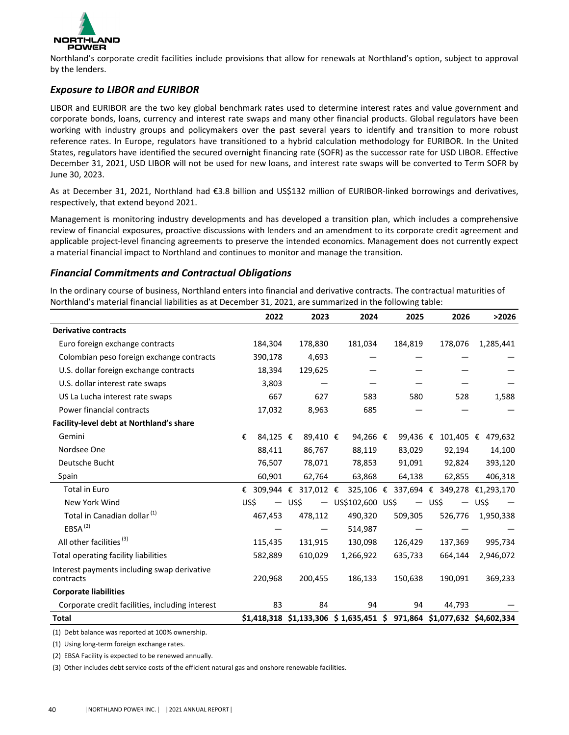Northland's corporate credit facilities include provisions that allow for renewals at Northland's option, subject to approval by the lenders.

### *Exposure to LIBOR and EURIBOR*

LIBOR and EURIBOR are the two key global benchmark rates used to determine interest rates and value government and corporate bonds, loans, currency and interest rate swaps and many other financial products. Global regulators have been working with industry groups and policymakers over the past several years to identify and transition to more robust reference rates. In Europe, regulators have transitioned to a hybrid calculation methodology for EURIBOR. In the United States, regulators have identified the secured overnight financing rate (SOFR) as the successor rate for USD LIBOR. Effective December 31, 2021, USD LIBOR will not be used for new loans, and interest rate swaps will be converted to Term SOFR by June 30, 2023.

As at December 31, 2021, Northland had €3.8 billion and US$132 million of EURIBOR-linked borrowings and derivatives, respectively, that extend beyond 2021.

Management is monitoring industry developments and has developed a transition plan, which includes a comprehensive review of financial exposures, proactive discussions with lenders and an amendment to its corporate credit agreement and applicable project-level financing agreements to preserve the intended economics. Management does not currently expect a material financial impact to Northland and continues to monitor and manage the transition.

### *Financial Commitments and Contractual Obligations*

In the ordinary course of business, Northland enters into financial and derivative contracts. The contractual maturities of Northland's material financial liabilities as at December 31, 2021, are summarized in the following table:

| | 2022 | 2023 | 2024 | 2025 | 2026 | >2026 |
|---|---|---|---|---|---|---|
| **Derivative contracts** | | | | | | |
| Euro foreign exchange contracts | 184,304 | 178,830 | 181,034 | 184,819 | 178,076 | 1,285,441 |
| Colombian peso foreign exchange contracts | 390,178 | 4,693 | — | — | — | — |
| U.S. dollar foreign exchange contracts | 18,394 | 129,625 | — | — | — | — |
| U.S. dollar interest rate swaps | 3,803 | — | — | — | — | — |
| US La Lucha interest rate swaps | 667 | 627 | 583 | 580 | 528 | 1,588 |
| Power financial contracts | 17,032 | 8,963 | 685 | — | — | — |
| **Facility-level debt at Northland's share** | | | | | | |
| Gemini | € 84,125 | € 89,410 | € 94,266 | € 99,436 | € 101,405 | € 479,632 |
| Nordsee One | 88,411 | 86,767 | 88,119 | 83,029 | 92,194 | 14,100 |
| Deutsche Bucht | 76,507 | 78,071 | 78,853 | 91,091 | 92,824 | 393,120 |
| Spain | 60,901 | 62,764 | 63,868 | 64,138 | 62,855 | 406,318 |
| Total in Euro | € 309,944 | € 317,012 | € 325,106 | € 337,694 | € 349,278 | €1,293,170 |
| New York Wind | US$ — | US$ — | US$102,600 | US$ — | US$ — | US$ — |
| Total in Canadian dollar (1) | 467,453 | 478,112 | 490,320 | 509,305 | 526,776 | 1,950,338 |
| EBSA (2) | — | — | 514,987 | — | — | — |
| All other facilities (3) | 115,435 | 131,915 | 130,098 | 126,429 | 137,369 | 995,734 |
| Total operating facility liabilities | 582,889 | 610,029 | 1,266,922 | 635,733 | 664,144 | 2,946,072 |
| Interest payments including swap derivative contracts | 220,968 | 200,455 | 186,133 | 150,638 | 190,091 | 369,233 |
| **Corporate liabilities** | | | | | | |
| Corporate credit facilities, including interest | 83 | 84 | 94 | 94 | 44,793 | — |
| **Total** | **$1,418,318** | **$1,133,306** | **$ 1,635,451** | **$ 971,864** | **$1,077,632** | **$4,602,334** |

(1) Debt balance was reported at 100% ownership.

(1) Using long-term foreign exchange rates.

(2) EBSA Facility is expected to be renewed annually.

(3) Other includes debt service costs of the efficient natural gas and onshore renewable facilities.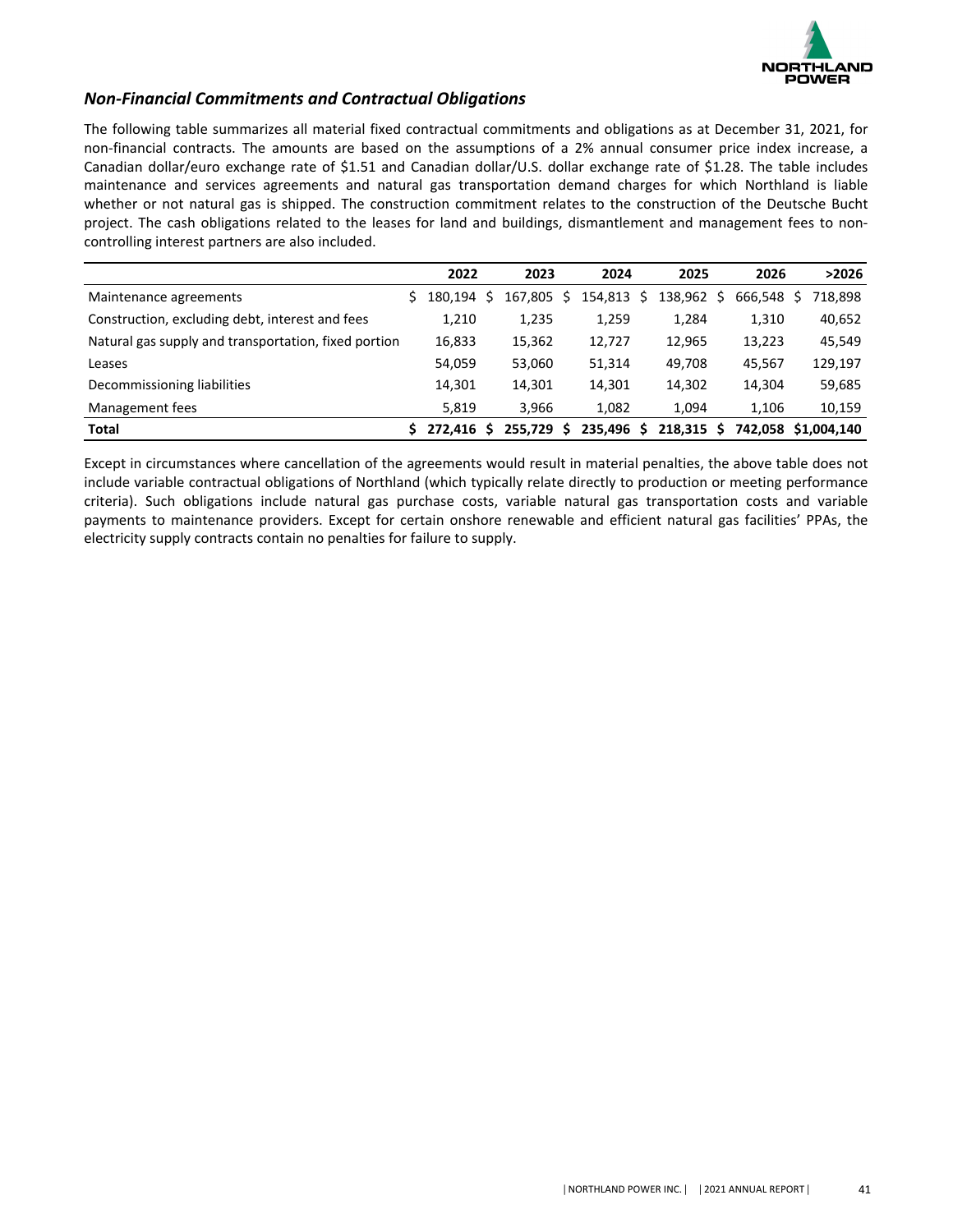## *Non-Financial Commitments and Contractual Obligations*

The following table summarizes all material fixed contractual commitments and obligations as at December 31, 2021, for non-financial contracts. The amounts are based on the assumptions of a 2% annual consumer price index increase, a Canadian dollar/euro exchange rate of $1.51 and Canadian dollar/U.S. dollar exchange rate of $1.28. The table includes maintenance and services agreements and natural gas transportation demand charges for which Northland is liable whether or not natural gas is shipped. The construction commitment relates to the construction of the Deutsche Bucht project. The cash obligations related to the leases for land and buildings, dismantlement and management fees to non-controlling interest partners are also included.

| | 2022 | 2023 | 2024 | 2025 | 2026 | >2026 |
|---|---|---|---|---|---|---|
| Maintenance agreements | $ 180,194 | $ 167,805 | $ 154,813 | $ 138,962 | $ 666,548 | $ 718,898 |
| Construction, excluding debt, interest and fees | 1,210 | 1,235 | 1,259 | 1,284 | 1,310 | 40,652 |
| Natural gas supply and transportation, fixed portion | 16,833 | 15,362 | 12,727 | 12,965 | 13,223 | 45,549 |
| Leases | 54,059 | 53,060 | 51,314 | 49,708 | 45,567 | 129,197 |
| Decommissioning liabilities | 14,301 | 14,301 | 14,301 | 14,302 | 14,304 | 59,685 |
| Management fees | 5,819 | 3,966 | 1,082 | 1,094 | 1,106 | 10,159 |
| **Total** | **$ 272,416** | **$ 255,729** | **$ 235,496** | **$ 218,315** | **$ 742,058** | **$1,004,140** |

Except in circumstances where cancellation of the agreements would result in material penalties, the above table does not include variable contractual obligations of Northland (which typically relate directly to production or meeting performance criteria). Such obligations include natural gas purchase costs, variable natural gas transportation costs and variable payments to maintenance providers. Except for certain onshore renewable and efficient natural gas facilities' PPAs, the electricity supply contracts contain no penalties for failure to supply.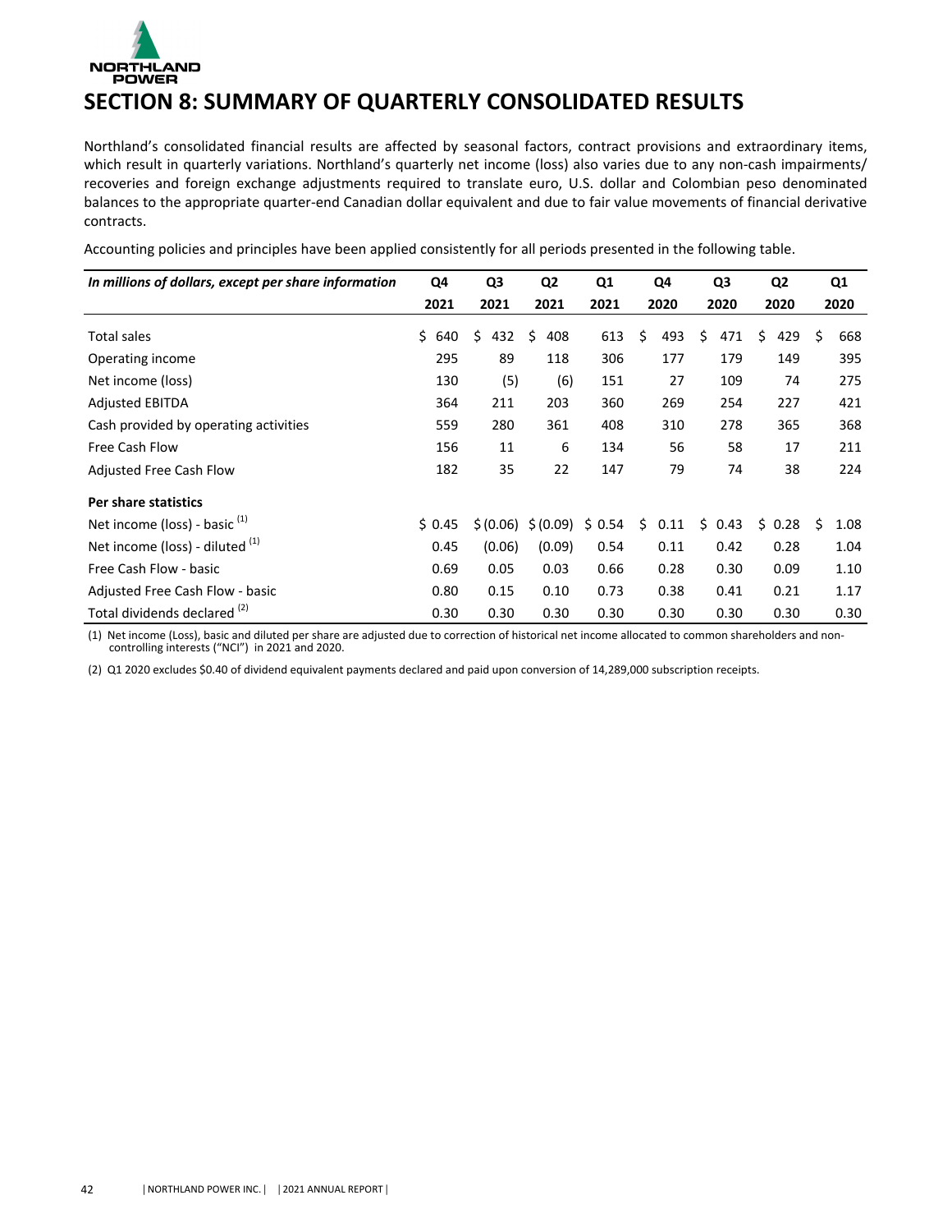# SECTION 8: SUMMARY OF QUARTERLY CONSOLIDATED RESULTS

Northland's consolidated financial results are affected by seasonal factors, contract provisions and extraordinary items, which result in quarterly variations. Northland's quarterly net income (loss) also varies due to any non-cash impairments/ recoveries and foreign exchange adjustments required to translate euro, U.S. dollar and Colombian peso denominated balances to the appropriate quarter-end Canadian dollar equivalent and due to fair value movements of financial derivative contracts.

Accounting policies and principles have been applied consistently for all periods presented in the following table.

| *In millions of dollars, except per share information* | Q4 2021 | Q3 2021 | Q2 2021 | Q1 2021 | Q4 2020 | Q3 2020 | Q2 2020 | Q1 2020 |
|---|---|---|---|---|---|---|---|---|
| Total sales | $ 640 | $ 432 | $ 408 | 613 | $ 493 | $ 471 | $ 429 | $ 668 |
| Operating income | 295 | 89 | 118 | 306 | 177 | 179 | 149 | 395 |
| Net income (loss) | 130 | (5) | (6) | 151 | 27 | 109 | 74 | 275 |
| Adjusted EBITDA | 364 | 211 | 203 | 360 | 269 | 254 | 227 | 421 |
| Cash provided by operating activities | 559 | 280 | 361 | 408 | 310 | 278 | 365 | 368 |
| Free Cash Flow | 156 | 11 | 6 | 134 | 56 | 58 | 17 | 211 |
| Adjusted Free Cash Flow | 182 | 35 | 22 | 147 | 79 | 74 | 38 | 224 |
| **Per share statistics** | | | | | | | | |
| Net income (loss) - basic [1] | $ 0.45 | $ (0.06) | $ (0.09) | $ 0.54 | $ 0.11 | $ 0.43 | $ 0.28 | $ 1.08 |
| Net income (loss) - diluted [1] | 0.45 | (0.06) | (0.09) | 0.54 | 0.11 | 0.42 | 0.28 | 1.04 |
| Free Cash Flow - basic | 0.69 | 0.05 | 0.03 | 0.66 | 0.28 | 0.30 | 0.09 | 1.10 |
| Adjusted Free Cash Flow - basic | 0.80 | 0.15 | 0.10 | 0.73 | 0.38 | 0.41 | 0.21 | 1.17 |
| Total dividends declared [2] | 0.30 | 0.30 | 0.30 | 0.30 | 0.30 | 0.30 | 0.30 | 0.30 |

(1) Net income (Loss), basic and diluted per share are adjusted due to correction of historical net income allocated to common shareholders and non-controlling interests ("NCI") in 2021 and 2020.

(2) Q1 2020 excludes $0.40 of dividend equivalent payments declared and paid upon conversion of 14,289,000 subscription receipts.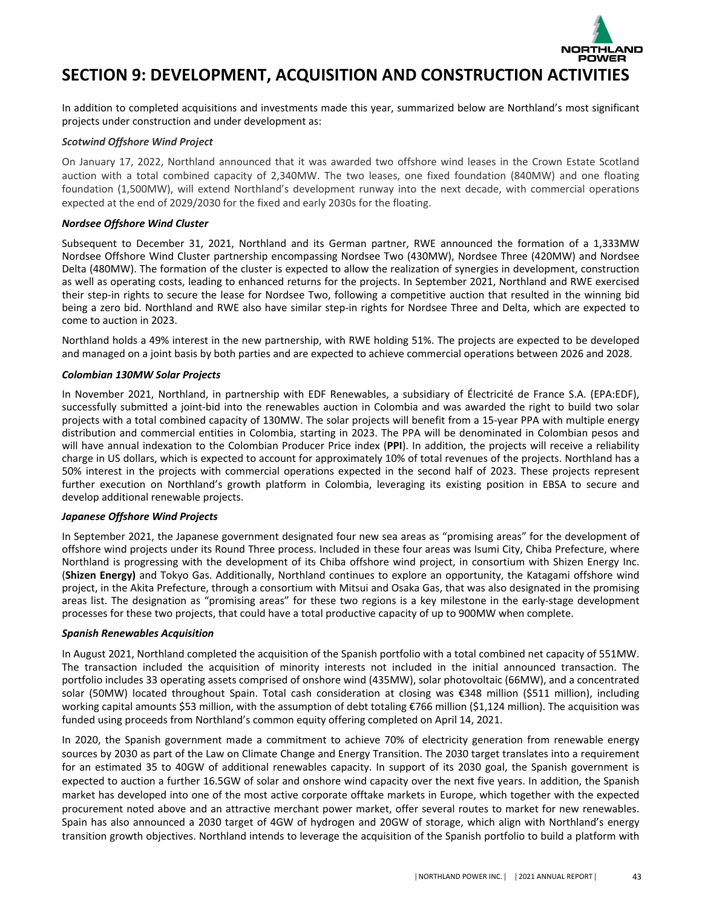# SECTION 9: DEVELOPMENT, ACQUISITION AND CONSTRUCTION ACTIVITIES

In addition to completed acquisitions and investments made this year, summarized below are Northland's most significant projects under construction and under development as:

***Scotwind Offshore Wind Project***

On January 17, 2022, Northland announced that it was awarded two offshore wind leases in the Crown Estate Scotland auction with a total combined capacity of 2,340MW. The two leases, one fixed foundation (840MW) and one floating foundation (1,500MW), will extend Northland's development runway into the next decade, with commercial operations expected at the end of 2029/2030 for the fixed and early 2030s for the floating.

***Nordsee Offshore Wind Cluster***

Subsequent to December 31, 2021, Northland and its German partner, RWE announced the formation of a 1,333MW Nordsee Offshore Wind Cluster partnership encompassing Nordsee Two (430MW), Nordsee Three (420MW) and Nordsee Delta (480MW). The formation of the cluster is expected to allow the realization of synergies in development, construction as well as operating costs, leading to enhanced returns for the projects. In September 2021, Northland and RWE exercised their step-in rights to secure the lease for Nordsee Two, following a competitive auction that resulted in the winning bid being a zero bid. Northland and RWE also have similar step-in rights for Nordsee Three and Delta, which are expected to come to auction in 2023.

Northland holds a 49% interest in the new partnership, with RWE holding 51%. The projects are expected to be developed and managed on a joint basis by both parties and are expected to achieve commercial operations between 2026 and 2028.

***Colombian 130MW Solar Projects***

In November 2021, Northland, in partnership with EDF Renewables, a subsidiary of Électricité de France S.A. (EPA:EDF), successfully submitted a joint-bid into the renewables auction in Colombia and was awarded the right to build two solar projects with a total combined capacity of 130MW. The solar projects will benefit from a 15-year PPA with multiple energy distribution and commercial entities in Colombia, starting in 2023. The PPA will be denominated in Colombian pesos and will have annual indexation to the Colombian Producer Price index (**PPI**). In addition, the projects will receive a reliability charge in US dollars, which is expected to account for approximately 10% of total revenues of the projects. Northland has a 50% interest in the projects with commercial operations expected in the second half of 2023. These projects represent further execution on Northland's growth platform in Colombia, leveraging its existing position in EBSA to secure and develop additional renewable projects.

***Japanese Offshore Wind Projects***

In September 2021, the Japanese government designated four new sea areas as "promising areas" for the development of offshore wind projects under its Round Three process. Included in these four areas was Isumi City, Chiba Prefecture, where Northland is progressing with the development of its Chiba offshore wind project, in consortium with Shizen Energy Inc. (**Shizen Energy)** and Tokyo Gas. Additionally, Northland continues to explore an opportunity, the Katagami offshore wind project, in the Akita Prefecture, through a consortium with Mitsui and Osaka Gas, that was also designated in the promising areas list. The designation as "promising areas" for these two regions is a key milestone in the early-stage development processes for these two projects, that could have a total productive capacity of up to 900MW when complete.

***Spanish Renewables Acquisition***

In August 2021, Northland completed the acquisition of the Spanish portfolio with a total combined net capacity of 551MW. The transaction included the acquisition of minority interests not included in the initial announced transaction. The portfolio includes 33 operating assets comprised of onshore wind (435MW), solar photovoltaic (66MW), and a concentrated solar (50MW) located throughout Spain. Total cash consideration at closing was €348 million ($511 million), including working capital amounts $53 million, with the assumption of debt totaling €766 million ($1,124 million). The acquisition was funded using proceeds from Northland's common equity offering completed on April 14, 2021.

In 2020, the Spanish government made a commitment to achieve 70% of electricity generation from renewable energy sources by 2030 as part of the Law on Climate Change and Energy Transition. The 2030 target translates into a requirement for an estimated 35 to 40GW of additional renewables capacity. In support of its 2030 goal, the Spanish government is expected to auction a further 16.5GW of solar and onshore wind capacity over the next five years. In addition, the Spanish market has developed into one of the most active corporate offtake markets in Europe, which together with the expected procurement noted above and an attractive merchant power market, offer several routes to market for new renewables. Spain has also announced a 2030 target of 4GW of hydrogen and 20GW of storage, which align with Northland's energy transition growth objectives. Northland intends to leverage the acquisition of the Spanish portfolio to build a platform with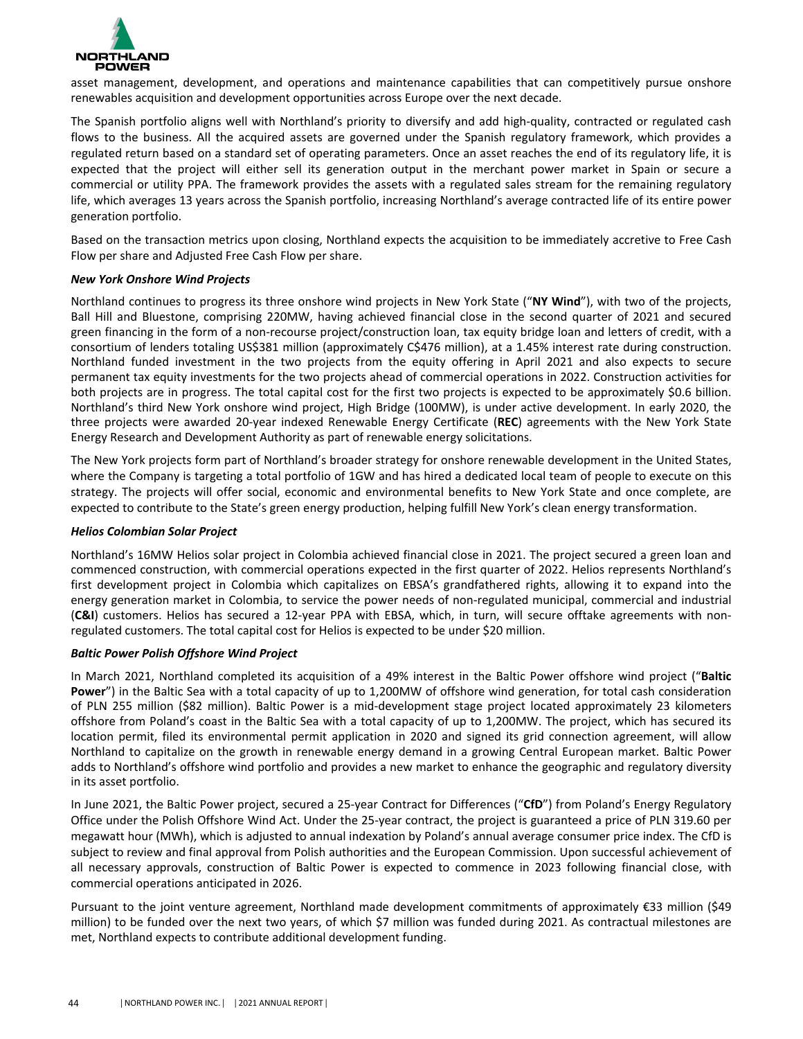asset management, development, and operations and maintenance capabilities that can competitively pursue onshore renewables acquisition and development opportunities across Europe over the next decade.

The Spanish portfolio aligns well with Northland's priority to diversify and add high-quality, contracted or regulated cash flows to the business. All the acquired assets are governed under the Spanish regulatory framework, which provides a regulated return based on a standard set of operating parameters. Once an asset reaches the end of its regulatory life, it is expected that the project will either sell its generation output in the merchant power market in Spain or secure a commercial or utility PPA. The framework provides the assets with a regulated sales stream for the remaining regulatory life, which averages 13 years across the Spanish portfolio, increasing Northland's average contracted life of its entire power generation portfolio.

Based on the transaction metrics upon closing, Northland expects the acquisition to be immediately accretive to Free Cash Flow per share and Adjusted Free Cash Flow per share.

***New York Onshore Wind Projects***

Northland continues to progress its three onshore wind projects in New York State ("**NY Wind**"), with two of the projects, Ball Hill and Bluestone, comprising 220MW, having achieved financial close in the second quarter of 2021 and secured green financing in the form of a non-recourse project/construction loan, tax equity bridge loan and letters of credit, with a consortium of lenders totaling US$381 million (approximately C$476 million), at a 1.45% interest rate during construction. Northland funded investment in the two projects from the equity offering in April 2021 and also expects to secure permanent tax equity investments for the two projects ahead of commercial operations in 2022. Construction activities for both projects are in progress. The total capital cost for the first two projects is expected to be approximately $0.6 billion. Northland's third New York onshore wind project, High Bridge (100MW), is under active development. In early 2020, the three projects were awarded 20-year indexed Renewable Energy Certificate (**REC**) agreements with the New York State Energy Research and Development Authority as part of renewable energy solicitations.

The New York projects form part of Northland's broader strategy for onshore renewable development in the United States, where the Company is targeting a total portfolio of 1GW and has hired a dedicated local team of people to execute on this strategy. The projects will offer social, economic and environmental benefits to New York State and once complete, are expected to contribute to the State's green energy production, helping fulfill New York's clean energy transformation.

***Helios Colombian Solar Project***

Northland's 16MW Helios solar project in Colombia achieved financial close in 2021. The project secured a green loan and commenced construction, with commercial operations expected in the first quarter of 2022. Helios represents Northland's first development project in Colombia which capitalizes on EBSA's grandfathered rights, allowing it to expand into the energy generation market in Colombia, to service the power needs of non-regulated municipal, commercial and industrial (**C&I**) customers. Helios has secured a 12-year PPA with EBSA, which, in turn, will secure offtake agreements with non-regulated customers. The total capital cost for Helios is expected to be under $20 million.

***Baltic Power Polish Offshore Wind Project***

In March 2021, Northland completed its acquisition of a 49% interest in the Baltic Power offshore wind project ("**Baltic Power**") in the Baltic Sea with a total capacity of up to 1,200MW of offshore wind generation, for total cash consideration of PLN 255 million ($82 million). Baltic Power is a mid-development stage project located approximately 23 kilometers offshore from Poland's coast in the Baltic Sea with a total capacity of up to 1,200MW. The project, which has secured its location permit, filed its environmental permit application in 2020 and signed its grid connection agreement, will allow Northland to capitalize on the growth in renewable energy demand in a growing Central European market. Baltic Power adds to Northland's offshore wind portfolio and provides a new market to enhance the geographic and regulatory diversity in its asset portfolio.

In June 2021, the Baltic Power project, secured a 25-year Contract for Differences ("**CfD**") from Poland's Energy Regulatory Office under the Polish Offshore Wind Act. Under the 25-year contract, the project is guaranteed a price of PLN 319.60 per megawatt hour (MWh), which is adjusted to annual indexation by Poland's annual average consumer price index. The CfD is subject to review and final approval from Polish authorities and the European Commission. Upon successful achievement of all necessary approvals, construction of Baltic Power is expected to commence in 2023 following financial close, with commercial operations anticipated in 2026.

Pursuant to the joint venture agreement, Northland made development commitments of approximately €33 million ($49 million) to be funded over the next two years, of which $7 million was funded during 2021. As contractual milestones are met, Northland expects to contribute additional development funding.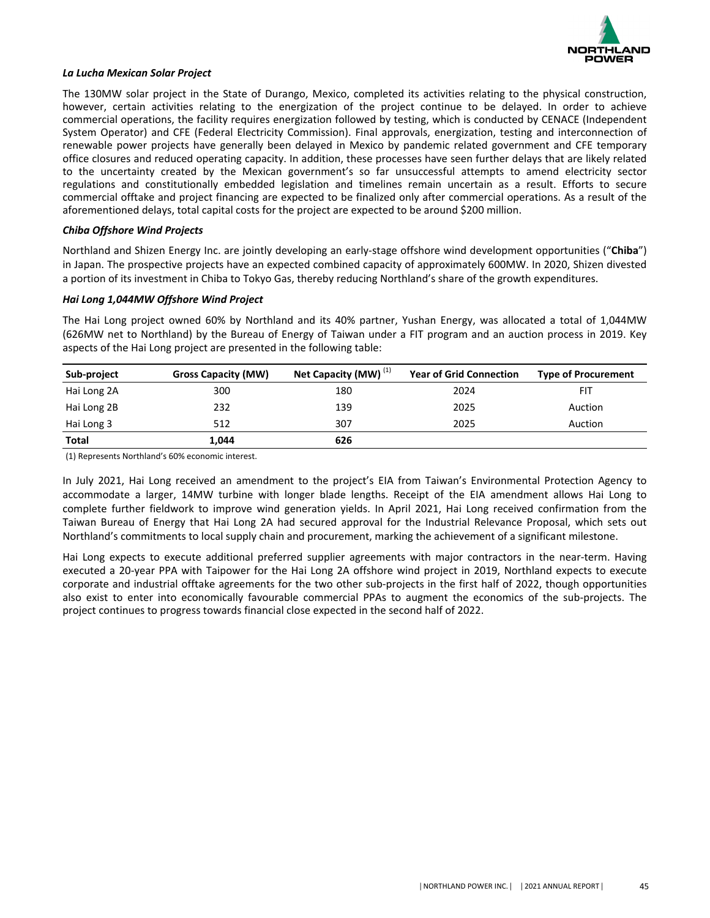### *La Lucha Mexican Solar Project*

The 130MW solar project in the State of Durango, Mexico, completed its activities relating to the physical construction, however, certain activities relating to the energization of the project continue to be delayed. In order to achieve commercial operations, the facility requires energization followed by testing, which is conducted by CENACE (Independent System Operator) and CFE (Federal Electricity Commission). Final approvals, energization, testing and interconnection of renewable power projects have generally been delayed in Mexico by pandemic related government and CFE temporary office closures and reduced operating capacity. In addition, these processes have seen further delays that are likely related to the uncertainty created by the Mexican government's so far unsuccessful attempts to amend electricity sector regulations and constitutionally embedded legislation and timelines remain uncertain as a result. Efforts to secure commercial offtake and project financing are expected to be finalized only after commercial operations. As a result of the aforementioned delays, total capital costs for the project are expected to be around $200 million.

### *Chiba Offshore Wind Projects*

Northland and Shizen Energy Inc. are jointly developing an early-stage offshore wind development opportunities ("**Chiba**") in Japan. The prospective projects have an expected combined capacity of approximately 600MW. In 2020, Shizen divested a portion of its investment in Chiba to Tokyo Gas, thereby reducing Northland's share of the growth expenditures.

### *Hai Long 1,044MW Offshore Wind Project*

The Hai Long project owned 60% by Northland and its 40% partner, Yushan Energy, was allocated a total of 1,044MW (626MW net to Northland) by the Bureau of Energy of Taiwan under a FIT program and an auction process in 2019. Key aspects of the Hai Long project are presented in the following table:

| Sub-project | Gross Capacity (MW) | Net Capacity (MW) [1] | Year of Grid Connection | Type of Procurement |
|---|---|---|---|---|
| Hai Long 2A | 300 | 180 | 2024 | FIT |
| Hai Long 2B | 232 | 139 | 2025 | Auction |
| Hai Long 3 | 512 | 307 | 2025 | Auction |
| **Total** | **1,044** | **626** | | |

(1) Represents Northland's 60% economic interest.

In July 2021, Hai Long received an amendment to the project's EIA from Taiwan's Environmental Protection Agency to accommodate a larger, 14MW turbine with longer blade lengths. Receipt of the EIA amendment allows Hai Long to complete further fieldwork to improve wind generation yields. In April 2021, Hai Long received confirmation from the Taiwan Bureau of Energy that Hai Long 2A had secured approval for the Industrial Relevance Proposal, which sets out Northland's commitments to local supply chain and procurement, marking the achievement of a significant milestone.

Hai Long expects to execute additional preferred supplier agreements with major contractors in the near-term. Having executed a 20-year PPA with Taipower for the Hai Long 2A offshore wind project in 2019, Northland expects to execute corporate and industrial offtake agreements for the two other sub-projects in the first half of 2022, though opportunities also exist to enter into economically favourable commercial PPAs to augment the economics of the sub-projects. The project continues to progress towards financial close expected in the second half of 2022.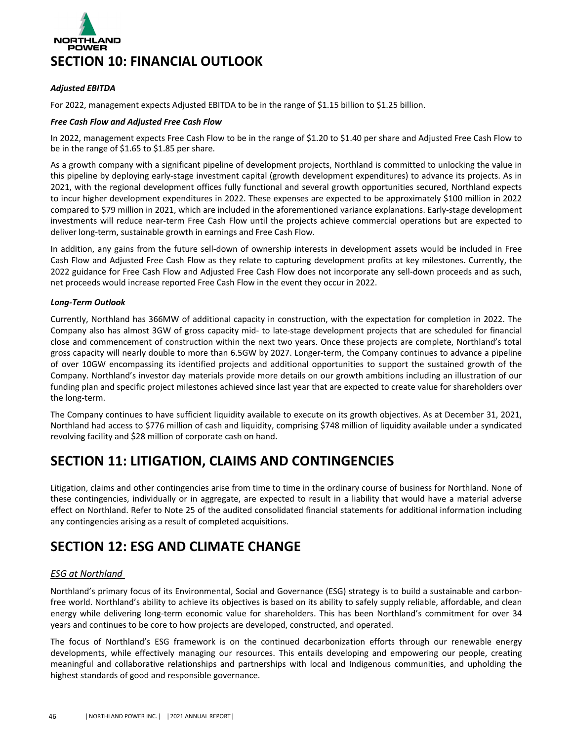# SECTION 10: FINANCIAL OUTLOOK

***Adjusted EBITDA***

For 2022, management expects Adjusted EBITDA to be in the range of $1.15 billion to $1.25 billion.

***Free Cash Flow and Adjusted Free Cash Flow***

In 2022, management expects Free Cash Flow to be in the range of $1.20 to $1.40 per share and Adjusted Free Cash Flow to be in the range of $1.65 to $1.85 per share.

As a growth company with a significant pipeline of development projects, Northland is committed to unlocking the value in this pipeline by deploying early-stage investment capital (growth development expenditures) to advance its projects. As in 2021, with the regional development offices fully functional and several growth opportunities secured, Northland expects to incur higher development expenditures in 2022. These expenses are expected to be approximately $100 million in 2022 compared to $79 million in 2021, which are included in the aforementioned variance explanations. Early-stage development investments will reduce near-term Free Cash Flow until the projects achieve commercial operations but are expected to deliver long-term, sustainable growth in earnings and Free Cash Flow.

In addition, any gains from the future sell-down of ownership interests in development assets would be included in Free Cash Flow and Adjusted Free Cash Flow as they relate to capturing development profits at key milestones. Currently, the 2022 guidance for Free Cash Flow and Adjusted Free Cash Flow does not incorporate any sell-down proceeds and as such, net proceeds would increase reported Free Cash Flow in the event they occur in 2022.

***Long-Term Outlook***

Currently, Northland has 366MW of additional capacity in construction, with the expectation for completion in 2022. The Company also has almost 3GW of gross capacity mid- to late-stage development projects that are scheduled for financial close and commencement of construction within the next two years. Once these projects are complete, Northland's total gross capacity will nearly double to more than 6.5GW by 2027. Longer-term, the Company continues to advance a pipeline of over 10GW encompassing its identified projects and additional opportunities to support the sustained growth of the Company. Northland's investor day materials provide more details on our growth ambitions including an illustration of our funding plan and specific project milestones achieved since last year that are expected to create value for shareholders over the long-term.

The Company continues to have sufficient liquidity available to execute on its growth objectives. As at December 31, 2021, Northland had access to $776 million of cash and liquidity, comprising $748 million of liquidity available under a syndicated revolving facility and $28 million of corporate cash on hand.

# SECTION 11: LITIGATION, CLAIMS AND CONTINGENCIES

Litigation, claims and other contingencies arise from time to time in the ordinary course of business for Northland. None of these contingencies, individually or in aggregate, are expected to result in a liability that would have a material adverse effect on Northland. Refer to Note 25 of the audited consolidated financial statements for additional information including any contingencies arising as a result of completed acquisitions.

# SECTION 12: ESG AND CLIMATE CHANGE

## ESG at Northland

Northland's primary focus of its Environmental, Social and Governance (ESG) strategy is to build a sustainable and carbon-free world. Northland's ability to achieve its objectives is based on its ability to safely supply reliable, affordable, and clean energy while delivering long-term economic value for shareholders. This has been Northland's commitment for over 34 years and continues to be core to how projects are developed, constructed, and operated.

The focus of Northland's ESG framework is on the continued decarbonization efforts through our renewable energy developments, while effectively managing our resources. This entails developing and empowering our people, creating meaningful and collaborative relationships and partnerships with local and Indigenous communities, and upholding the highest standards of good and responsible governance.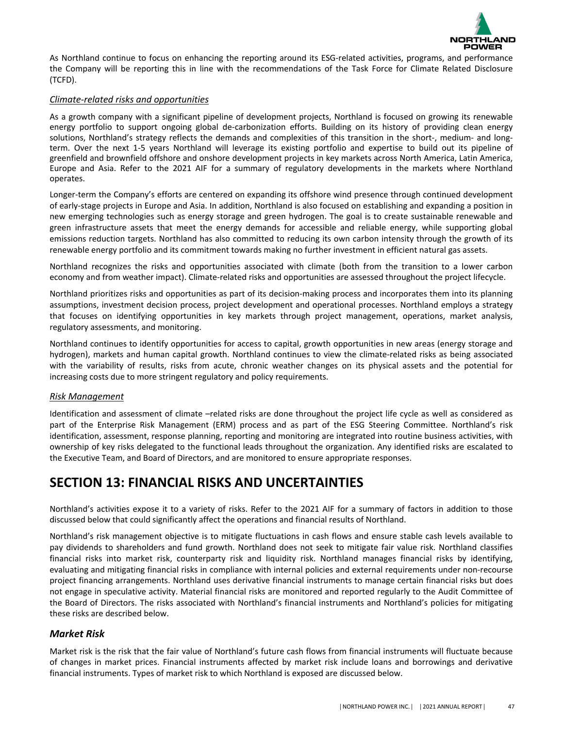As Northland continue to focus on enhancing the reporting around its ESG-related activities, programs, and performance the Company will be reporting this in line with the recommendations of the Task Force for Climate Related Disclosure (TCFD).

*Climate-related risks and opportunities*

As a growth company with a significant pipeline of development projects, Northland is focused on growing its renewable energy portfolio to support ongoing global de-carbonization efforts. Building on its history of providing clean energy solutions, Northland's strategy reflects the demands and complexities of this transition in the short-, medium- and long-term. Over the next 1-5 years Northland will leverage its existing portfolio and expertise to build out its pipeline of greenfield and brownfield offshore and onshore development projects in key markets across North America, Latin America, Europe and Asia. Refer to the 2021 AIF for a summary of regulatory developments in the markets where Northland operates.

Longer-term the Company's efforts are centered on expanding its offshore wind presence through continued development of early-stage projects in Europe and Asia. In addition, Northland is also focused on establishing and expanding a position in new emerging technologies such as energy storage and green hydrogen. The goal is to create sustainable renewable and green infrastructure assets that meet the energy demands for accessible and reliable energy, while supporting global emissions reduction targets. Northland has also committed to reducing its own carbon intensity through the growth of its renewable energy portfolio and its commitment towards making no further investment in efficient natural gas assets.

Northland recognizes the risks and opportunities associated with climate (both from the transition to a lower carbon economy and from weather impact). Climate-related risks and opportunities are assessed throughout the project lifecycle.

Northland prioritizes risks and opportunities as part of its decision-making process and incorporates them into its planning assumptions, investment decision process, project development and operational processes. Northland employs a strategy that focuses on identifying opportunities in key markets through project management, operations, market analysis, regulatory assessments, and monitoring.

Northland continues to identify opportunities for access to capital, growth opportunities in new areas (energy storage and hydrogen), markets and human capital growth. Northland continues to view the climate-related risks as being associated with the variability of results, risks from acute, chronic weather changes on its physical assets and the potential for increasing costs due to more stringent regulatory and policy requirements.

*Risk Management*

Identification and assessment of climate –related risks are done throughout the project life cycle as well as considered as part of the Enterprise Risk Management (ERM) process and as part of the ESG Steering Committee. Northland's risk identification, assessment, response planning, reporting and monitoring are integrated into routine business activities, with ownership of key risks delegated to the functional leads throughout the organization. Any identified risks are escalated to the Executive Team, and Board of Directors, and are monitored to ensure appropriate responses.

# SECTION 13: FINANCIAL RISKS AND UNCERTAINTIES

Northland's activities expose it to a variety of risks. Refer to the 2021 AIF for a summary of factors in addition to those discussed below that could significantly affect the operations and financial results of Northland.

Northland's risk management objective is to mitigate fluctuations in cash flows and ensure stable cash levels available to pay dividends to shareholders and fund growth. Northland does not seek to mitigate fair value risk. Northland classifies financial risks into market risk, counterparty risk and liquidity risk. Northland manages financial risks by identifying, evaluating and mitigating financial risks in compliance with internal policies and external requirements under non-recourse project financing arrangements. Northland uses derivative financial instruments to manage certain financial risks but does not engage in speculative activity. Material financial risks are monitored and reported regularly to the Audit Committee of the Board of Directors. The risks associated with Northland's financial instruments and Northland's policies for mitigating these risks are described below.

### *Market Risk*

Market risk is the risk that the fair value of Northland's future cash flows from financial instruments will fluctuate because of changes in market prices. Financial instruments affected by market risk include loans and borrowings and derivative financial instruments. Types of market risk to which Northland is exposed are discussed below.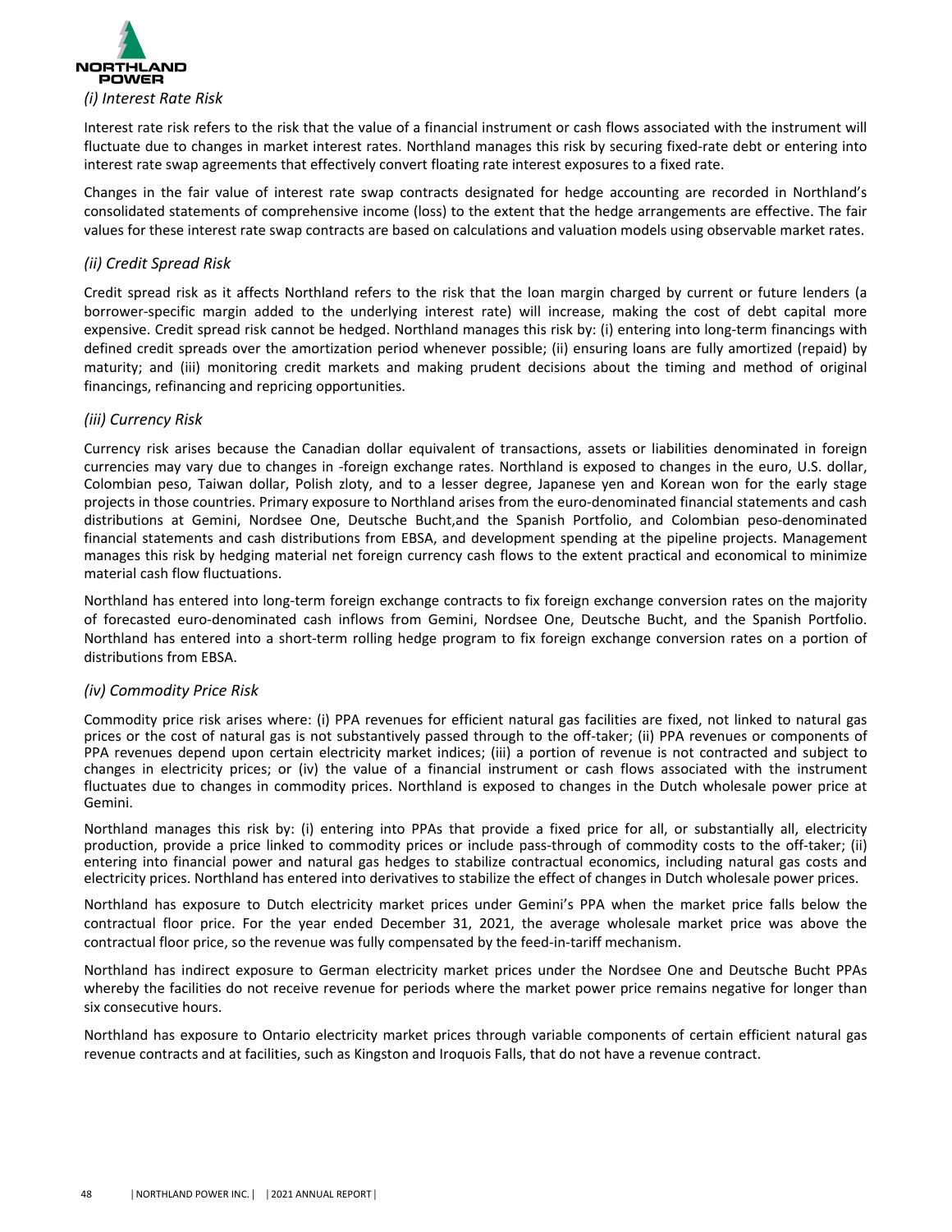### *(i) Interest Rate Risk*

Interest rate risk refers to the risk that the value of a financial instrument or cash flows associated with the instrument will fluctuate due to changes in market interest rates. Northland manages this risk by securing fixed-rate debt or entering into interest rate swap agreements that effectively convert floating rate interest exposures to a fixed rate.

Changes in the fair value of interest rate swap contracts designated for hedge accounting are recorded in Northland's consolidated statements of comprehensive income (loss) to the extent that the hedge arrangements are effective. The fair values for these interest rate swap contracts are based on calculations and valuation models using observable market rates.

### *(ii) Credit Spread Risk*

Credit spread risk as it affects Northland refers to the risk that the loan margin charged by current or future lenders (a borrower-specific margin added to the underlying interest rate) will increase, making the cost of debt capital more expensive. Credit spread risk cannot be hedged. Northland manages this risk by: (i) entering into long-term financings with defined credit spreads over the amortization period whenever possible; (ii) ensuring loans are fully amortized (repaid) by maturity; and (iii) monitoring credit markets and making prudent decisions about the timing and method of original financings, refinancing and repricing opportunities.

### *(iii) Currency Risk*

Currency risk arises because the Canadian dollar equivalent of transactions, assets or liabilities denominated in foreign currencies may vary due to changes in -foreign exchange rates. Northland is exposed to changes in the euro, U.S. dollar, Colombian peso, Taiwan dollar, Polish zloty, and to a lesser degree, Japanese yen and Korean won for the early stage projects in those countries. Primary exposure to Northland arises from the euro-denominated financial statements and cash distributions at Gemini, Nordsee One, Deutsche Bucht,and the Spanish Portfolio, and Colombian peso-denominated financial statements and cash distributions from EBSA, and development spending at the pipeline projects. Management manages this risk by hedging material net foreign currency cash flows to the extent practical and economical to minimize material cash flow fluctuations.

Northland has entered into long-term foreign exchange contracts to fix foreign exchange conversion rates on the majority of forecasted euro-denominated cash inflows from Gemini, Nordsee One, Deutsche Bucht, and the Spanish Portfolio. Northland has entered into a short-term rolling hedge program to fix foreign exchange conversion rates on a portion of distributions from EBSA.

### *(iv) Commodity Price Risk*

Commodity price risk arises where: (i) PPA revenues for efficient natural gas facilities are fixed, not linked to natural gas prices or the cost of natural gas is not substantively passed through to the off-taker; (ii) PPA revenues or components of PPA revenues depend upon certain electricity market indices; (iii) a portion of revenue is not contracted and subject to changes in electricity prices; or (iv) the value of a financial instrument or cash flows associated with the instrument fluctuates due to changes in commodity prices. Northland is exposed to changes in the Dutch wholesale power price at Gemini.

Northland manages this risk by: (i) entering into PPAs that provide a fixed price for all, or substantially all, electricity production, provide a price linked to commodity prices or include pass-through of commodity costs to the off-taker; (ii) entering into financial power and natural gas hedges to stabilize contractual economics, including natural gas costs and electricity prices. Northland has entered into derivatives to stabilize the effect of changes in Dutch wholesale power prices.

Northland has exposure to Dutch electricity market prices under Gemini's PPA when the market price falls below the contractual floor price. For the year ended December 31, 2021, the average wholesale market price was above the contractual floor price, so the revenue was fully compensated by the feed-in-tariff mechanism.

Northland has indirect exposure to German electricity market prices under the Nordsee One and Deutsche Bucht PPAs whereby the facilities do not receive revenue for periods where the market power price remains negative for longer than six consecutive hours.

Northland has exposure to Ontario electricity market prices through variable components of certain efficient natural gas revenue contracts and at facilities, such as Kingston and Iroquois Falls, that do not have a revenue contract.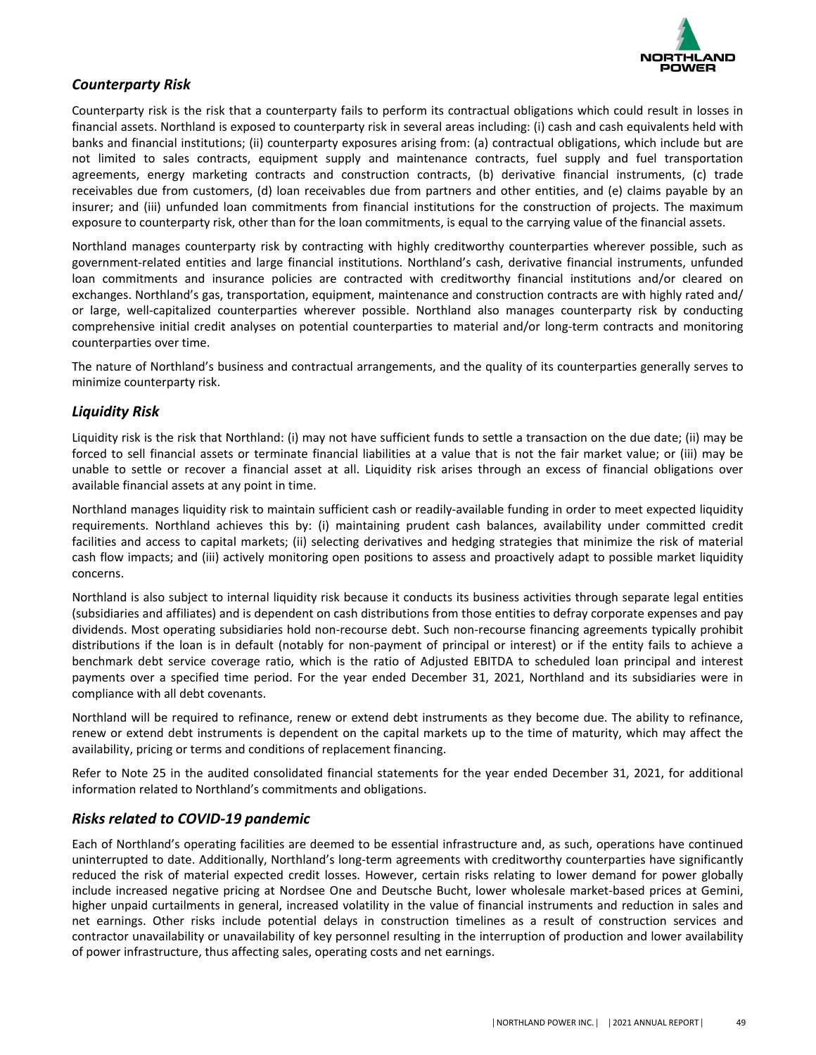## *Counterparty Risk*

Counterparty risk is the risk that a counterparty fails to perform its contractual obligations which could result in losses in financial assets. Northland is exposed to counterparty risk in several areas including: (i) cash and cash equivalents held with banks and financial institutions; (ii) counterparty exposures arising from: (a) contractual obligations, which include but are not limited to sales contracts, equipment supply and maintenance contracts, fuel supply and fuel transportation agreements, energy marketing contracts and construction contracts, (b) derivative financial instruments, (c) trade receivables due from customers, (d) loan receivables due from partners and other entities, and (e) claims payable by an insurer; and (iii) unfunded loan commitments from financial institutions for the construction of projects. The maximum exposure to counterparty risk, other than for the loan commitments, is equal to the carrying value of the financial assets.

Northland manages counterparty risk by contracting with highly creditworthy counterparties wherever possible, such as government-related entities and large financial institutions. Northland's cash, derivative financial instruments, unfunded loan commitments and insurance policies are contracted with creditworthy financial institutions and/or cleared on exchanges. Northland's gas, transportation, equipment, maintenance and construction contracts are with highly rated and/or large, well-capitalized counterparties wherever possible. Northland also manages counterparty risk by conducting comprehensive initial credit analyses on potential counterparties to material and/or long-term contracts and monitoring counterparties over time.

The nature of Northland's business and contractual arrangements, and the quality of its counterparties generally serves to minimize counterparty risk.

## *Liquidity Risk*

Liquidity risk is the risk that Northland: (i) may not have sufficient funds to settle a transaction on the due date; (ii) may be forced to sell financial assets or terminate financial liabilities at a value that is not the fair market value; or (iii) may be unable to settle or recover a financial asset at all. Liquidity risk arises through an excess of financial obligations over available financial assets at any point in time.

Northland manages liquidity risk to maintain sufficient cash or readily-available funding in order to meet expected liquidity requirements. Northland achieves this by: (i) maintaining prudent cash balances, availability under committed credit facilities and access to capital markets; (ii) selecting derivatives and hedging strategies that minimize the risk of material cash flow impacts; and (iii) actively monitoring open positions to assess and proactively adapt to possible market liquidity concerns.

Northland is also subject to internal liquidity risk because it conducts its business activities through separate legal entities (subsidiaries and affiliates) and is dependent on cash distributions from those entities to defray corporate expenses and pay dividends. Most operating subsidiaries hold non-recourse debt. Such non-recourse financing agreements typically prohibit distributions if the loan is in default (notably for non-payment of principal or interest) or if the entity fails to achieve a benchmark debt service coverage ratio, which is the ratio of Adjusted EBITDA to scheduled loan principal and interest payments over a specified time period. For the year ended December 31, 2021, Northland and its subsidiaries were in compliance with all debt covenants.

Northland will be required to refinance, renew or extend debt instruments as they become due. The ability to refinance, renew or extend debt instruments is dependent on the capital markets up to the time of maturity, which may affect the availability, pricing or terms and conditions of replacement financing.

Refer to Note 25 in the audited consolidated financial statements for the year ended December 31, 2021, for additional information related to Northland's commitments and obligations.

## *Risks related to COVID-19 pandemic*

Each of Northland's operating facilities are deemed to be essential infrastructure and, as such, operations have continued uninterrupted to date. Additionally, Northland's long-term agreements with creditworthy counterparties have significantly reduced the risk of material expected credit losses. However, certain risks relating to lower demand for power globally include increased negative pricing at Nordsee One and Deutsche Bucht, lower wholesale market-based prices at Gemini, higher unpaid curtailments in general, increased volatility in the value of financial instruments and reduction in sales and net earnings. Other risks include potential delays in construction timelines as a result of construction services and contractor unavailability or unavailability of key personnel resulting in the interruption of production and lower availability of power infrastructure, thus affecting sales, operating costs and net earnings.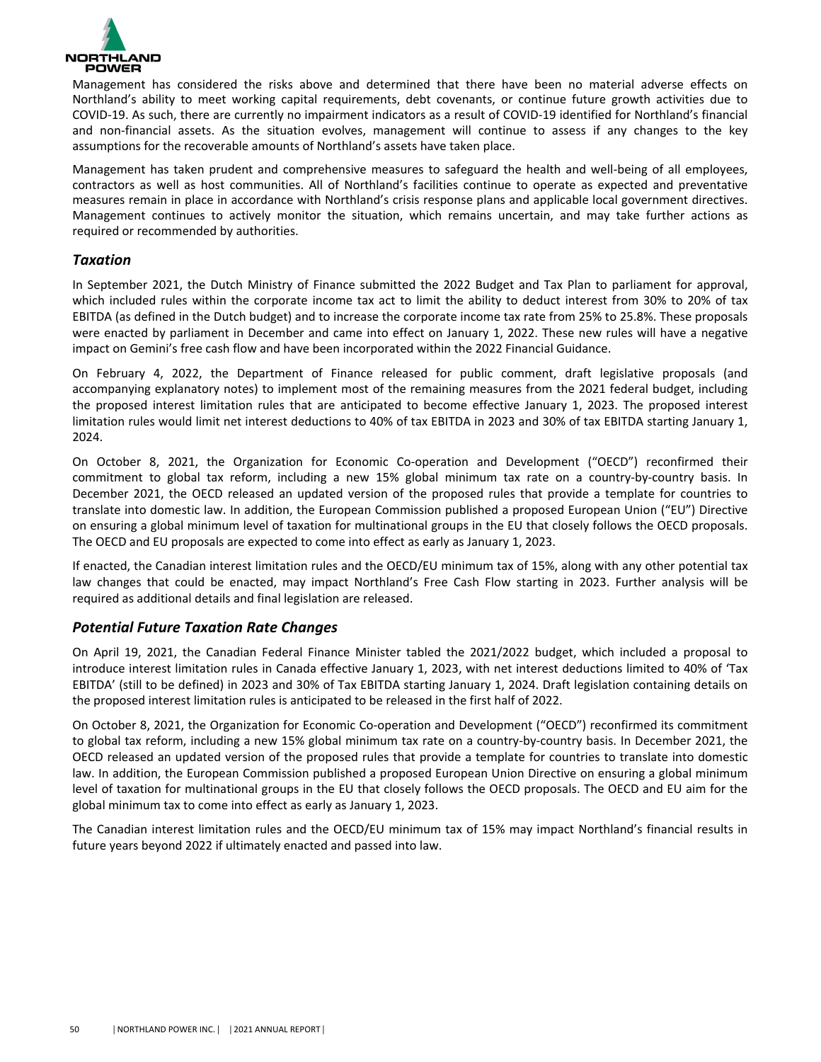Management has considered the risks above and determined that there have been no material adverse effects on Northland's ability to meet working capital requirements, debt covenants, or continue future growth activities due to COVID-19. As such, there are currently no impairment indicators as a result of COVID-19 identified for Northland's financial and non-financial assets. As the situation evolves, management will continue to assess if any changes to the key assumptions for the recoverable amounts of Northland's assets have taken place.

Management has taken prudent and comprehensive measures to safeguard the health and well-being of all employees, contractors as well as host communities. All of Northland's facilities continue to operate as expected and preventative measures remain in place in accordance with Northland's crisis response plans and applicable local government directives. Management continues to actively monitor the situation, which remains uncertain, and may take further actions as required or recommended by authorities.

### *Taxation*

In September 2021, the Dutch Ministry of Finance submitted the 2022 Budget and Tax Plan to parliament for approval, which included rules within the corporate income tax act to limit the ability to deduct interest from 30% to 20% of tax EBITDA (as defined in the Dutch budget) and to increase the corporate income tax rate from 25% to 25.8%. These proposals were enacted by parliament in December and came into effect on January 1, 2022. These new rules will have a negative impact on Gemini's free cash flow and have been incorporated within the 2022 Financial Guidance.

On February 4, 2022, the Department of Finance released for public comment, draft legislative proposals (and accompanying explanatory notes) to implement most of the remaining measures from the 2021 federal budget, including the proposed interest limitation rules that are anticipated to become effective January 1, 2023. The proposed interest limitation rules would limit net interest deductions to 40% of tax EBITDA in 2023 and 30% of tax EBITDA starting January 1, 2024.

On October 8, 2021, the Organization for Economic Co-operation and Development ("OECD") reconfirmed their commitment to global tax reform, including a new 15% global minimum tax rate on a country-by-country basis. In December 2021, the OECD released an updated version of the proposed rules that provide a template for countries to translate into domestic law. In addition, the European Commission published a proposed European Union ("EU") Directive on ensuring a global minimum level of taxation for multinational groups in the EU that closely follows the OECD proposals. The OECD and EU proposals are expected to come into effect as early as January 1, 2023.

If enacted, the Canadian interest limitation rules and the OECD/EU minimum tax of 15%, along with any other potential tax law changes that could be enacted, may impact Northland's Free Cash Flow starting in 2023. Further analysis will be required as additional details and final legislation are released.

### *Potential Future Taxation Rate Changes*

On April 19, 2021, the Canadian Federal Finance Minister tabled the 2021/2022 budget, which included a proposal to introduce interest limitation rules in Canada effective January 1, 2023, with net interest deductions limited to 40% of 'Tax EBITDA' (still to be defined) in 2023 and 30% of Tax EBITDA starting January 1, 2024. Draft legislation containing details on the proposed interest limitation rules is anticipated to be released in the first half of 2022.

On October 8, 2021, the Organization for Economic Co-operation and Development ("OECD") reconfirmed its commitment to global tax reform, including a new 15% global minimum tax rate on a country-by-country basis. In December 2021, the OECD released an updated version of the proposed rules that provide a template for countries to translate into domestic law. In addition, the European Commission published a proposed European Union Directive on ensuring a global minimum level of taxation for multinational groups in the EU that closely follows the OECD proposals. The OECD and EU aim for the global minimum tax to come into effect as early as January 1, 2023.

The Canadian interest limitation rules and the OECD/EU minimum tax of 15% may impact Northland's financial results in future years beyond 2022 if ultimately enacted and passed into law.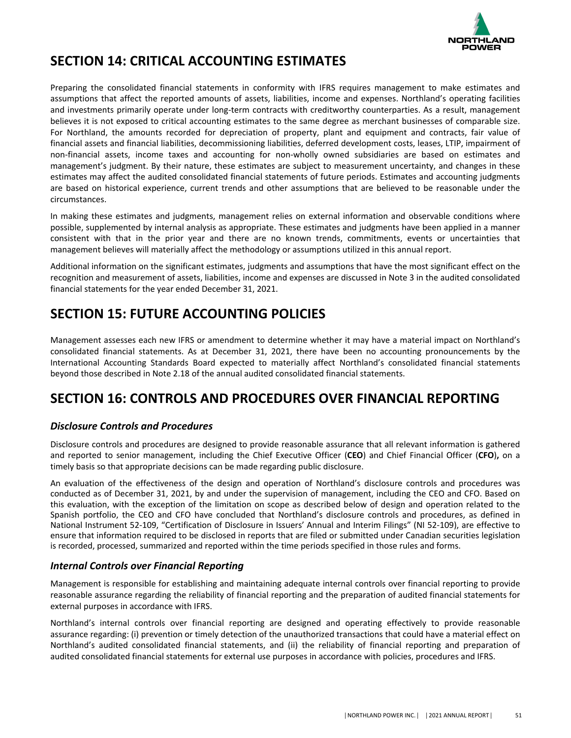# SECTION 14: CRITICAL ACCOUNTING ESTIMATES

Preparing the consolidated financial statements in conformity with IFRS requires management to make estimates and assumptions that affect the reported amounts of assets, liabilities, income and expenses. Northland's operating facilities and investments primarily operate under long-term contracts with creditworthy counterparties. As a result, management believes it is not exposed to critical accounting estimates to the same degree as merchant businesses of comparable size. For Northland, the amounts recorded for depreciation of property, plant and equipment and contracts, fair value of financial assets and financial liabilities, decommissioning liabilities, deferred development costs, leases, LTIP, impairment of non-financial assets, income taxes and accounting for non-wholly owned subsidiaries are based on estimates and management's judgment. By their nature, these estimates are subject to measurement uncertainty, and changes in these estimates may affect the audited consolidated financial statements of future periods. Estimates and accounting judgments are based on historical experience, current trends and other assumptions that are believed to be reasonable under the circumstances.

In making these estimates and judgments, management relies on external information and observable conditions where possible, supplemented by internal analysis as appropriate. These estimates and judgments have been applied in a manner consistent with that in the prior year and there are no known trends, commitments, events or uncertainties that management believes will materially affect the methodology or assumptions utilized in this annual report.

Additional information on the significant estimates, judgments and assumptions that have the most significant effect on the recognition and measurement of assets, liabilities, income and expenses are discussed in Note 3 in the audited consolidated financial statements for the year ended December 31, 2021.

# SECTION 15: FUTURE ACCOUNTING POLICIES

Management assesses each new IFRS or amendment to determine whether it may have a material impact on Northland's consolidated financial statements. As at December 31, 2021, there have been no accounting pronouncements by the International Accounting Standards Board expected to materially affect Northland's consolidated financial statements beyond those described in Note 2.18 of the annual audited consolidated financial statements.

# SECTION 16: CONTROLS AND PROCEDURES OVER FINANCIAL REPORTING

### *Disclosure Controls and Procedures*

Disclosure controls and procedures are designed to provide reasonable assurance that all relevant information is gathered and reported to senior management, including the Chief Executive Officer (**CEO**) and Chief Financial Officer (**CFO**)**,** on a timely basis so that appropriate decisions can be made regarding public disclosure.

An evaluation of the effectiveness of the design and operation of Northland's disclosure controls and procedures was conducted as of December 31, 2021, by and under the supervision of management, including the CEO and CFO. Based on this evaluation, with the exception of the limitation on scope as described below of design and operation related to the Spanish portfolio, the CEO and CFO have concluded that Northland's disclosure controls and procedures, as defined in National Instrument 52-109, "Certification of Disclosure in Issuers' Annual and Interim Filings" (NI 52-109), are effective to ensure that information required to be disclosed in reports that are filed or submitted under Canadian securities legislation is recorded, processed, summarized and reported within the time periods specified in those rules and forms.

### *Internal Controls over Financial Reporting*

Management is responsible for establishing and maintaining adequate internal controls over financial reporting to provide reasonable assurance regarding the reliability of financial reporting and the preparation of audited financial statements for external purposes in accordance with IFRS.

Northland's internal controls over financial reporting are designed and operating effectively to provide reasonable assurance regarding: (i) prevention or timely detection of the unauthorized transactions that could have a material effect on Northland's audited consolidated financial statements, and (ii) the reliability of financial reporting and preparation of audited consolidated financial statements for external use purposes in accordance with policies, procedures and IFRS.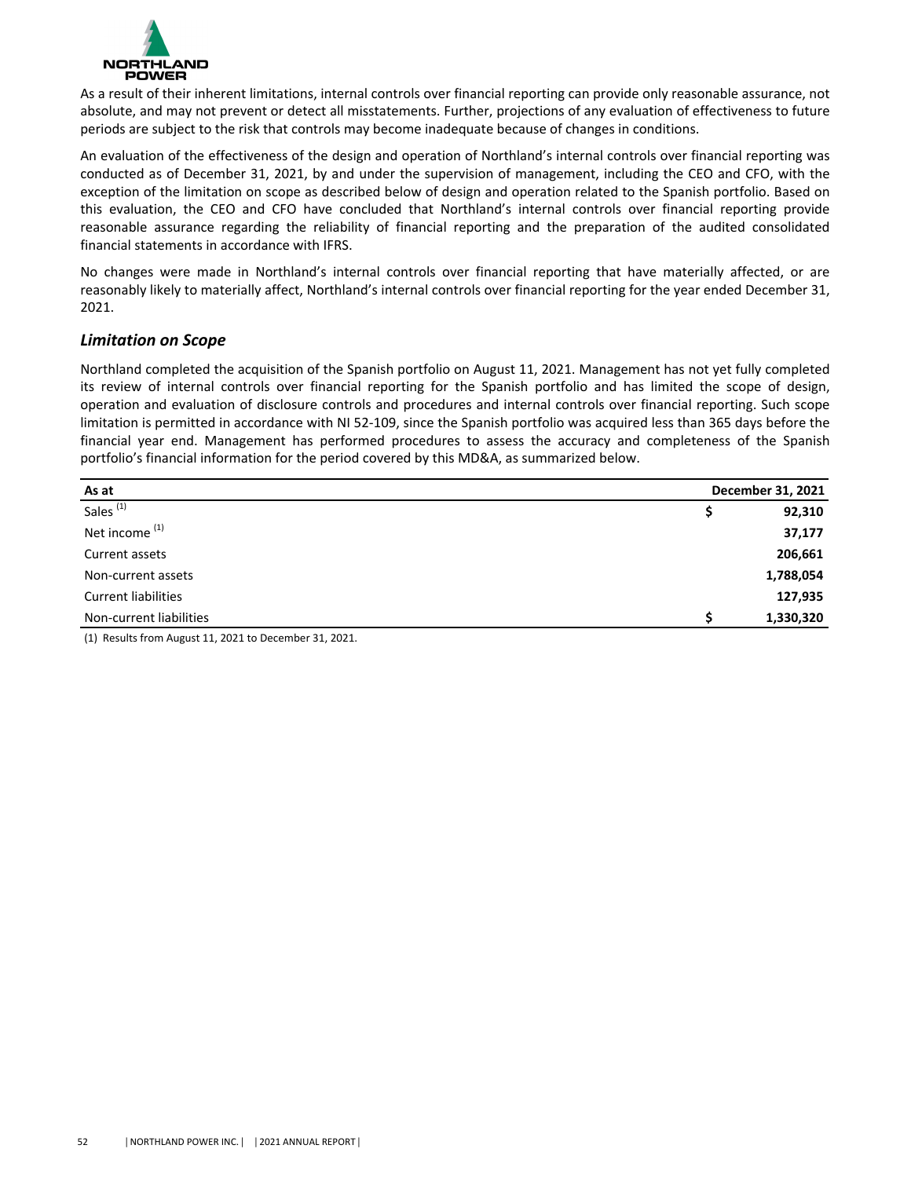As a result of their inherent limitations, internal controls over financial reporting can provide only reasonable assurance, not absolute, and may not prevent or detect all misstatements. Further, projections of any evaluation of effectiveness to future periods are subject to the risk that controls may become inadequate because of changes in conditions.

An evaluation of the effectiveness of the design and operation of Northland's internal controls over financial reporting was conducted as of December 31, 2021, by and under the supervision of management, including the CEO and CFO, with the exception of the limitation on scope as described below of design and operation related to the Spanish portfolio. Based on this evaluation, the CEO and CFO have concluded that Northland's internal controls over financial reporting provide reasonable assurance regarding the reliability of financial reporting and the preparation of the audited consolidated financial statements in accordance with IFRS.

No changes were made in Northland's internal controls over financial reporting that have materially affected, or are reasonably likely to materially affect, Northland's internal controls over financial reporting for the year ended December 31, 2021.

### *Limitation on Scope*

Northland completed the acquisition of the Spanish portfolio on August 11, 2021. Management has not yet fully completed its review of internal controls over financial reporting for the Spanish portfolio and has limited the scope of design, operation and evaluation of disclosure controls and procedures and internal controls over financial reporting. Such scope limitation is permitted in accordance with NI 52-109, since the Spanish portfolio was acquired less than 365 days before the financial year end. Management has performed procedures to assess the accuracy and completeness of the Spanish portfolio's financial information for the period covered by this MD&A, as summarized below.

| As at | | December 31, 2021 |
|---|---|---|
| Sales [(1)] | $ | 92,310 |
| Net income [(1)] | | 37,177 |
| Current assets | | 206,661 |
| Non-current assets | | 1,788,054 |
| Current liabilities | | 127,935 |
| Non-current liabilities | $ | 1,330,320 |

(1) Results from August 11, 2021 to December 31, 2021.